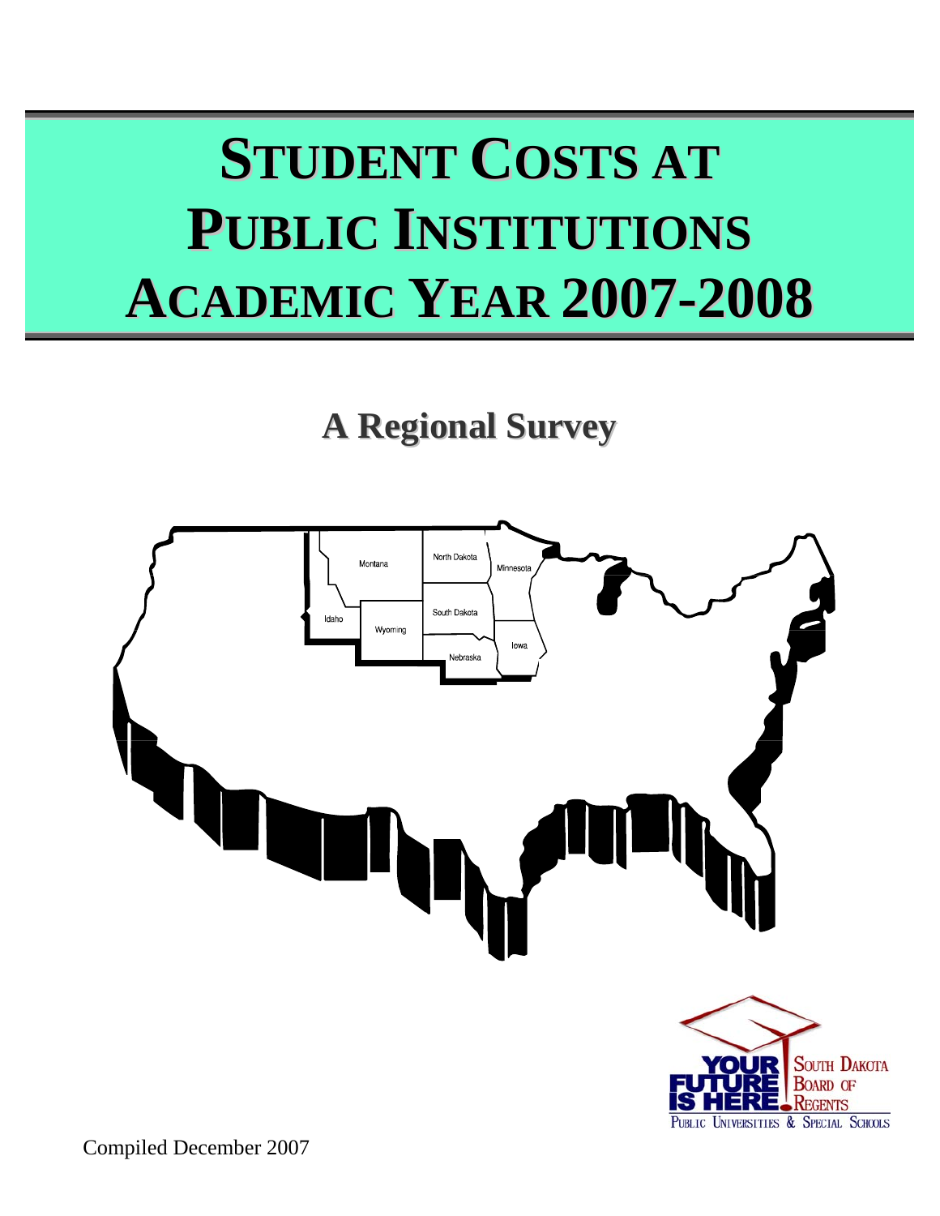# STUDENT COSTS AT PUBLIC INSTITUTIONS ACADEMIC YEAR 2007-2008

## A Regional Survey

Montana

North Dakota

Minnesota

Idaho

South Dakota

Wyoming

Iowa

Nebraska

YOUR FUTURE IS HERE

SOUTH DAKOTA BOARD OF REGENTS

PUBLIC UNIVERSITIES & SPECIAL SCHOOLS

Compiled December 2007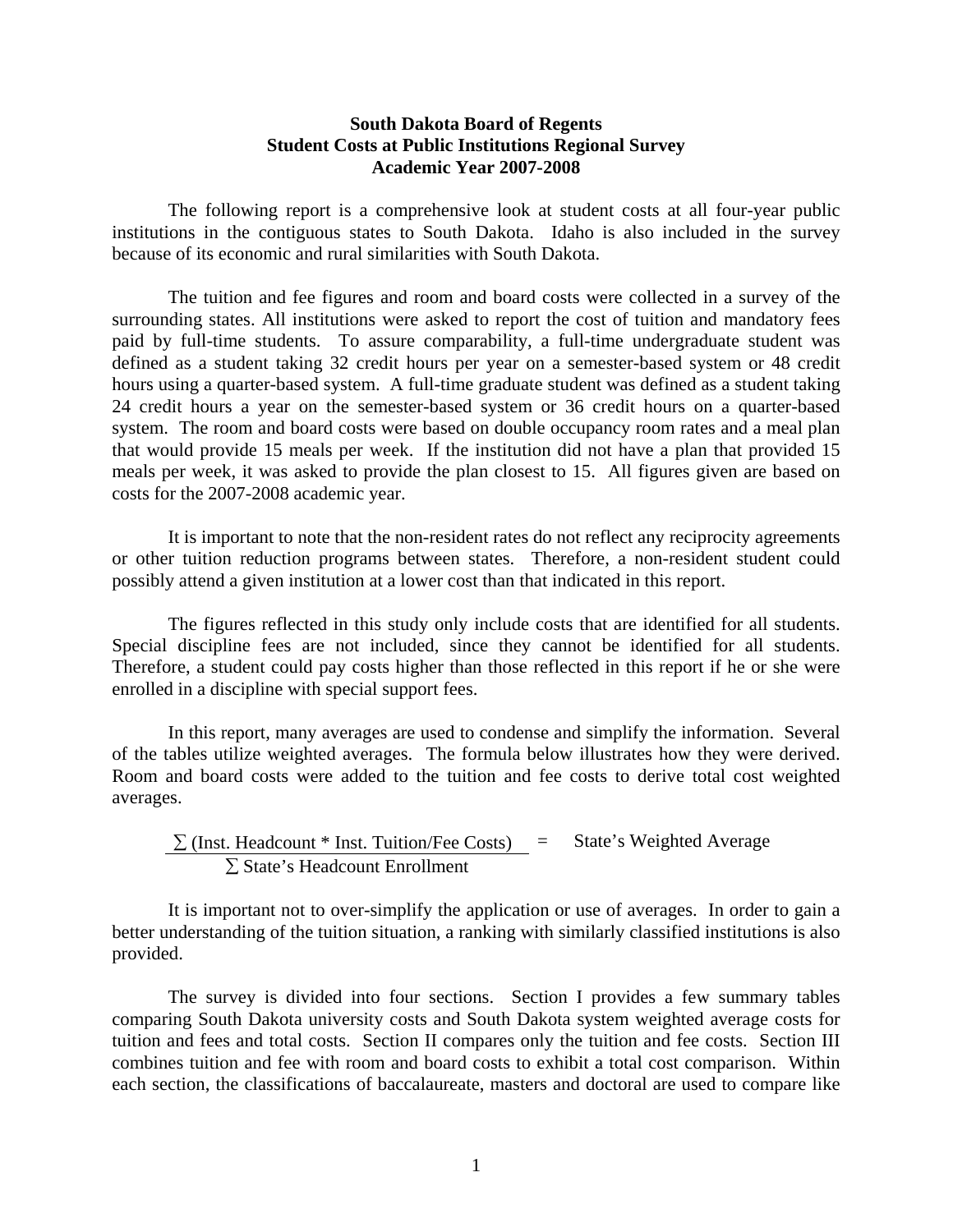**South Dakota Board of Regents**
**Student Costs at Public Institutions Regional Survey**
**Academic Year 2007-2008**

The following report is a comprehensive look at student costs at all four-year public institutions in the contiguous states to South Dakota. Idaho is also included in the survey because of its economic and rural similarities with South Dakota.

The tuition and fee figures and room and board costs were collected in a survey of the surrounding states. All institutions were asked to report the cost of tuition and mandatory fees paid by full-time students. To assure comparability, a full-time undergraduate student was defined as a student taking 32 credit hours per year on a semester-based system or 48 credit hours using a quarter-based system. A full-time graduate student was defined as a student taking 24 credit hours a year on the semester-based system or 36 credit hours on a quarter-based system. The room and board costs were based on double occupancy room rates and a meal plan that would provide 15 meals per week. If the institution did not have a plan that provided 15 meals per week, it was asked to provide the plan closest to 15. All figures given are based on costs for the 2007-2008 academic year.

It is important to note that the non-resident rates do not reflect any reciprocity agreements or other tuition reduction programs between states. Therefore, a non-resident student could possibly attend a given institution at a lower cost than that indicated in this report.

The figures reflected in this study only include costs that are identified for all students. Special discipline fees are not included, since they cannot be identified for all students. Therefore, a student could pay costs higher than those reflected in this report if he or she were enrolled in a discipline with special support fees.

In this report, many averages are used to condense and simplify the information. Several of the tables utilize weighted averages. The formula below illustrates how they were derived. Room and board costs were added to the tuition and fee costs to derive total cost weighted averages.

$$\frac{\sum \text{(Inst. Headcount * Inst. Tuition/Fee Costs)}}{\sum \text{State's Headcount Enrollment}} = \text{State's Weighted Average}$$

It is important not to over-simplify the application or use of averages. In order to gain a better understanding of the tuition situation, a ranking with similarly classified institutions is also provided.

The survey is divided into four sections. Section I provides a few summary tables comparing South Dakota university costs and South Dakota system weighted average costs for tuition and fees and total costs. Section II compares only the tuition and fee costs. Section III combines tuition and fee with room and board costs to exhibit a total cost comparison. Within each section, the classifications of baccalaureate, masters and doctoral are used to compare like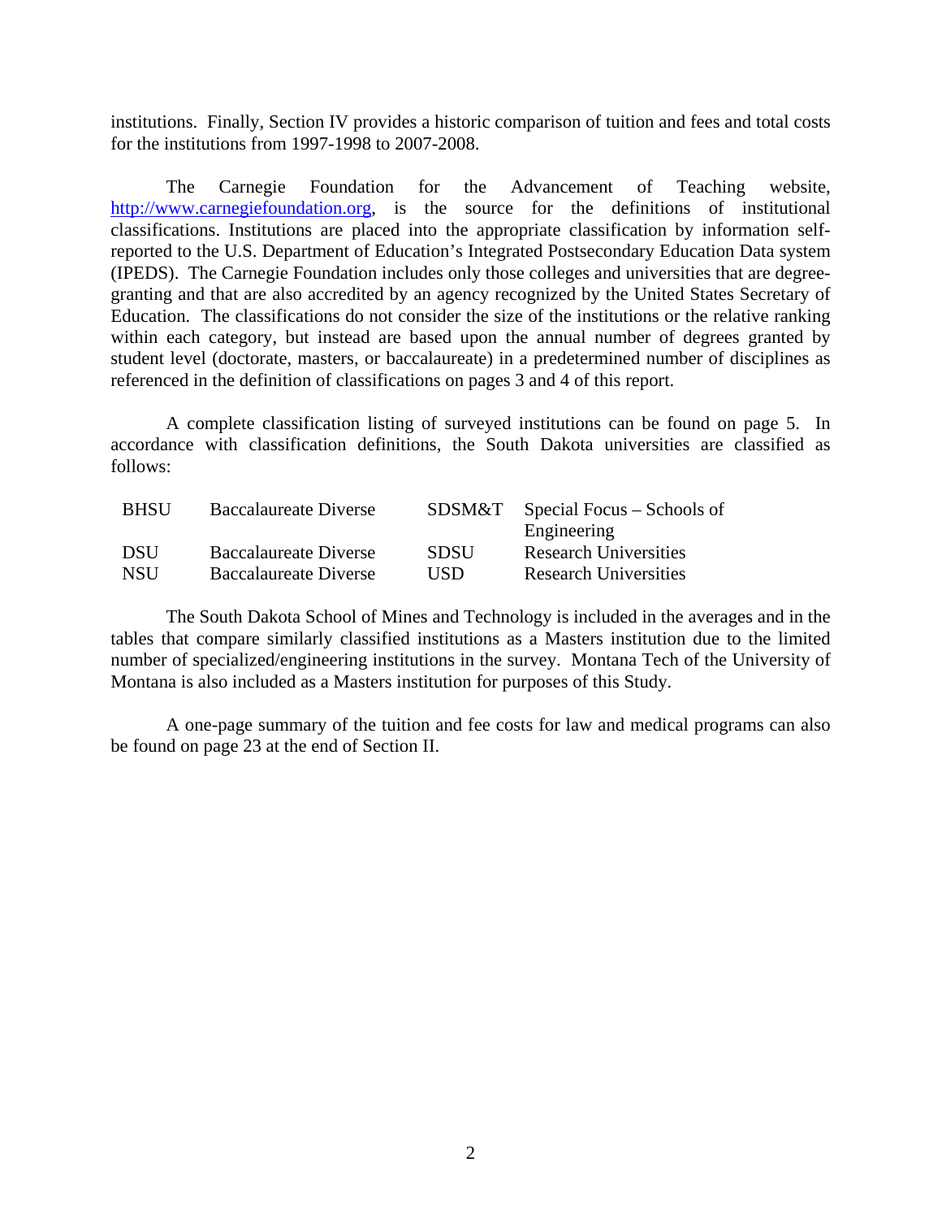institutions. Finally, Section IV provides a historic comparison of tuition and fees and total costs for the institutions from 1997-1998 to 2007-2008.

The Carnegie Foundation for the Advancement of Teaching website, http://www.carnegiefoundation.org, is the source for the definitions of institutional classifications. Institutions are placed into the appropriate classification by information self-reported to the U.S. Department of Education's Integrated Postsecondary Education Data system (IPEDS). The Carnegie Foundation includes only those colleges and universities that are degree-granting and that are also accredited by an agency recognized by the United States Secretary of Education. The classifications do not consider the size of the institutions or the relative ranking within each category, but instead are based upon the annual number of degrees granted by student level (doctorate, masters, or baccalaureate) in a predetermined number of disciplines as referenced in the definition of classifications on pages 3 and 4 of this report.

A complete classification listing of surveyed institutions can be found on page 5. In accordance with classification definitions, the South Dakota universities are classified as follows:

| | | | |
|---|---|---|---|
| BHSU | Baccalaureate Diverse | SDSM&T | Special Focus – Schools of Engineering |
| DSU | Baccalaureate Diverse | SDSU | Research Universities |
| NSU | Baccalaureate Diverse | USD | Research Universities |

The South Dakota School of Mines and Technology is included in the averages and in the tables that compare similarly classified institutions as a Masters institution due to the limited number of specialized/engineering institutions in the survey. Montana Tech of the University of Montana is also included as a Masters institution for purposes of this Study.

A one-page summary of the tuition and fee costs for law and medical programs can also be found on page 23 at the end of Section II.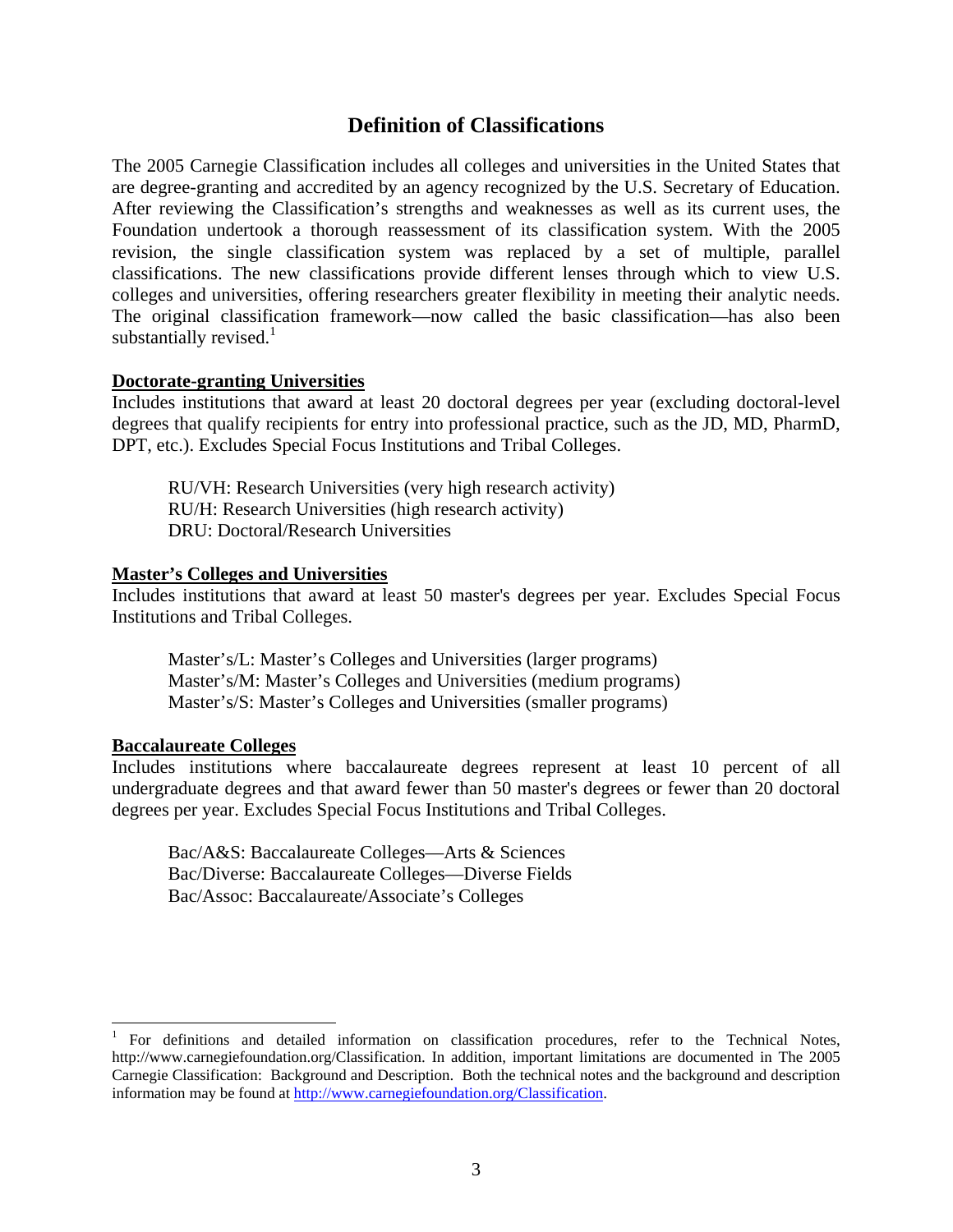# Definition of Classifications

The 2005 Carnegie Classification includes all colleges and universities in the United States that are degree-granting and accredited by an agency recognized by the U.S. Secretary of Education. After reviewing the Classification's strengths and weaknesses as well as its current uses, the Foundation undertook a thorough reassessment of its classification system. With the 2005 revision, the single classification system was replaced by a set of multiple, parallel classifications. The new classifications provide different lenses through which to view U.S. colleges and universities, offering researchers greater flexibility in meeting their analytic needs. The original classification framework—now called the basic classification—has also been substantially revised.[1]

**Doctorate-granting Universities**

Includes institutions that award at least 20 doctoral degrees per year (excluding doctoral-level degrees that qualify recipients for entry into professional practice, such as the JD, MD, PharmD, DPT, etc.). Excludes Special Focus Institutions and Tribal Colleges.

RU/VH: Research Universities (very high research activity)
RU/H: Research Universities (high research activity)
DRU: Doctoral/Research Universities

**Master's Colleges and Universities**

Includes institutions that award at least 50 master's degrees per year. Excludes Special Focus Institutions and Tribal Colleges.

Master's/L: Master's Colleges and Universities (larger programs)
Master's/M: Master's Colleges and Universities (medium programs)
Master's/S: Master's Colleges and Universities (smaller programs)

**Baccalaureate Colleges**

Includes institutions where baccalaureate degrees represent at least 10 percent of all undergraduate degrees and that award fewer than 50 master's degrees or fewer than 20 doctoral degrees per year. Excludes Special Focus Institutions and Tribal Colleges.

Bac/A&S: Baccalaureate Colleges—Arts & Sciences
Bac/Diverse: Baccalaureate Colleges—Diverse Fields
Bac/Assoc: Baccalaureate/Associate's Colleges

---

[1] For definitions and detailed information on classification procedures, refer to the Technical Notes, http://www.carnegiefoundation.org/Classification. In addition, important limitations are documented in The 2005 Carnegie Classification: Background and Description. Both the technical notes and the background and description information may be found at http://www.carnegiefoundation.org/Classification.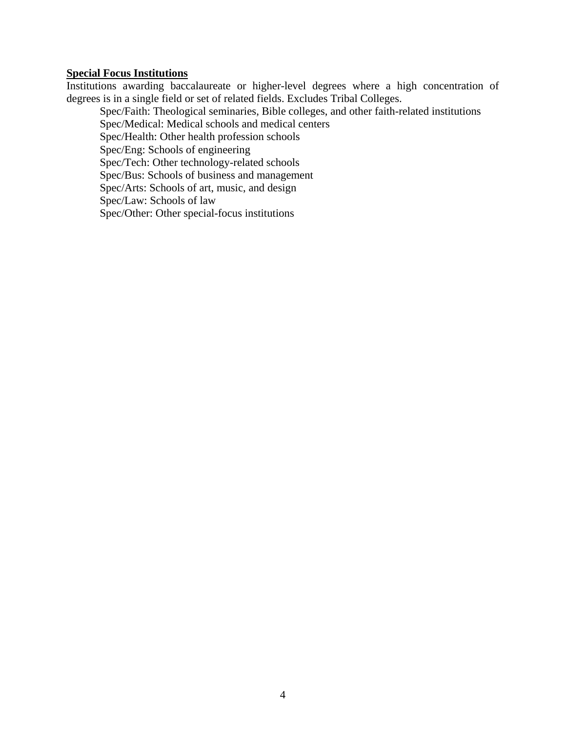**Special Focus Institutions**

Institutions awarding baccalaureate or higher-level degrees where a high concentration of degrees is in a single field or set of related fields. Excludes Tribal Colleges.

- Spec/Faith: Theological seminaries, Bible colleges, and other faith-related institutions
- Spec/Medical: Medical schools and medical centers
- Spec/Health: Other health profession schools
- Spec/Eng: Schools of engineering
- Spec/Tech: Other technology-related schools
- Spec/Bus: Schools of business and management
- Spec/Arts: Schools of art, music, and design
- Spec/Law: Schools of law
- Spec/Other: Other special-focus institutions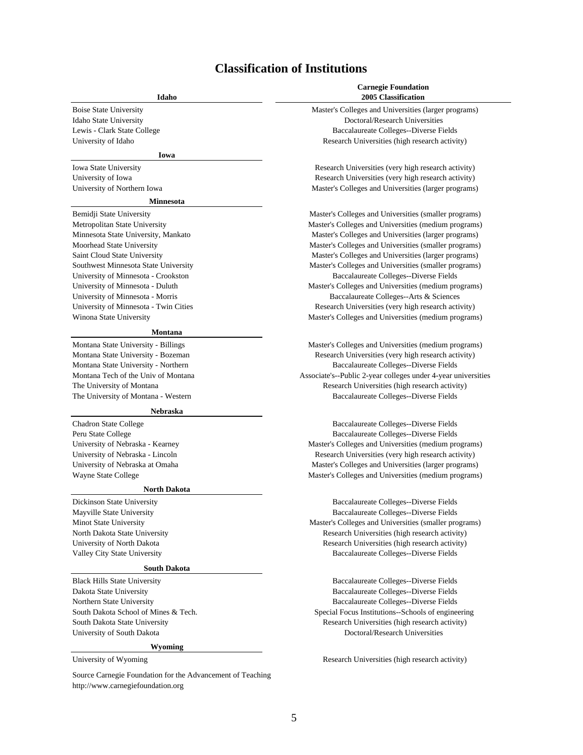# Classification of Institutions

| Idaho | Carnegie Foundation 2005 Classification |
|---|---|
| Boise State University | Master's Colleges and Universities (larger programs) |
| Idaho State University | Doctoral/Research Universities |
| Lewis - Clark State College | Baccalaureate Colleges--Diverse Fields |
| University of Idaho | Research Universities (high research activity) |
| **Iowa** | |
| Iowa State University | Research Universities (very high research activity) |
| University of Iowa | Research Universities (very high research activity) |
| University of Northern Iowa | Master's Colleges and Universities (larger programs) |
| **Minnesota** | |
| Bemidji State University | Master's Colleges and Universities (smaller programs) |
| Metropolitan State University | Master's Colleges and Universities (medium programs) |
| Minnesota State University, Mankato | Master's Colleges and Universities (larger programs) |
| Moorhead State University | Master's Colleges and Universities (smaller programs) |
| Saint Cloud State University | Master's Colleges and Universities (larger programs) |
| Southwest Minnesota State University | Master's Colleges and Universities (smaller programs) |
| University of Minnesota - Crookston | Baccalaureate Colleges--Diverse Fields |
| University of Minnesota - Duluth | Master's Colleges and Universities (medium programs) |
| University of Minnesota - Morris | Baccalaureate Colleges--Arts & Sciences |
| University of Minnesota - Twin Cities | Research Universities (very high research activity) |
| Winona State University | Master's Colleges and Universities (medium programs) |
| **Montana** | |
| Montana State University - Billings | Master's Colleges and Universities (medium programs) |
| Montana State University - Bozeman | Research Universities (very high research activity) |
| Montana State University - Northern | Baccalaureate Colleges--Diverse Fields |
| Montana Tech of the Univ of Montana | Associate's--Public 2-year colleges under 4-year universities |
| The University of Montana | Research Universities (high research activity) |
| The University of Montana - Western | Baccalaureate Colleges--Diverse Fields |
| **Nebraska** | |
| Chadron State College | Baccalaureate Colleges--Diverse Fields |
| Peru State College | Baccalaureate Colleges--Diverse Fields |
| University of Nebraska - Kearney | Master's Colleges and Universities (medium programs) |
| University of Nebraska - Lincoln | Research Universities (very high research activity) |
| University of Nebraska at Omaha | Master's Colleges and Universities (larger programs) |
| Wayne State College | Master's Colleges and Universities (medium programs) |
| **North Dakota** | |
| Dickinson State University | Baccalaureate Colleges--Diverse Fields |
| Mayville State University | Baccalaureate Colleges--Diverse Fields |
| Minot State University | Master's Colleges and Universities (smaller programs) |
| North Dakota State University | Research Universities (high research activity) |
| University of North Dakota | Research Universities (high research activity) |
| Valley City State University | Baccalaureate Colleges--Diverse Fields |
| **South Dakota** | |
| Black Hills State University | Baccalaureate Colleges--Diverse Fields |
| Dakota State University | Baccalaureate Colleges--Diverse Fields |
| Northern State University | Baccalaureate Colleges--Diverse Fields |
| South Dakota School of Mines & Tech. | Special Focus Institutions--Schools of engineering |
| South Dakota State University | Research Universities (high research activity) |
| University of South Dakota | Doctoral/Research Universities |
| **Wyoming** | |
| University of Wyoming | Research Universities (high research activity) |

Source Carnegie Foundation for the Advancement of Teaching
http://www.carnegiefoundation.org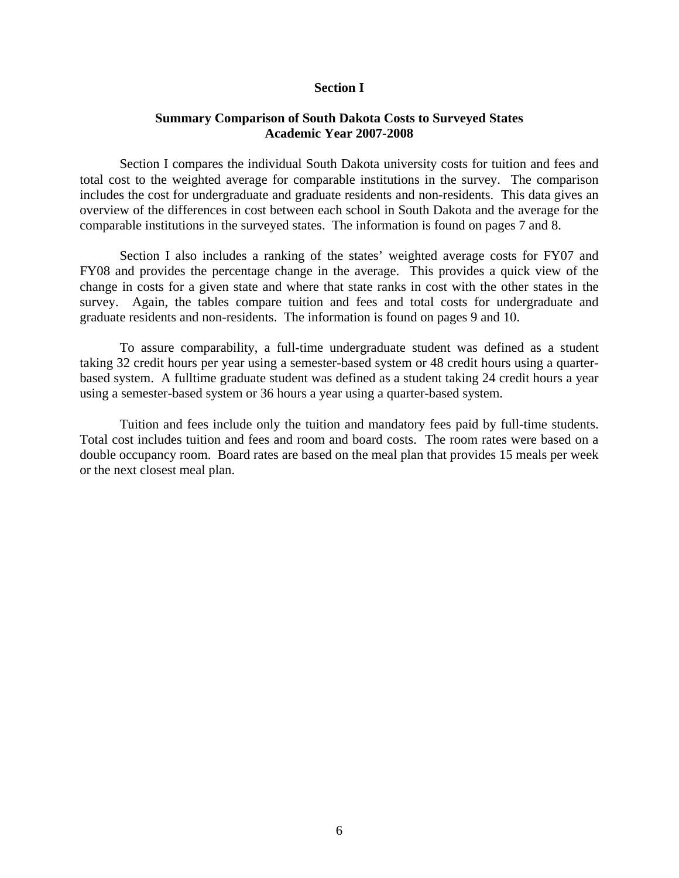## Section I

### Summary Comparison of South Dakota Costs to Surveyed States
### Academic Year 2007-2008

Section I compares the individual South Dakota university costs for tuition and fees and total cost to the weighted average for comparable institutions in the survey. The comparison includes the cost for undergraduate and graduate residents and non-residents. This data gives an overview of the differences in cost between each school in South Dakota and the average for the comparable institutions in the surveyed states. The information is found on pages 7 and 8.

Section I also includes a ranking of the states' weighted average costs for FY07 and FY08 and provides the percentage change in the average. This provides a quick view of the change in costs for a given state and where that state ranks in cost with the other states in the survey. Again, the tables compare tuition and fees and total costs for undergraduate and graduate residents and non-residents. The information is found on pages 9 and 10.

To assure comparability, a full-time undergraduate student was defined as a student taking 32 credit hours per year using a semester-based system or 48 credit hours using a quarter-based system. A fulltime graduate student was defined as a student taking 24 credit hours a year using a semester-based system or 36 hours a year using a quarter-based system.

Tuition and fees include only the tuition and mandatory fees paid by full-time students. Total cost includes tuition and fees and room and board costs. The room rates were based on a double occupancy room. Board rates are based on the meal plan that provides 15 meals per week or the next closest meal plan.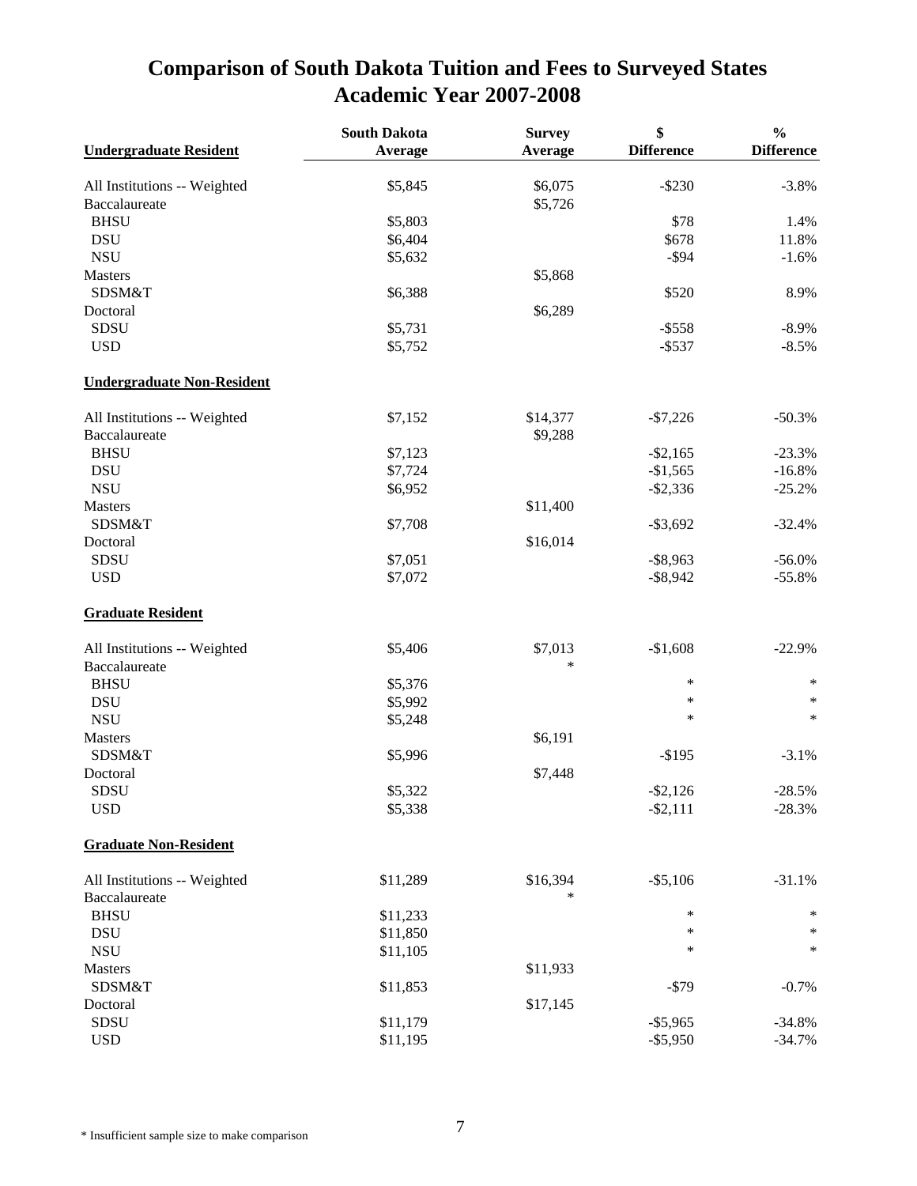# Comparison of South Dakota Tuition and Fees to Surveyed States
## Academic Year 2007-2008

| **Undergraduate Resident** | **South Dakota Average** | **Survey Average** | **$ Difference** | **% Difference** |
|---|---|---|---|---|
| All Institutions -- Weighted | $5,845 | $6,075 | -$230 | -3.8% |
| Baccalaureate | | $5,726 | | |
| BHSU | $5,803 | | $78 | 1.4% |
| DSU | $6,404 | | $678 | 11.8% |
| NSU | $5,632 | | -$94 | -1.6% |
| Masters | | $5,868 | | |
| SDSM&T | $6,388 | | $520 | 8.9% |
| Doctoral | | $6,289 | | |
| SDSU | $5,731 | | -$558 | -8.9% |
| USD | $5,752 | | -$537 | -8.5% |
| **Undergraduate Non-Resident** | | | | |
| All Institutions -- Weighted | $7,152 | $14,377 | -$7,226 | -50.3% |
| Baccalaureate | | $9,288 | | |
| BHSU | $7,123 | | -$2,165 | -23.3% |
| DSU | $7,724 | | -$1,565 | -16.8% |
| NSU | $6,952 | | -$2,336 | -25.2% |
| Masters | | $11,400 | | |
| SDSM&T | $7,708 | | -$3,692 | -32.4% |
| Doctoral | | $16,014 | | |
| SDSU | $7,051 | | -$8,963 | -56.0% |
| USD | $7,072 | | -$8,942 | -55.8% |
| **Graduate Resident** | | | | |
| All Institutions -- Weighted | $5,406 | $7,013 | -$1,608 | -22.9% |
| Baccalaureate | | * | | |
| BHSU | $5,376 | | * | * |
| DSU | $5,992 | | * | * |
| NSU | $5,248 | | * | * |
| Masters | | $6,191 | | |
| SDSM&T | $5,996 | | -$195 | -3.1% |
| Doctoral | | $7,448 | | |
| SDSU | $5,322 | | -$2,126 | -28.5% |
| USD | $5,338 | | -$2,111 | -28.3% |
| **Graduate Non-Resident** | | | | |
| All Institutions -- Weighted | $11,289 | $16,394 | -$5,106 | -31.1% |
| Baccalaureate | | * | | |
| BHSU | $11,233 | | * | * |
| DSU | $11,850 | | * | * |
| NSU | $11,105 | | * | * |
| Masters | | $11,933 | | |
| SDSM&T | $11,853 | | -$79 | -0.7% |
| Doctoral | | $17,145 | | |
| SDSU | $11,179 | | -$5,965 | -34.8% |
| USD | $11,195 | | -$5,950 | -34.7% |

* Insufficient sample size to make comparison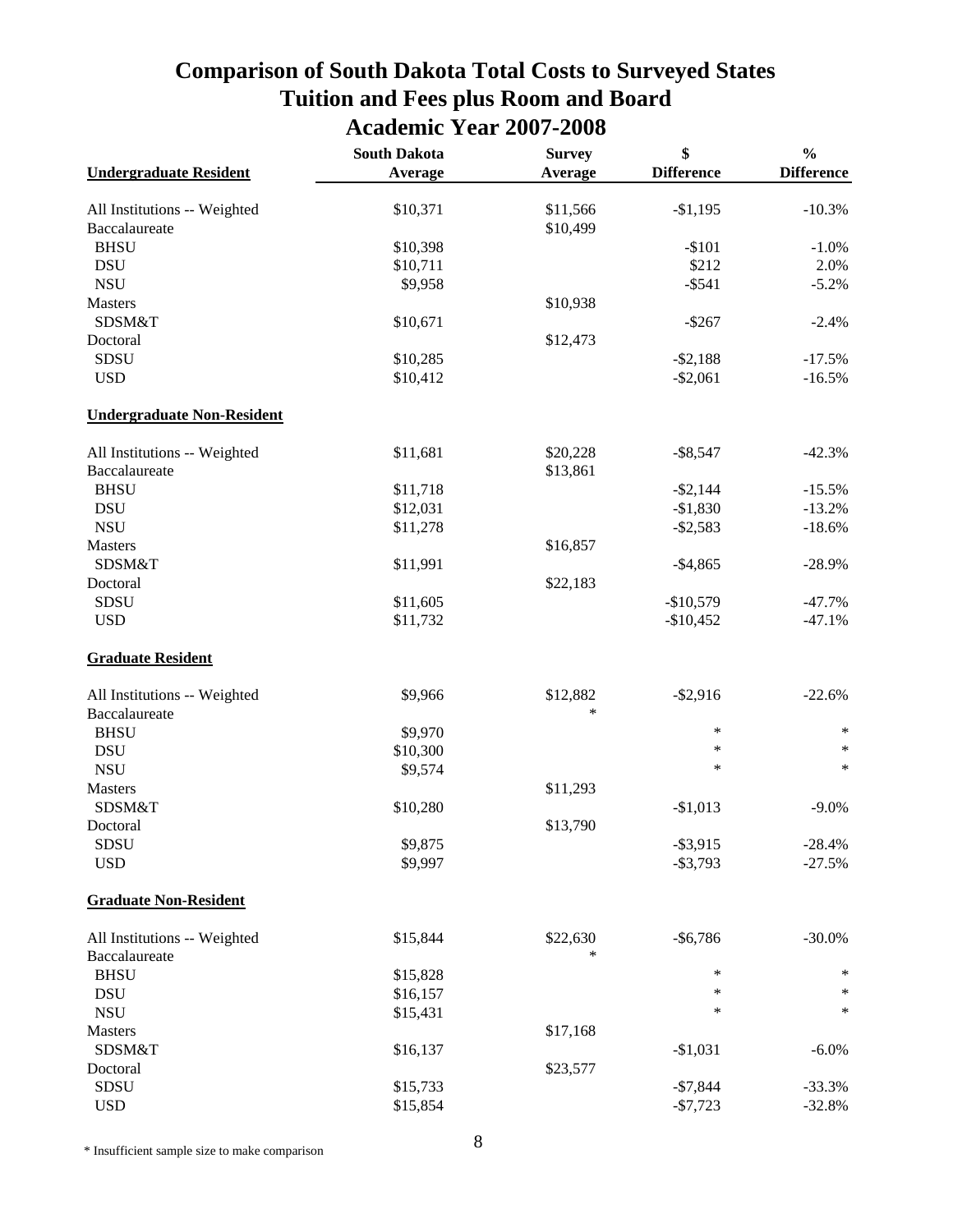# Comparison of South Dakota Total Costs to Surveyed States
## Tuition and Fees plus Room and Board
## Academic Year 2007-2008

| Undergraduate Resident | South Dakota Average | Survey Average | $ Difference | % Difference |
|---|---|---|---|---|
| All Institutions -- Weighted | $10,371 | $11,566 | -$1,195 | -10.3% |
| Baccalaureate | | $10,499 | | |
| BHSU | $10,398 | | -$101 | -1.0% |
| DSU | $10,711 | | $212 | 2.0% |
| NSU | $9,958 | | -$541 | -5.2% |
| Masters | | $10,938 | | |
| SDSM&T | $10,671 | | -$267 | -2.4% |
| Doctoral | | $12,473 | | |
| SDSU | $10,285 | | -$2,188 | -17.5% |
| USD | $10,412 | | -$2,061 | -16.5% |
| **Undergraduate Non-Resident** | | | | |
| All Institutions -- Weighted | $11,681 | $20,228 | -$8,547 | -42.3% |
| Baccalaureate | | $13,861 | | |
| BHSU | $11,718 | | -$2,144 | -15.5% |
| DSU | $12,031 | | -$1,830 | -13.2% |
| NSU | $11,278 | | -$2,583 | -18.6% |
| Masters | | $16,857 | | |
| SDSM&T | $11,991 | | -$4,865 | -28.9% |
| Doctoral | | $22,183 | | |
| SDSU | $11,605 | | -$10,579 | -47.7% |
| USD | $11,732 | | -$10,452 | -47.1% |
| **Graduate Resident** | | | | |
| All Institutions -- Weighted | $9,966 | $12,882 | -$2,916 | -22.6% |
| Baccalaureate | | * | | |
| BHSU | $9,970 | | * | * |
| DSU | $10,300 | | * | * |
| NSU | $9,574 | | * | * |
| Masters | | $11,293 | | |
| SDSM&T | $10,280 | | -$1,013 | -9.0% |
| Doctoral | | $13,790 | | |
| SDSU | $9,875 | | -$3,915 | -28.4% |
| USD | $9,997 | | -$3,793 | -27.5% |
| **Graduate Non-Resident** | | | | |
| All Institutions -- Weighted | $15,844 | $22,630 | -$6,786 | -30.0% |
| Baccalaureate | | * | | |
| BHSU | $15,828 | | * | * |
| DSU | $16,157 | | * | * |
| NSU | $15,431 | | * | * |
| Masters | | $17,168 | | |
| SDSM&T | $16,137 | | -$1,031 | -6.0% |
| Doctoral | | $23,577 | | |
| SDSU | $15,733 | | -$7,844 | -33.3% |
| USD | $15,854 | | -$7,723 | -32.8% |

\* Insufficient sample size to make comparison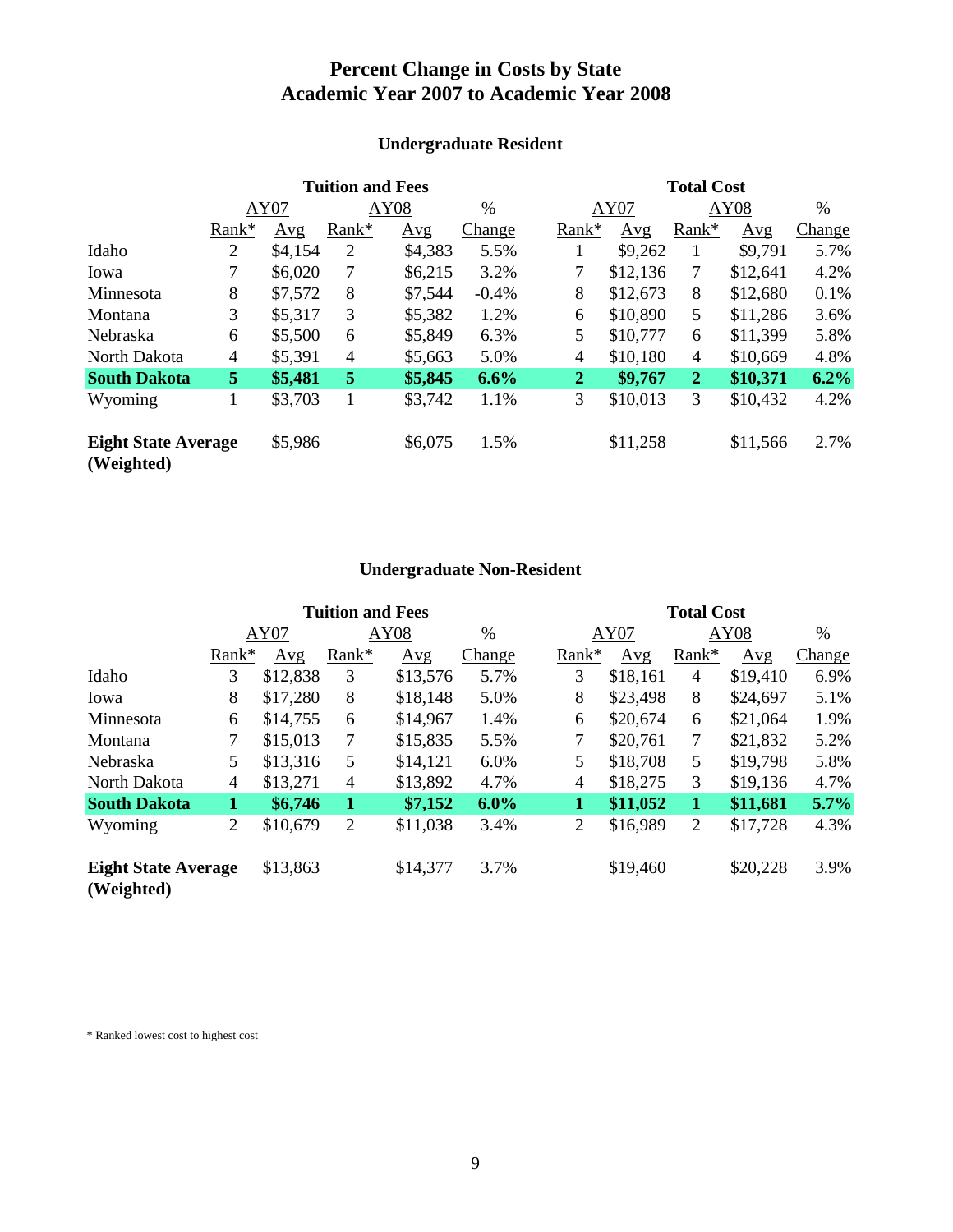# Percent Change in Costs by State
# Academic Year 2007 to Academic Year 2008

## Undergraduate Resident

| | Tuition and Fees | | | | | Total Cost | | | | |
|---|---|---|---|---|---|---|---|---|---|---|
| | AY07 | | AY08 | | % | AY07 | | AY08 | | % |
| | Rank* | Avg | Rank* | Avg | Change | Rank* | Avg | Rank* | Avg | Change |
| Idaho | 2 | $4,154 | 2 | $4,383 | 5.5% | 1 | $9,262 | 1 | $9,791 | 5.7% |
| Iowa | 7 | $6,020 | 7 | $6,215 | 3.2% | 7 | $12,136 | 7 | $12,641 | 4.2% |
| Minnesota | 8 | $7,572 | 8 | $7,544 | -0.4% | 8 | $12,673 | 8 | $12,680 | 0.1% |
| Montana | 3 | $5,317 | 3 | $5,382 | 1.2% | 6 | $10,890 | 5 | $11,286 | 3.6% |
| Nebraska | 6 | $5,500 | 6 | $5,849 | 6.3% | 5 | $10,777 | 6 | $11,399 | 5.8% |
| North Dakota | 4 | $5,391 | 4 | $5,663 | 5.0% | 4 | $10,180 | 4 | $10,669 | 4.8% |
| **South Dakota** | **5** | **$5,481** | **5** | **$5,845** | **6.6%** | **2** | **$9,767** | **2** | **$10,371** | **6.2%** |
| Wyoming | 1 | $3,703 | 1 | $3,742 | 1.1% | 3 | $10,013 | 3 | $10,432 | 4.2% |
| **Eight State Average (Weighted)** | | $5,986 | | $6,075 | 1.5% | | $11,258 | | $11,566 | 2.7% |

## Undergraduate Non-Resident

| | Tuition and Fees | | | | | Total Cost | | | | |
|---|---|---|---|---|---|---|---|---|---|---|
| | AY07 | | AY08 | | % | AY07 | | AY08 | | % |
| | Rank* | Avg | Rank* | Avg | Change | Rank* | Avg | Rank* | Avg | Change |
| Idaho | 3 | $12,838 | 3 | $13,576 | 5.7% | 3 | $18,161 | 4 | $19,410 | 6.9% |
| Iowa | 8 | $17,280 | 8 | $18,148 | 5.0% | 8 | $23,498 | 8 | $24,697 | 5.1% |
| Minnesota | 6 | $14,755 | 6 | $14,967 | 1.4% | 6 | $20,674 | 6 | $21,064 | 1.9% |
| Montana | 7 | $15,013 | 7 | $15,835 | 5.5% | 7 | $20,761 | 7 | $21,832 | 5.2% |
| Nebraska | 5 | $13,316 | 5 | $14,121 | 6.0% | 5 | $18,708 | 5 | $19,798 | 5.8% |
| North Dakota | 4 | $13,271 | 4 | $13,892 | 4.7% | 4 | $18,275 | 3 | $19,136 | 4.7% |
| **South Dakota** | **1** | **$6,746** | **1** | **$7,152** | **6.0%** | **1** | **$11,052** | **1** | **$11,681** | **5.7%** |
| Wyoming | 2 | $10,679 | 2 | $11,038 | 3.4% | 2 | $16,989 | 2 | $17,728 | 4.3% |
| **Eight State Average (Weighted)** | | $13,863 | | $14,377 | 3.7% | | $19,460 | | $20,228 | 3.9% |

* Ranked lowest cost to highest cost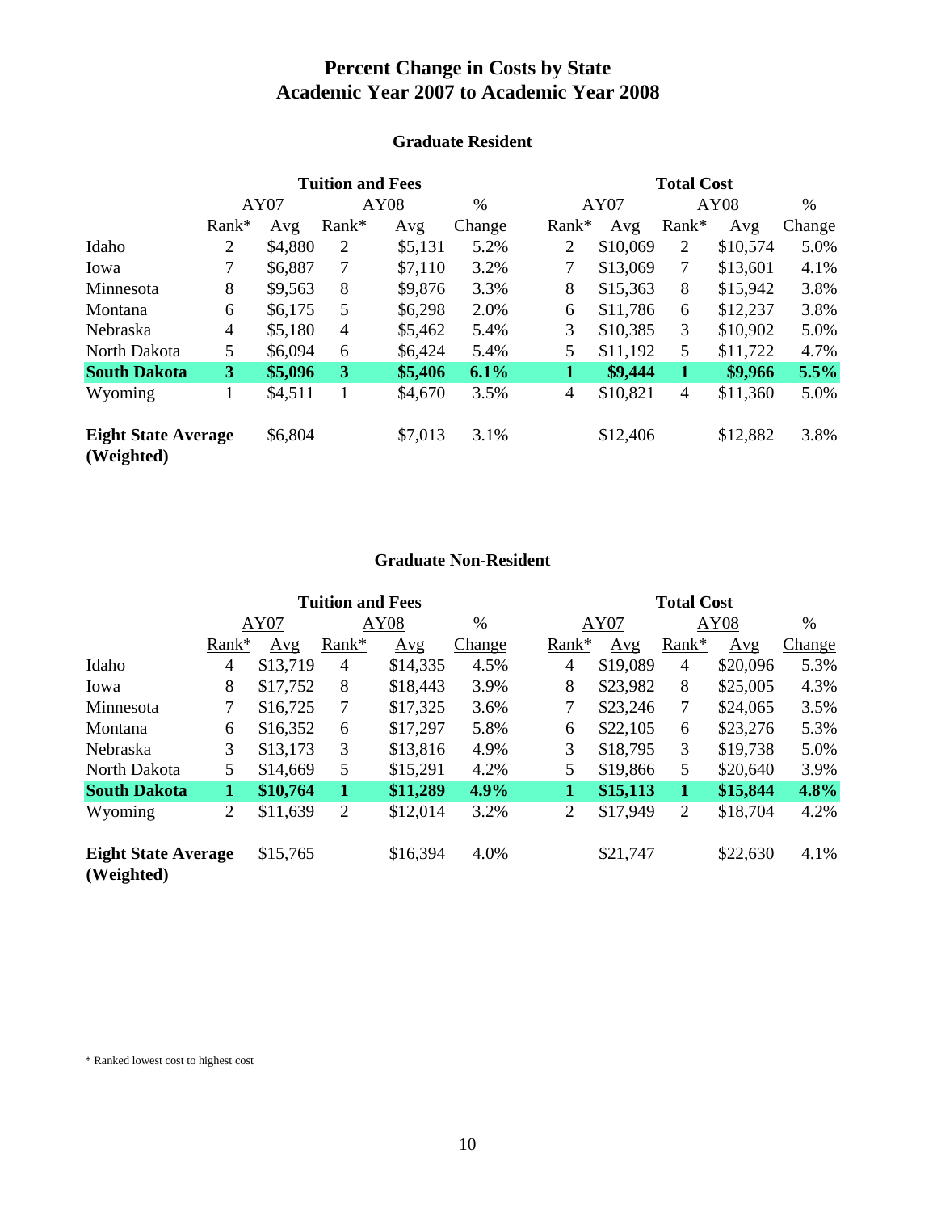# Percent Change in Costs by State
# Academic Year 2007 to Academic Year 2008

## Graduate Resident

| | Tuition and Fees | | | | | Total Cost | | | | |
|---|---|---|---|---|---|---|---|---|---|---|
| | AY07 | | AY08 | | % | AY07 | | AY08 | | % |
| | Rank* | Avg | Rank* | Avg | Change | Rank* | Avg | Rank* | Avg | Change |
| Idaho | 2 | $4,880 | 2 | $5,131 | 5.2% | 2 | $10,069 | 2 | $10,574 | 5.0% |
| Iowa | 7 | $6,887 | 7 | $7,110 | 3.2% | 7 | $13,069 | 7 | $13,601 | 4.1% |
| Minnesota | 8 | $9,563 | 8 | $9,876 | 3.3% | 8 | $15,363 | 8 | $15,942 | 3.8% |
| Montana | 6 | $6,175 | 5 | $6,298 | 2.0% | 6 | $11,786 | 6 | $12,237 | 3.8% |
| Nebraska | 4 | $5,180 | 4 | $5,462 | 5.4% | 3 | $10,385 | 3 | $10,902 | 5.0% |
| North Dakota | 5 | $6,094 | 6 | $6,424 | 5.4% | 5 | $11,192 | 5 | $11,722 | 4.7% |
| **South Dakota** | **3** | **$5,096** | **3** | **$5,406** | **6.1%** | **1** | **$9,444** | **1** | **$9,966** | **5.5%** |
| Wyoming | 1 | $4,511 | 1 | $4,670 | 3.5% | 4 | $10,821 | 4 | $11,360 | 5.0% |
| **Eight State Average (Weighted)** | | $6,804 | | $7,013 | 3.1% | | $12,406 | | $12,882 | 3.8% |

## Graduate Non-Resident

| | Tuition and Fees | | | | | Total Cost | | | | |
|---|---|---|---|---|---|---|---|---|---|---|
| | AY07 | | AY08 | | % | AY07 | | AY08 | | % |
| | Rank* | Avg | Rank* | Avg | Change | Rank* | Avg | Rank* | Avg | Change |
| Idaho | 4 | $13,719 | 4 | $14,335 | 4.5% | 4 | $19,089 | 4 | $20,096 | 5.3% |
| Iowa | 8 | $17,752 | 8 | $18,443 | 3.9% | 8 | $23,982 | 8 | $25,005 | 4.3% |
| Minnesota | 7 | $16,725 | 7 | $17,325 | 3.6% | 7 | $23,246 | 7 | $24,065 | 3.5% |
| Montana | 6 | $16,352 | 6 | $17,297 | 5.8% | 6 | $22,105 | 6 | $23,276 | 5.3% |
| Nebraska | 3 | $13,173 | 3 | $13,816 | 4.9% | 3 | $18,795 | 3 | $19,738 | 5.0% |
| North Dakota | 5 | $14,669 | 5 | $15,291 | 4.2% | 5 | $19,866 | 5 | $20,640 | 3.9% |
| **South Dakota** | **1** | **$10,764** | **1** | **$11,289** | **4.9%** | **1** | **$15,113** | **1** | **$15,844** | **4.8%** |
| Wyoming | 2 | $11,639 | 2 | $12,014 | 3.2% | 2 | $17,949 | 2 | $18,704 | 4.2% |
| **Eight State Average (Weighted)** | | $15,765 | | $16,394 | 4.0% | | $21,747 | | $22,630 | 4.1% |

* Ranked lowest cost to highest cost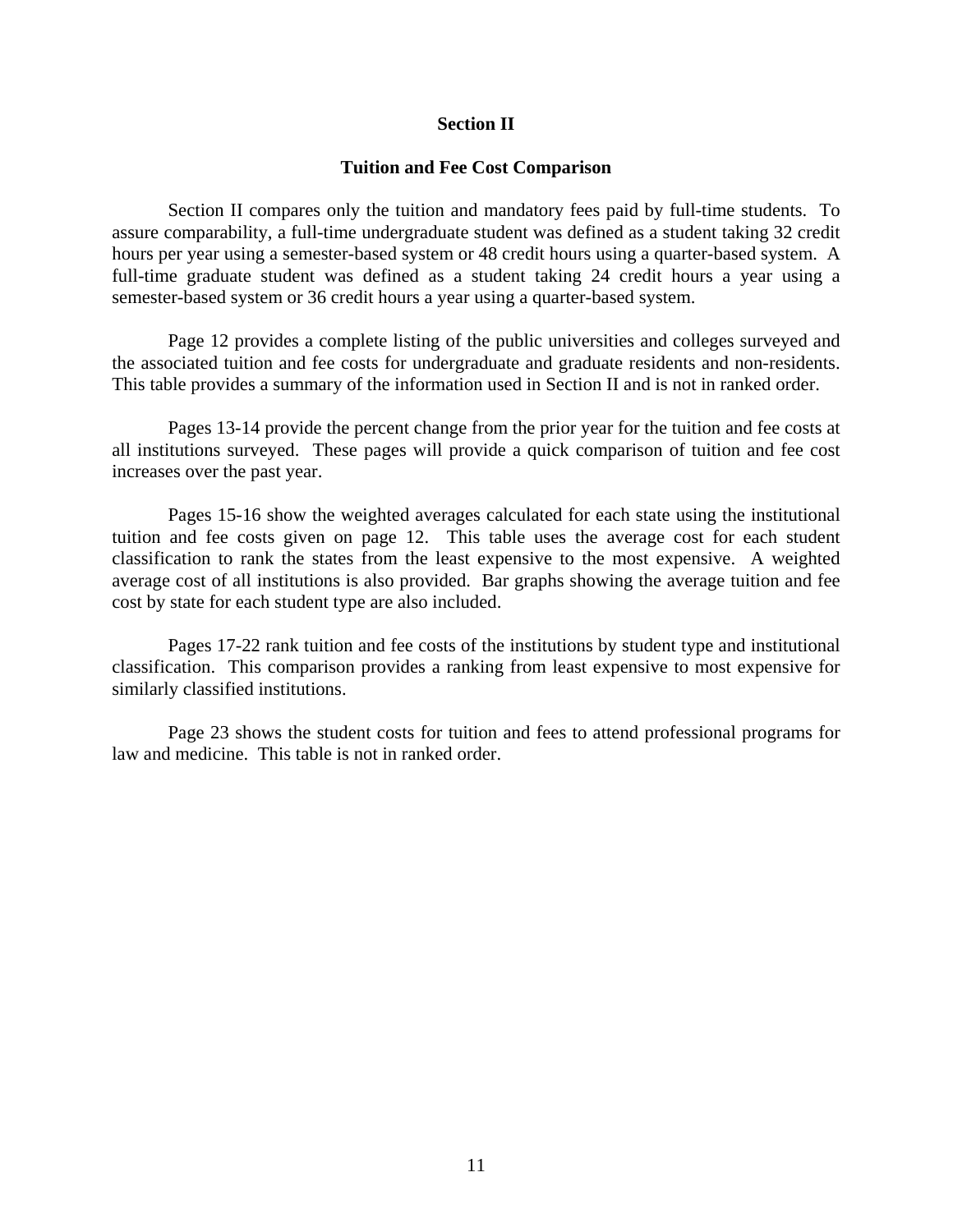## Section II

### Tuition and Fee Cost Comparison

Section II compares only the tuition and mandatory fees paid by full-time students. To assure comparability, a full-time undergraduate student was defined as a student taking 32 credit hours per year using a semester-based system or 48 credit hours using a quarter-based system. A full-time graduate student was defined as a student taking 24 credit hours a year using a semester-based system or 36 credit hours a year using a quarter-based system.

Page 12 provides a complete listing of the public universities and colleges surveyed and the associated tuition and fee costs for undergraduate and graduate residents and non-residents. This table provides a summary of the information used in Section II and is not in ranked order.

Pages 13-14 provide the percent change from the prior year for the tuition and fee costs at all institutions surveyed. These pages will provide a quick comparison of tuition and fee cost increases over the past year.

Pages 15-16 show the weighted averages calculated for each state using the institutional tuition and fee costs given on page 12. This table uses the average cost for each student classification to rank the states from the least expensive to the most expensive. A weighted average cost of all institutions is also provided. Bar graphs showing the average tuition and fee cost by state for each student type are also included.

Pages 17-22 rank tuition and fee costs of the institutions by student type and institutional classification. This comparison provides a ranking from least expensive to most expensive for similarly classified institutions.

Page 23 shows the student costs for tuition and fees to attend professional programs for law and medicine. This table is not in ranked order.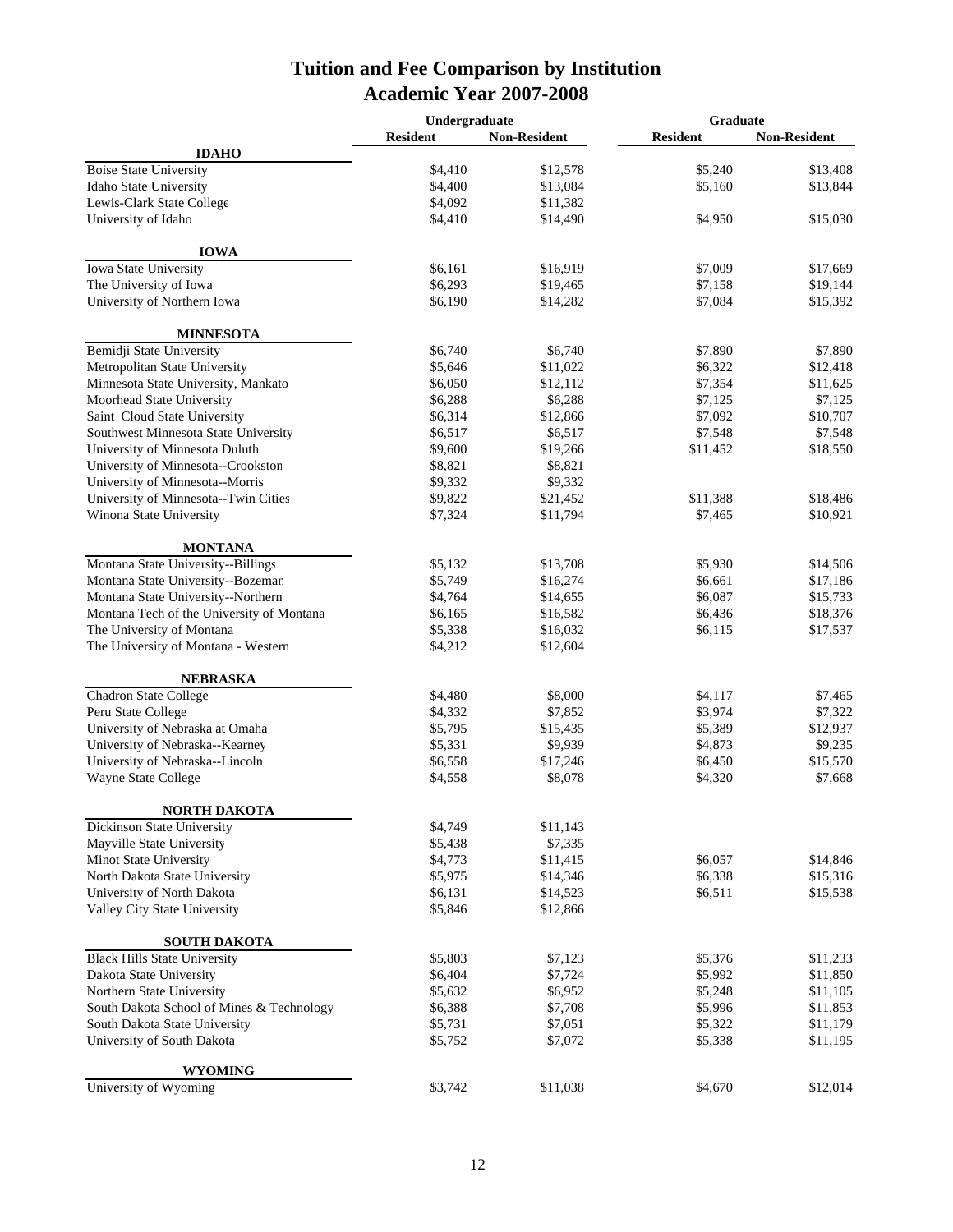# Tuition and Fee Comparison by Institution
## Academic Year 2007-2008

| | Undergraduate | | Graduate | |
|---|---|---|---|---|
| | Resident | Non-Resident | Resident | Non-Resident |
| **IDAHO** | | | | |
| Boise State University | $4,410 | $12,578 | $5,240 | $13,408 |
| Idaho State University | $4,400 | $13,084 | $5,160 | $13,844 |
| Lewis-Clark State College | $4,092 | $11,382 | | |
| University of Idaho | $4,410 | $14,490 | $4,950 | $15,030 |
| **IOWA** | | | | |
| Iowa State University | $6,161 | $16,919 | $7,009 | $17,669 |
| The University of Iowa | $6,293 | $19,465 | $7,158 | $19,144 |
| University of Northern Iowa | $6,190 | $14,282 | $7,084 | $15,392 |
| **MINNESOTA** | | | | |
| Bemidji State University | $6,740 | $6,740 | $7,890 | $7,890 |
| Metropolitan State University | $5,646 | $11,022 | $6,322 | $12,418 |
| Minnesota State University, Mankato | $6,050 | $12,112 | $7,354 | $11,625 |
| Moorhead State University | $6,288 | $6,288 | $7,125 | $7,125 |
| Saint Cloud State University | $6,314 | $12,866 | $7,092 | $10,707 |
| Southwest Minnesota State University | $6,517 | $6,517 | $7,548 | $7,548 |
| University of Minnesota Duluth | $9,600 | $19,266 | $11,452 | $18,550 |
| University of Minnesota--Crookston | $8,821 | $8,821 | | |
| University of Minnesota--Morris | $9,332 | $9,332 | | |
| University of Minnesota--Twin Cities | $9,822 | $21,452 | $11,388 | $18,486 |
| Winona State University | $7,324 | $11,794 | $7,465 | $10,921 |
| **MONTANA** | | | | |
| Montana State University--Billings | $5,132 | $13,708 | $5,930 | $14,506 |
| Montana State University--Bozeman | $5,749 | $16,274 | $6,661 | $17,186 |
| Montana State University--Northern | $4,764 | $14,655 | $6,087 | $15,733 |
| Montana Tech of the University of Montana | $6,165 | $16,582 | $6,436 | $18,376 |
| The University of Montana | $5,338 | $16,032 | $6,115 | $17,537 |
| The University of Montana - Western | $4,212 | $12,604 | | |
| **NEBRASKA** | | | | |
| Chadron State College | $4,480 | $8,000 | $4,117 | $7,465 |
| Peru State College | $4,332 | $7,852 | $3,974 | $7,322 |
| University of Nebraska at Omaha | $5,795 | $15,435 | $5,389 | $12,937 |
| University of Nebraska--Kearney | $5,331 | $9,939 | $4,873 | $9,235 |
| University of Nebraska--Lincoln | $6,558 | $17,246 | $6,450 | $15,570 |
| Wayne State College | $4,558 | $8,078 | $4,320 | $7,668 |
| **NORTH DAKOTA** | | | | |
| Dickinson State University | $4,749 | $11,143 | | |
| Mayville State University | $5,438 | $7,335 | | |
| Minot State University | $4,773 | $11,415 | $6,057 | $14,846 |
| North Dakota State University | $5,975 | $14,346 | $6,338 | $15,316 |
| University of North Dakota | $6,131 | $14,523 | $6,511 | $15,538 |
| Valley City State University | $5,846 | $12,866 | | |
| **SOUTH DAKOTA** | | | | |
| Black Hills State University | $5,803 | $7,123 | $5,376 | $11,233 |
| Dakota State University | $6,404 | $7,724 | $5,992 | $11,850 |
| Northern State University | $5,632 | $6,952 | $5,248 | $11,105 |
| South Dakota School of Mines & Technology | $6,388 | $7,708 | $5,996 | $11,853 |
| South Dakota State University | $5,731 | $7,051 | $5,322 | $11,179 |
| University of South Dakota | $5,752 | $7,072 | $5,338 | $11,195 |
| **WYOMING** | | | | |
| University of Wyoming | $3,742 | $11,038 | $4,670 | $12,014 |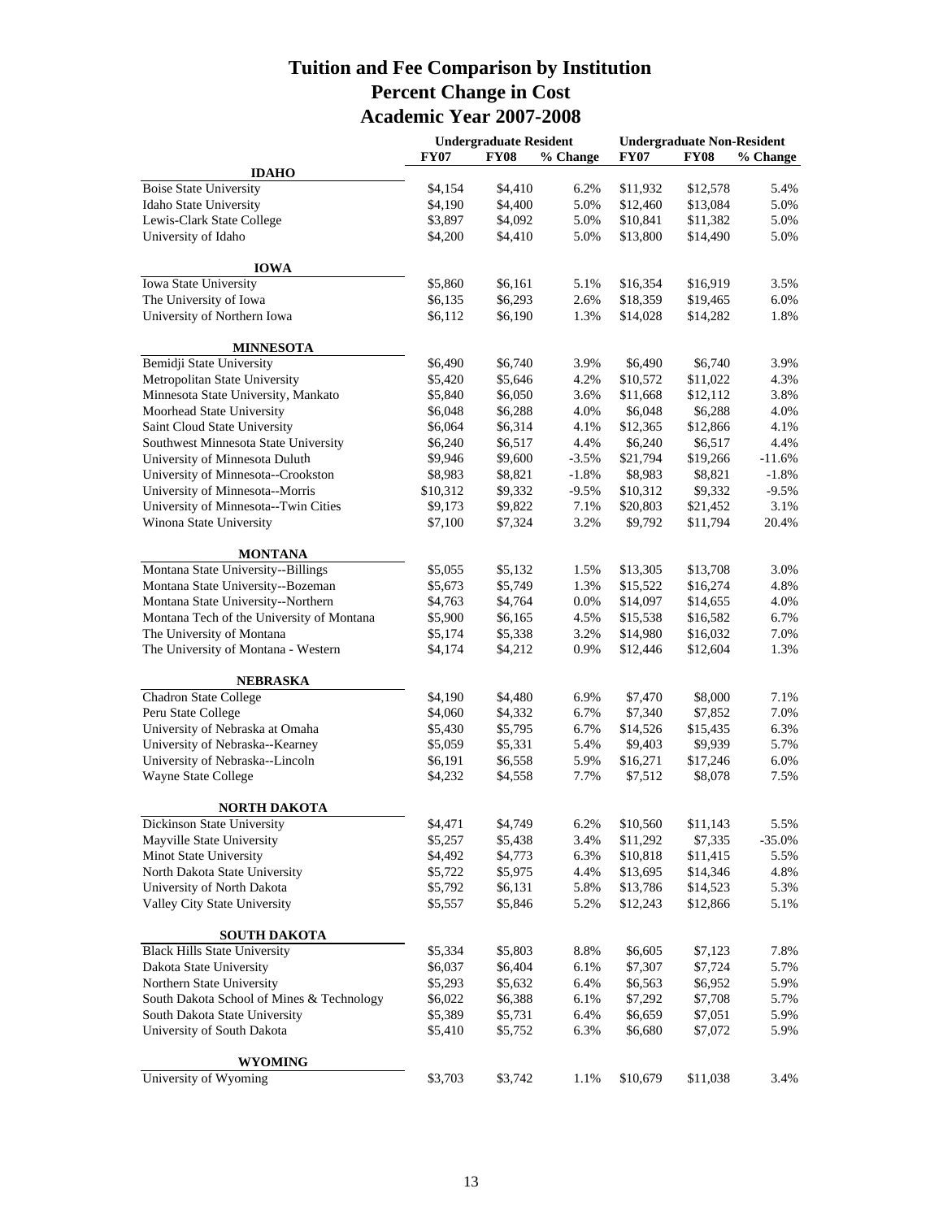# Tuition and Fee Comparison by Institution
## Percent Change in Cost
## Academic Year 2007-2008

| | Undergraduate Resident | | | Undergraduate Non-Resident | | |
|---|---|---|---|---|---|---|
| | FY07 | FY08 | % Change | FY07 | FY08 | % Change |
| **IDAHO** | | | | | | |
| Boise State University | $4,154 | $4,410 | 6.2% | $11,932 | $12,578 | 5.4% |
| Idaho State University | $4,190 | $4,400 | 5.0% | $12,460 | $13,084 | 5.0% |
| Lewis-Clark State College | $3,897 | $4,092 | 5.0% | $10,841 | $11,382 | 5.0% |
| University of Idaho | $4,200 | $4,410 | 5.0% | $13,800 | $14,490 | 5.0% |
| **IOWA** | | | | | | |
| Iowa State University | $5,860 | $6,161 | 5.1% | $16,354 | $16,919 | 3.5% |
| The University of Iowa | $6,135 | $6,293 | 2.6% | $18,359 | $19,465 | 6.0% |
| University of Northern Iowa | $6,112 | $6,190 | 1.3% | $14,028 | $14,282 | 1.8% |
| **MINNESOTA** | | | | | | |
| Bemidji State University | $6,490 | $6,740 | 3.9% | $6,490 | $6,740 | 3.9% |
| Metropolitan State University | $5,420 | $5,646 | 4.2% | $10,572 | $11,022 | 4.3% |
| Minnesota State University, Mankato | $5,840 | $6,050 | 3.6% | $11,668 | $12,112 | 3.8% |
| Moorhead State University | $6,048 | $6,288 | 4.0% | $6,048 | $6,288 | 4.0% |
| Saint Cloud State University | $6,064 | $6,314 | 4.1% | $12,365 | $12,866 | 4.1% |
| Southwest Minnesota State University | $6,240 | $6,517 | 4.4% | $6,240 | $6,517 | 4.4% |
| University of Minnesota Duluth | $9,946 | $9,600 | -3.5% | $21,794 | $19,266 | -11.6% |
| University of Minnesota--Crookston | $8,983 | $8,821 | -1.8% | $8,983 | $8,821 | -1.8% |
| University of Minnesota--Morris | $10,312 | $9,332 | -9.5% | $10,312 | $9,332 | -9.5% |
| University of Minnesota--Twin Cities | $9,173 | $9,822 | 7.1% | $20,803 | $21,452 | 3.1% |
| Winona State University | $7,100 | $7,324 | 3.2% | $9,792 | $11,794 | 20.4% |
| **MONTANA** | | | | | | |
| Montana State University--Billings | $5,055 | $5,132 | 1.5% | $13,305 | $13,708 | 3.0% |
| Montana State University--Bozeman | $5,673 | $5,749 | 1.3% | $15,522 | $16,274 | 4.8% |
| Montana State University--Northern | $4,763 | $4,764 | 0.0% | $14,097 | $14,655 | 4.0% |
| Montana Tech of the University of Montana | $5,900 | $6,165 | 4.5% | $15,538 | $16,582 | 6.7% |
| The University of Montana | $5,174 | $5,338 | 3.2% | $14,980 | $16,032 | 7.0% |
| The University of Montana - Western | $4,174 | $4,212 | 0.9% | $12,446 | $12,604 | 1.3% |
| **NEBRASKA** | | | | | | |
| Chadron State College | $4,190 | $4,480 | 6.9% | $7,470 | $8,000 | 7.1% |
| Peru State College | $4,060 | $4,332 | 6.7% | $7,340 | $7,852 | 7.0% |
| University of Nebraska at Omaha | $5,430 | $5,795 | 6.7% | $14,526 | $15,435 | 6.3% |
| University of Nebraska--Kearney | $5,059 | $5,331 | 5.4% | $9,403 | $9,939 | 5.7% |
| University of Nebraska--Lincoln | $6,191 | $6,558 | 5.9% | $16,271 | $17,246 | 6.0% |
| Wayne State College | $4,232 | $4,558 | 7.7% | $7,512 | $8,078 | 7.5% |
| **NORTH DAKOTA** | | | | | | |
| Dickinson State University | $4,471 | $4,749 | 6.2% | $10,560 | $11,143 | 5.5% |
| Mayville State University | $5,257 | $5,438 | 3.4% | $11,292 | $7,335 | -35.0% |
| Minot State University | $4,492 | $4,773 | 6.3% | $10,818 | $11,415 | 5.5% |
| North Dakota State University | $5,722 | $5,975 | 4.4% | $13,695 | $14,346 | 4.8% |
| University of North Dakota | $5,792 | $6,131 | 5.8% | $13,786 | $14,523 | 5.3% |
| Valley City State University | $5,557 | $5,846 | 5.2% | $12,243 | $12,866 | 5.1% |
| **SOUTH DAKOTA** | | | | | | |
| Black Hills State University | $5,334 | $5,803 | 8.8% | $6,605 | $7,123 | 7.8% |
| Dakota State University | $6,037 | $6,404 | 6.1% | $7,307 | $7,724 | 5.7% |
| Northern State University | $5,293 | $5,632 | 6.4% | $6,563 | $6,952 | 5.9% |
| South Dakota School of Mines & Technology | $6,022 | $6,388 | 6.1% | $7,292 | $7,708 | 5.7% |
| South Dakota State University | $5,389 | $5,731 | 6.4% | $6,659 | $7,051 | 5.9% |
| University of South Dakota | $5,410 | $5,752 | 6.3% | $6,680 | $7,072 | 5.9% |
| **WYOMING** | | | | | | |
| University of Wyoming | $3,703 | $3,742 | 1.1% | $10,679 | $11,038 | 3.4% |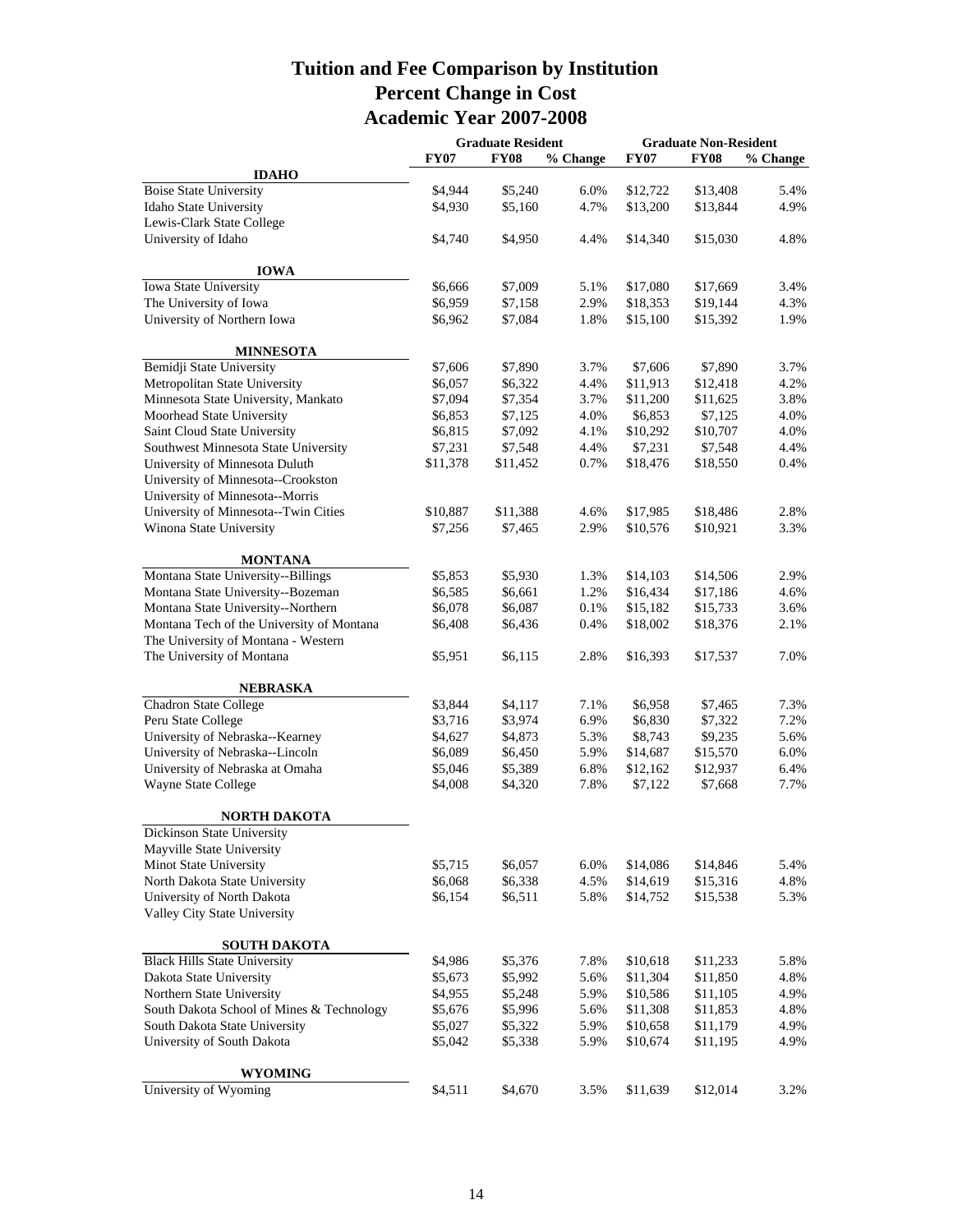# Tuition and Fee Comparison by Institution
## Percent Change in Cost
## Academic Year 2007-2008

| | Graduate Resident | | | Graduate Non-Resident | | |
|---|---|---|---|---|---|---|
| | FY07 | FY08 | % Change | FY07 | FY08 | % Change |
| **IDAHO** | | | | | | |
| Boise State University | $4,944 | $5,240 | 6.0% | $12,722 | $13,408 | 5.4% |
| Idaho State University | $4,930 | $5,160 | 4.7% | $13,200 | $13,844 | 4.9% |
| Lewis-Clark State College | | | | | | |
| University of Idaho | $4,740 | $4,950 | 4.4% | $14,340 | $15,030 | 4.8% |
| **IOWA** | | | | | | |
| Iowa State University | $6,666 | $7,009 | 5.1% | $17,080 | $17,669 | 3.4% |
| The University of Iowa | $6,959 | $7,158 | 2.9% | $18,353 | $19,144 | 4.3% |
| University of Northern Iowa | $6,962 | $7,084 | 1.8% | $15,100 | $15,392 | 1.9% |
| **MINNESOTA** | | | | | | |
| Bemidji State University | $7,606 | $7,890 | 3.7% | $7,606 | $7,890 | 3.7% |
| Metropolitan State University | $6,057 | $6,322 | 4.4% | $11,913 | $12,418 | 4.2% |
| Minnesota State University, Mankato | $7,094 | $7,354 | 3.7% | $11,200 | $11,625 | 3.8% |
| Moorhead State University | $6,853 | $7,125 | 4.0% | $6,853 | $7,125 | 4.0% |
| Saint Cloud State University | $6,815 | $7,092 | 4.1% | $10,292 | $10,707 | 4.0% |
| Southwest Minnesota State University | $7,231 | $7,548 | 4.4% | $7,231 | $7,548 | 4.4% |
| University of Minnesota Duluth | $11,378 | $11,452 | 0.7% | $18,476 | $18,550 | 0.4% |
| University of Minnesota--Crookston | | | | | | |
| University of Minnesota--Morris | | | | | | |
| University of Minnesota--Twin Cities | $10,887 | $11,388 | 4.6% | $17,985 | $18,486 | 2.8% |
| Winona State University | $7,256 | $7,465 | 2.9% | $10,576 | $10,921 | 3.3% |
| **MONTANA** | | | | | | |
| Montana State University--Billings | $5,853 | $5,930 | 1.3% | $14,103 | $14,506 | 2.9% |
| Montana State University--Bozeman | $6,585 | $6,661 | 1.2% | $16,434 | $17,186 | 4.6% |
| Montana State University--Northern | $6,078 | $6,087 | 0.1% | $15,182 | $15,733 | 3.6% |
| Montana Tech of the University of Montana | $6,408 | $6,436 | 0.4% | $18,002 | $18,376 | 2.1% |
| The University of Montana - Western | | | | | | |
| The University of Montana | $5,951 | $6,115 | 2.8% | $16,393 | $17,537 | 7.0% |
| **NEBRASKA** | | | | | | |
| Chadron State College | $3,844 | $4,117 | 7.1% | $6,958 | $7,465 | 7.3% |
| Peru State College | $3,716 | $3,974 | 6.9% | $6,830 | $7,322 | 7.2% |
| University of Nebraska--Kearney | $4,627 | $4,873 | 5.3% | $8,743 | $9,235 | 5.6% |
| University of Nebraska--Lincoln | $6,089 | $6,450 | 5.9% | $14,687 | $15,570 | 6.0% |
| University of Nebraska at Omaha | $5,046 | $5,389 | 6.8% | $12,162 | $12,937 | 6.4% |
| Wayne State College | $4,008 | $4,320 | 7.8% | $7,122 | $7,668 | 7.7% |
| **NORTH DAKOTA** | | | | | | |
| Dickinson State University | | | | | | |
| Mayville State University | | | | | | |
| Minot State University | $5,715 | $6,057 | 6.0% | $14,086 | $14,846 | 5.4% |
| North Dakota State University | $6,068 | $6,338 | 4.5% | $14,619 | $15,316 | 4.8% |
| University of North Dakota | $6,154 | $6,511 | 5.8% | $14,752 | $15,538 | 5.3% |
| Valley City State University | | | | | | |
| **SOUTH DAKOTA** | | | | | | |
| Black Hills State University | $4,986 | $5,376 | 7.8% | $10,618 | $11,233 | 5.8% |
| Dakota State University | $5,673 | $5,992 | 5.6% | $11,304 | $11,850 | 4.8% |
| Northern State University | $4,955 | $5,248 | 5.9% | $10,586 | $11,105 | 4.9% |
| South Dakota School of Mines & Technology | $5,676 | $5,996 | 5.6% | $11,308 | $11,853 | 4.8% |
| South Dakota State University | $5,027 | $5,322 | 5.9% | $10,658 | $11,179 | 4.9% |
| University of South Dakota | $5,042 | $5,338 | 5.9% | $10,674 | $11,195 | 4.9% |
| **WYOMING** | | | | | | |
| University of Wyoming | $4,511 | $4,670 | 3.5% | $11,639 | $12,014 | 3.2% |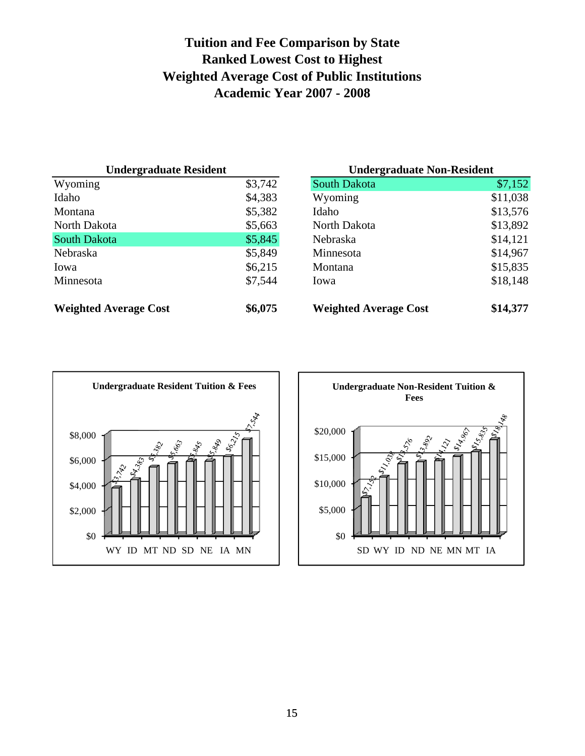# Tuition and Fee Comparison by State
## Ranked Lowest Cost to Highest
## Weighted Average Cost of Public Institutions
## Academic Year 2007 - 2008

| Undergraduate Resident | |
|---|---|
| Wyoming | $3,742 |
| Idaho | $4,383 |
| Montana | $5,382 |
| North Dakota | $5,663 |
| South Dakota | $5,845 |
| Nebraska | $5,849 |
| Iowa | $6,215 |
| Minnesota | $7,544 |
| **Weighted Average Cost** | **$6,075** |

| Undergraduate Non-Resident | |
|---|---|
| South Dakota | $7,152 |
| Wyoming | $11,038 |
| Idaho | $13,576 |
| North Dakota | $13,892 |
| Nebraska | $14,121 |
| Minnesota | $14,967 |
| Montana | $15,835 |
| Iowa | $18,148 |
| **Weighted Average Cost** | **$14,377** |

**Undergraduate Resident Tuition & Fees**

| State | Amount |
|---|---|
| WY | $3,742 |
| ID | $4,383 |
| MT | $5,382 |
| ND | $5,663 |
| SD | $5,845 |
| NE | $5,849 |
| IA | $6,215 |
| MN | $7,544 |

**Undergraduate Non-Resident Tuition & Fees**

| State | Amount |
|---|---|
| SD | $7,152 |
| WY | $11,038 |
| ID | $13,576 |
| ND | $13,892 |
| NE | $14,121 |
| MN | $14,967 |
| MT | $15,835 |
| IA | $18,148 |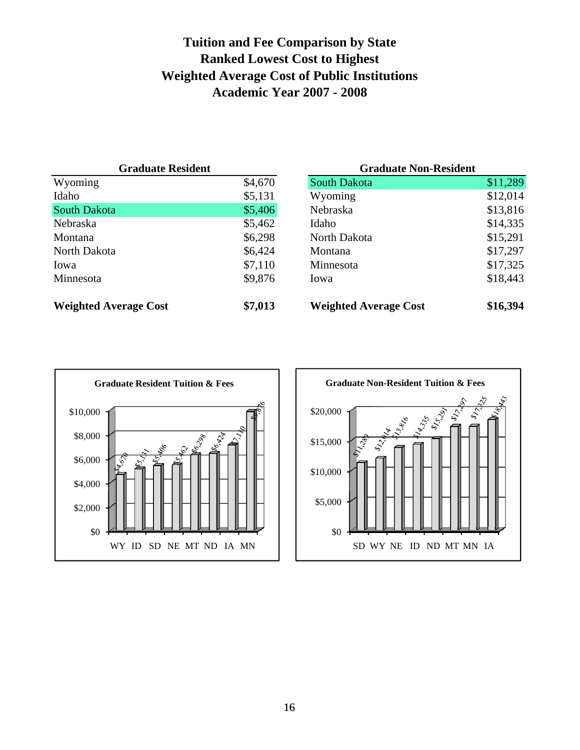# Tuition and Fee Comparison by State
## Ranked Lowest Cost to Highest
## Weighted Average Cost of Public Institutions
## Academic Year 2007 - 2008

| Graduate Resident | |
|---|---|
| Wyoming | $4,670 |
| Idaho | $5,131 |
| South Dakota | $5,406 |
| Nebraska | $5,462 |
| Montana | $6,298 |
| North Dakota | $6,424 |
| Iowa | $7,110 |
| Minnesota | $9,876 |
| **Weighted Average Cost** | **$7,013** |

| Graduate Non-Resident | |
|---|---|
| South Dakota | $11,289 |
| Wyoming | $12,014 |
| Nebraska | $13,816 |
| Idaho | $14,335 |
| North Dakota | $15,291 |
| Montana | $17,297 |
| Minnesota | $17,325 |
| Iowa | $18,443 |
| **Weighted Average Cost** | **$16,394** |

**Graduate Resident Tuition & Fees**

| State | Cost |
|---|---|
| WY | $4,670 |
| ID | $5,131 |
| SD | $5,406 |
| NE | $5,462 |
| MT | $6,298 |
| ND | $6,424 |
| IA | $7,110 |
| MN | $9,876 |

**Graduate Non-Resident Tuition & Fees**

| State | Cost |
|---|---|
| SD | $11,289 |
| WY | $12,014 |
| NE | $13,816 |
| ID | $14,335 |
| ND | $15,291 |
| MT | $17,297 |
| MN | $17,325 |
| IA | $18,443 |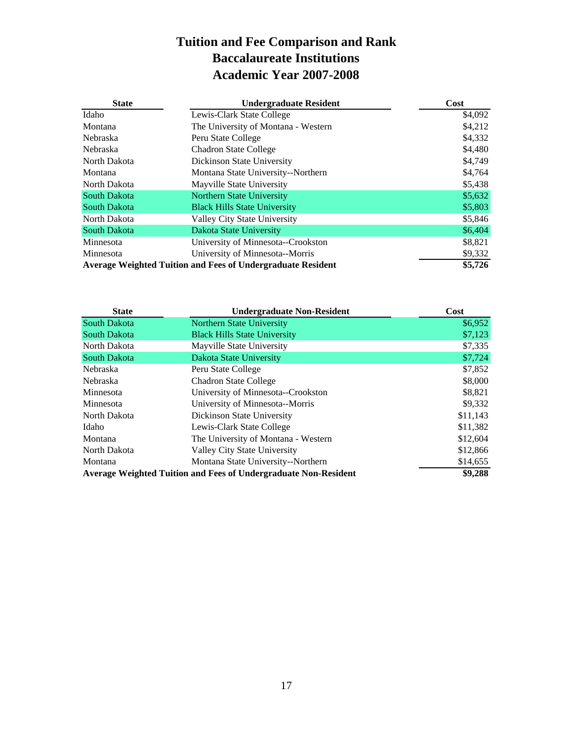# Tuition and Fee Comparison and Rank
# Baccalaureate Institutions
# Academic Year 2007-2008

| State | Undergraduate Resident | Cost |
|---|---|---|
| Idaho | Lewis-Clark State College | $4,092 |
| Montana | The University of Montana - Western | $4,212 |
| Nebraska | Peru State College | $4,332 |
| Nebraska | Chadron State College | $4,480 |
| North Dakota | Dickinson State University | $4,749 |
| Montana | Montana State University--Northern | $4,764 |
| North Dakota | Mayville State University | $5,438 |
| South Dakota | Northern State University | $5,632 |
| South Dakota | Black Hills State University | $5,803 |
| North Dakota | Valley City State University | $5,846 |
| South Dakota | Dakota State University | $6,404 |
| Minnesota | University of Minnesota--Crookston | $8,821 |
| Minnesota | University of Minnesota--Morris | $9,332 |
| **Average Weighted Tuition and Fees of Undergraduate Resident** | | **$5,726** |

| State | Undergraduate Non-Resident | Cost |
|---|---|---|
| South Dakota | Northern State University | $6,952 |
| South Dakota | Black Hills State University | $7,123 |
| North Dakota | Mayville State University | $7,335 |
| South Dakota | Dakota State University | $7,724 |
| Nebraska | Peru State College | $7,852 |
| Nebraska | Chadron State College | $8,000 |
| Minnesota | University of Minnesota--Crookston | $8,821 |
| Minnesota | University of Minnesota--Morris | $9,332 |
| North Dakota | Dickinson State University | $11,143 |
| Idaho | Lewis-Clark State College | $11,382 |
| Montana | The University of Montana - Western | $12,604 |
| North Dakota | Valley City State University | $12,866 |
| Montana | Montana State University--Northern | $14,655 |
| **Average Weighted Tuition and Fees of Undergraduate Non-Resident** | | **$9,288** |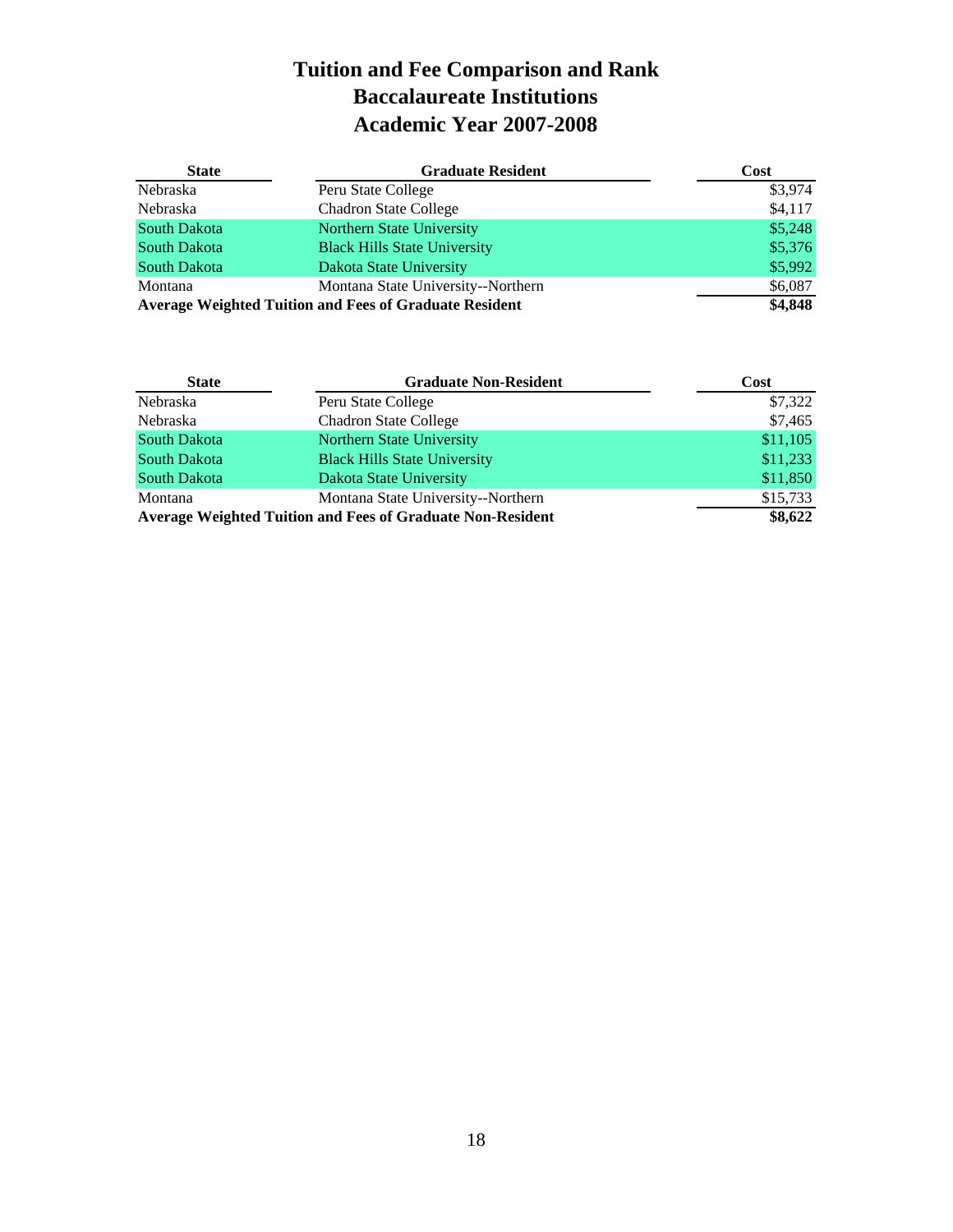# Tuition and Fee Comparison and Rank
# Baccalaureate Institutions
# Academic Year 2007-2008

| State | Graduate Resident | Cost |
|---|---|---|
| Nebraska | Peru State College | $3,974 |
| Nebraska | Chadron State College | $4,117 |
| South Dakota | Northern State University | $5,248 |
| South Dakota | Black Hills State University | $5,376 |
| South Dakota | Dakota State University | $5,992 |
| Montana | Montana State University--Northern | $6,087 |
| **Average Weighted Tuition and Fees of Graduate Resident** | | **$4,848** |

| State | Graduate Non-Resident | Cost |
|---|---|---|
| Nebraska | Peru State College | $7,322 |
| Nebraska | Chadron State College | $7,465 |
| South Dakota | Northern State University | $11,105 |
| South Dakota | Black Hills State University | $11,233 |
| South Dakota | Dakota State University | $11,850 |
| Montana | Montana State University--Northern | $15,733 |
| **Average Weighted Tuition and Fees of Graduate Non-Resident** | | **$8,622** |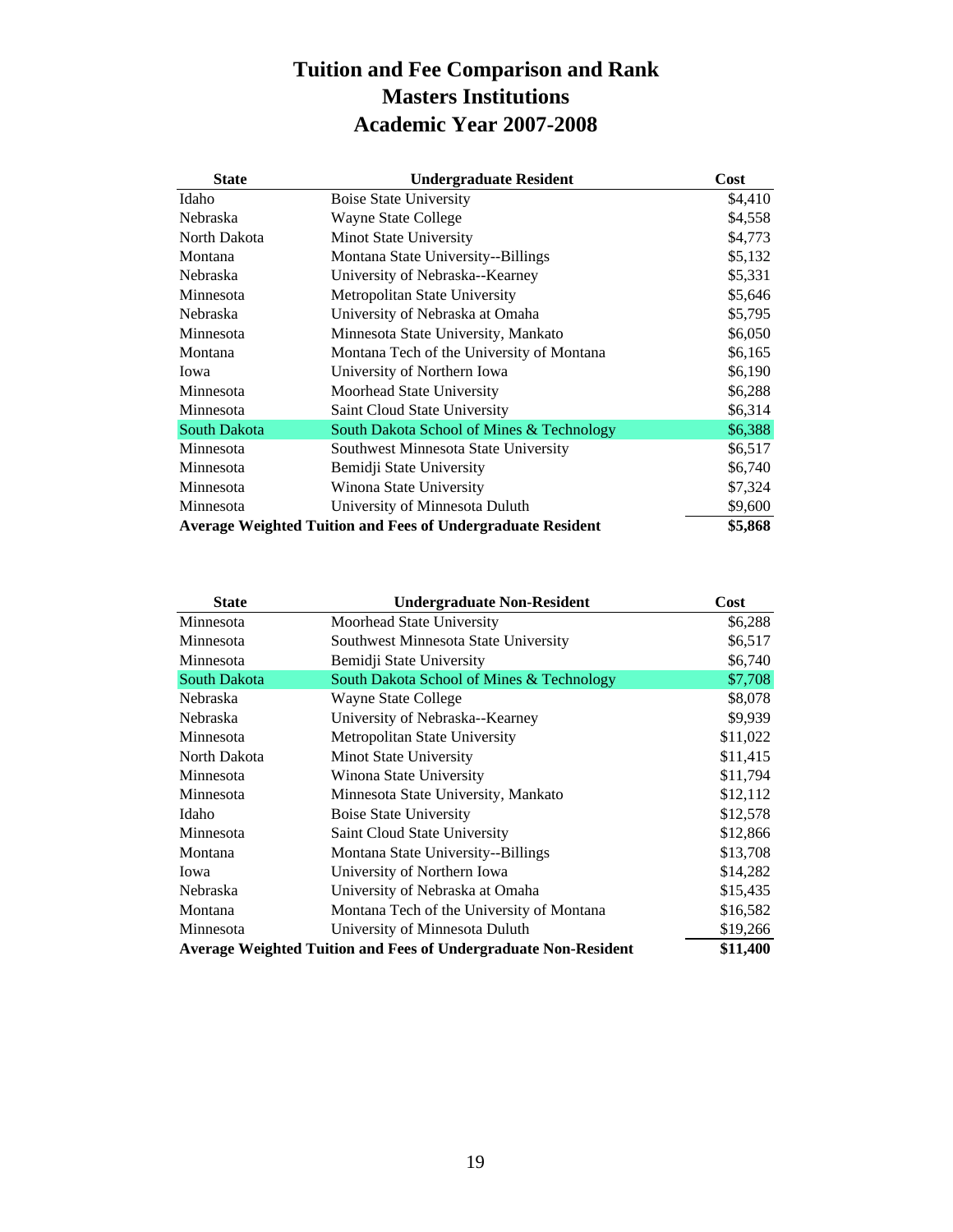# Tuition and Fee Comparison and Rank
# Masters Institutions
# Academic Year 2007-2008

| State | Undergraduate Resident | Cost |
|---|---|---|
| Idaho | Boise State University | $4,410 |
| Nebraska | Wayne State College | $4,558 |
| North Dakota | Minot State University | $4,773 |
| Montana | Montana State University--Billings | $5,132 |
| Nebraska | University of Nebraska--Kearney | $5,331 |
| Minnesota | Metropolitan State University | $5,646 |
| Nebraska | University of Nebraska at Omaha | $5,795 |
| Minnesota | Minnesota State University, Mankato | $6,050 |
| Montana | Montana Tech of the University of Montana | $6,165 |
| Iowa | University of Northern Iowa | $6,190 |
| Minnesota | Moorhead State University | $6,288 |
| Minnesota | Saint Cloud State University | $6,314 |
| South Dakota | South Dakota School of Mines & Technology | $6,388 |
| Minnesota | Southwest Minnesota State University | $6,517 |
| Minnesota | Bemidji State University | $6,740 |
| Minnesota | Winona State University | $7,324 |
| Minnesota | University of Minnesota Duluth | $9,600 |
| **Average Weighted Tuition and Fees of Undergraduate Resident** | | **$5,868** |

| State | Undergraduate Non-Resident | Cost |
|---|---|---|
| Minnesota | Moorhead State University | $6,288 |
| Minnesota | Southwest Minnesota State University | $6,517 |
| Minnesota | Bemidji State University | $6,740 |
| South Dakota | South Dakota School of Mines & Technology | $7,708 |
| Nebraska | Wayne State College | $8,078 |
| Nebraska | University of Nebraska--Kearney | $9,939 |
| Minnesota | Metropolitan State University | $11,022 |
| North Dakota | Minot State University | $11,415 |
| Minnesota | Winona State University | $11,794 |
| Minnesota | Minnesota State University, Mankato | $12,112 |
| Idaho | Boise State University | $12,578 |
| Minnesota | Saint Cloud State University | $12,866 |
| Montana | Montana State University--Billings | $13,708 |
| Iowa | University of Northern Iowa | $14,282 |
| Nebraska | University of Nebraska at Omaha | $15,435 |
| Montana | Montana Tech of the University of Montana | $16,582 |
| Minnesota | University of Minnesota Duluth | $19,266 |
| **Average Weighted Tuition and Fees of Undergraduate Non-Resident** | | **$11,400** |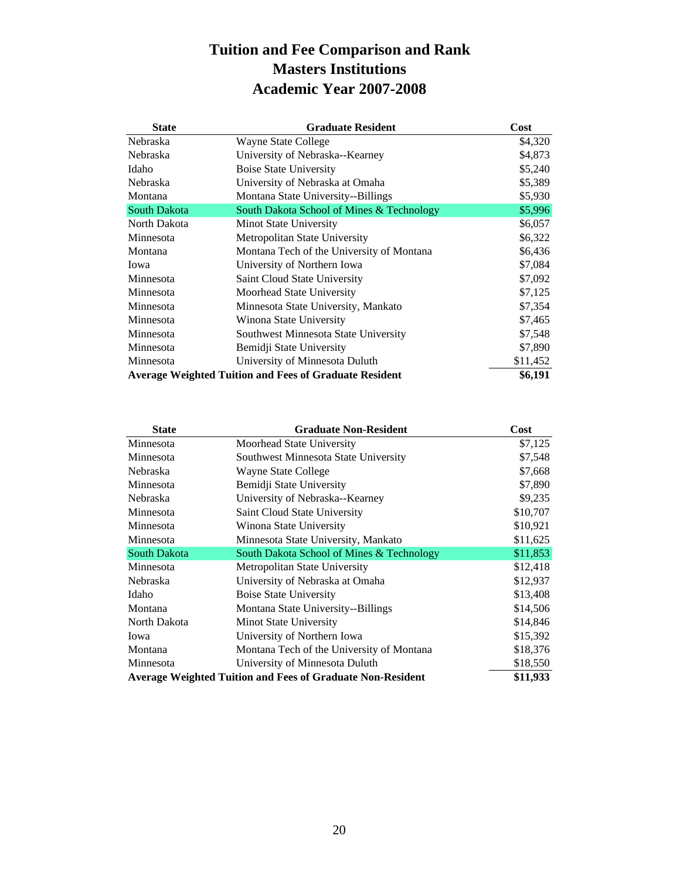# Tuition and Fee Comparison and Rank
# Masters Institutions
# Academic Year 2007-2008

| State | Graduate Resident | Cost |
|---|---|---|
| Nebraska | Wayne State College | $4,320 |
| Nebraska | University of Nebraska--Kearney | $4,873 |
| Idaho | Boise State University | $5,240 |
| Nebraska | University of Nebraska at Omaha | $5,389 |
| Montana | Montana State University--Billings | $5,930 |
| South Dakota | South Dakota School of Mines & Technology | $5,996 |
| North Dakota | Minot State University | $6,057 |
| Minnesota | Metropolitan State University | $6,322 |
| Montana | Montana Tech of the University of Montana | $6,436 |
| Iowa | University of Northern Iowa | $7,084 |
| Minnesota | Saint Cloud State University | $7,092 |
| Minnesota | Moorhead State University | $7,125 |
| Minnesota | Minnesota State University, Mankato | $7,354 |
| Minnesota | Winona State University | $7,465 |
| Minnesota | Southwest Minnesota State University | $7,548 |
| Minnesota | Bemidji State University | $7,890 |
| Minnesota | University of Minnesota Duluth | $11,452 |
| **Average Weighted Tuition and Fees of Graduate Resident** | | **$6,191** |

| State | Graduate Non-Resident | Cost |
|---|---|---|
| Minnesota | Moorhead State University | $7,125 |
| Minnesota | Southwest Minnesota State University | $7,548 |
| Nebraska | Wayne State College | $7,668 |
| Minnesota | Bemidji State University | $7,890 |
| Nebraska | University of Nebraska--Kearney | $9,235 |
| Minnesota | Saint Cloud State University | $10,707 |
| Minnesota | Winona State University | $10,921 |
| Minnesota | Minnesota State University, Mankato | $11,625 |
| South Dakota | South Dakota School of Mines & Technology | $11,853 |
| Minnesota | Metropolitan State University | $12,418 |
| Nebraska | University of Nebraska at Omaha | $12,937 |
| Idaho | Boise State University | $13,408 |
| Montana | Montana State University--Billings | $14,506 |
| North Dakota | Minot State University | $14,846 |
| Iowa | University of Northern Iowa | $15,392 |
| Montana | Montana Tech of the University of Montana | $18,376 |
| Minnesota | University of Minnesota Duluth | $18,550 |
| **Average Weighted Tuition and Fees of Graduate Non-Resident** | | **$11,933** |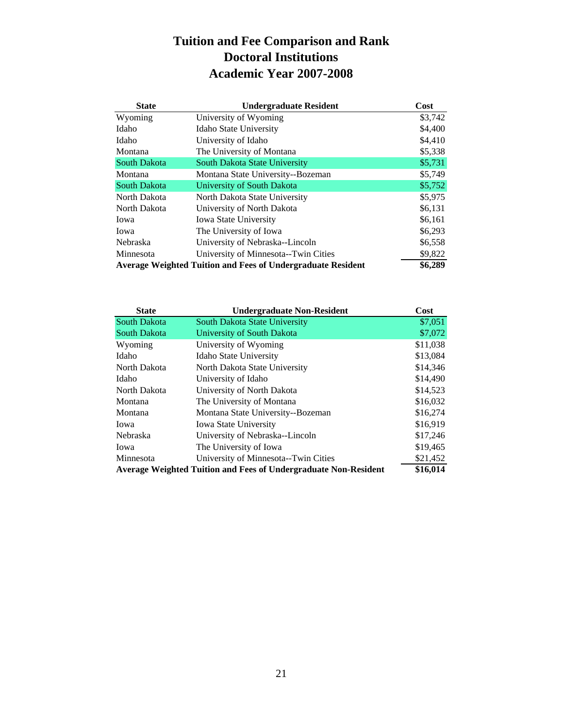# Tuition and Fee Comparison and Rank
# Doctoral Institutions
# Academic Year 2007-2008

| State | Undergraduate Resident | Cost |
|---|---|---|
| Wyoming | University of Wyoming | $3,742 |
| Idaho | Idaho State University | $4,400 |
| Idaho | University of Idaho | $4,410 |
| Montana | The University of Montana | $5,338 |
| South Dakota | South Dakota State University | $5,731 |
| Montana | Montana State University--Bozeman | $5,749 |
| South Dakota | University of South Dakota | $5,752 |
| North Dakota | North Dakota State University | $5,975 |
| North Dakota | University of North Dakota | $6,131 |
| Iowa | Iowa State University | $6,161 |
| Iowa | The University of Iowa | $6,293 |
| Nebraska | University of Nebraska--Lincoln | $6,558 |
| Minnesota | University of Minnesota--Twin Cities | $9,822 |
| **Average Weighted Tuition and Fees of Undergraduate Resident** | | **$6,289** |

| State | Undergraduate Non-Resident | Cost |
|---|---|---|
| South Dakota | South Dakota State University | $7,051 |
| South Dakota | University of South Dakota | $7,072 |
| Wyoming | University of Wyoming | $11,038 |
| Idaho | Idaho State University | $13,084 |
| North Dakota | North Dakota State University | $14,346 |
| Idaho | University of Idaho | $14,490 |
| North Dakota | University of North Dakota | $14,523 |
| Montana | The University of Montana | $16,032 |
| Montana | Montana State University--Bozeman | $16,274 |
| Iowa | Iowa State University | $16,919 |
| Nebraska | University of Nebraska--Lincoln | $17,246 |
| Iowa | The University of Iowa | $19,465 |
| Minnesota | University of Minnesota--Twin Cities | $21,452 |
| **Average Weighted Tuition and Fees of Undergraduate Non-Resident** | | **$16,014** |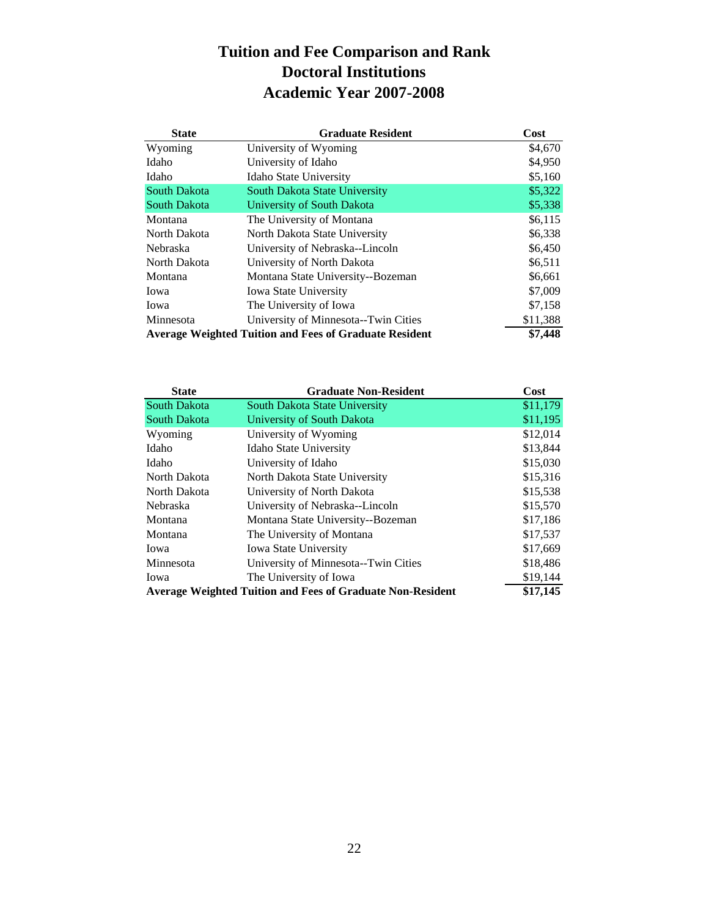# Tuition and Fee Comparison and Rank
# Doctoral Institutions
# Academic Year 2007-2008

| State | Graduate Resident | Cost |
|---|---|---|
| Wyoming | University of Wyoming | $4,670 |
| Idaho | University of Idaho | $4,950 |
| Idaho | Idaho State University | $5,160 |
| South Dakota | South Dakota State University | $5,322 |
| South Dakota | University of South Dakota | $5,338 |
| Montana | The University of Montana | $6,115 |
| North Dakota | North Dakota State University | $6,338 |
| Nebraska | University of Nebraska--Lincoln | $6,450 |
| North Dakota | University of North Dakota | $6,511 |
| Montana | Montana State University--Bozeman | $6,661 |
| Iowa | Iowa State University | $7,009 |
| Iowa | The University of Iowa | $7,158 |
| Minnesota | University of Minnesota--Twin Cities | $11,388 |
| **Average Weighted Tuition and Fees of Graduate Resident** | | **$7,448** |

| State | Graduate Non-Resident | Cost |
|---|---|---|
| South Dakota | South Dakota State University | $11,179 |
| South Dakota | University of South Dakota | $11,195 |
| Wyoming | University of Wyoming | $12,014 |
| Idaho | Idaho State University | $13,844 |
| Idaho | University of Idaho | $15,030 |
| North Dakota | North Dakota State University | $15,316 |
| North Dakota | University of North Dakota | $15,538 |
| Nebraska | University of Nebraska--Lincoln | $15,570 |
| Montana | Montana State University--Bozeman | $17,186 |
| Montana | The University of Montana | $17,537 |
| Iowa | Iowa State University | $17,669 |
| Minnesota | University of Minnesota--Twin Cities | $18,486 |
| Iowa | The University of Iowa | $19,144 |
| **Average Weighted Tuition and Fees of Graduate Non-Resident** | | **$17,145** |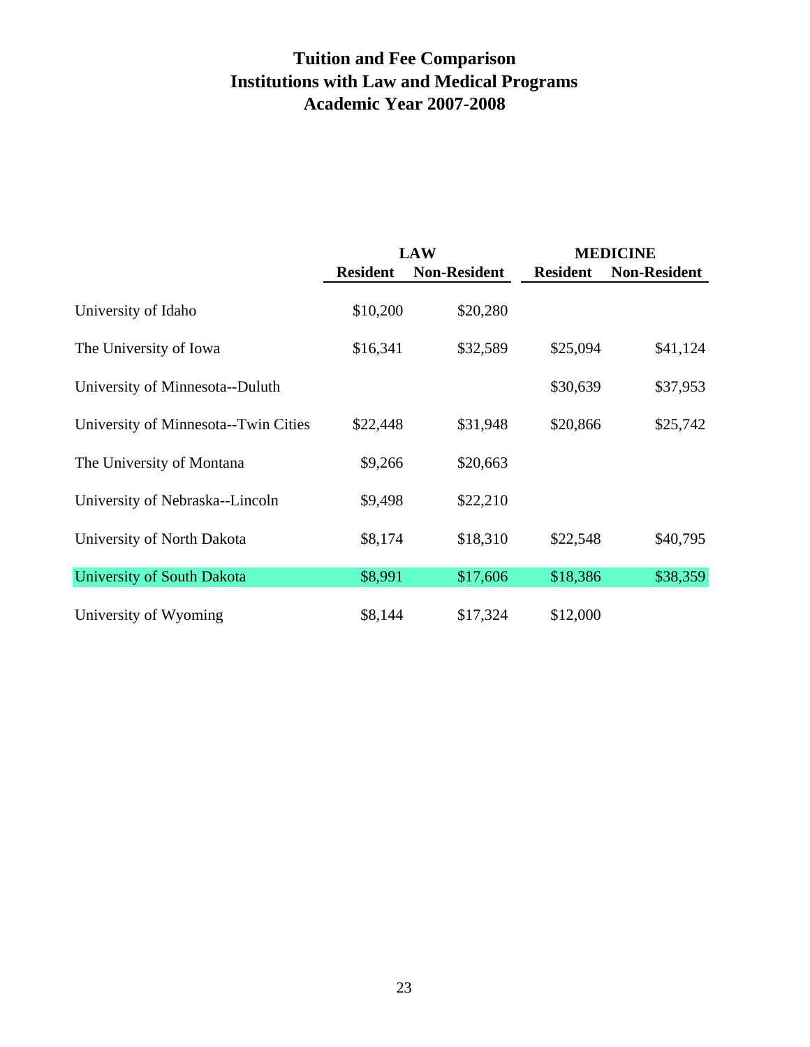# Tuition and Fee Comparison
# Institutions with Law and Medical Programs
# Academic Year 2007-2008

| | LAW | | MEDICINE | |
|---|---|---|---|---|
| | **Resident** | **Non-Resident** | **Resident** | **Non-Resident** |
| University of Idaho | $10,200 | $20,280 | | |
| The University of Iowa | $16,341 | $32,589 | $25,094 | $41,124 |
| University of Minnesota--Duluth | | | $30,639 | $37,953 |
| University of Minnesota--Twin Cities | $22,448 | $31,948 | $20,866 | $25,742 |
| The University of Montana | $9,266 | $20,663 | | |
| University of Nebraska--Lincoln | $9,498 | $22,210 | | |
| University of North Dakota | $8,174 | $18,310 | $22,548 | $40,795 |
| University of South Dakota | $8,991 | $17,606 | $18,386 | $38,359 |
| University of Wyoming | $8,144 | $17,324 | $12,000 | |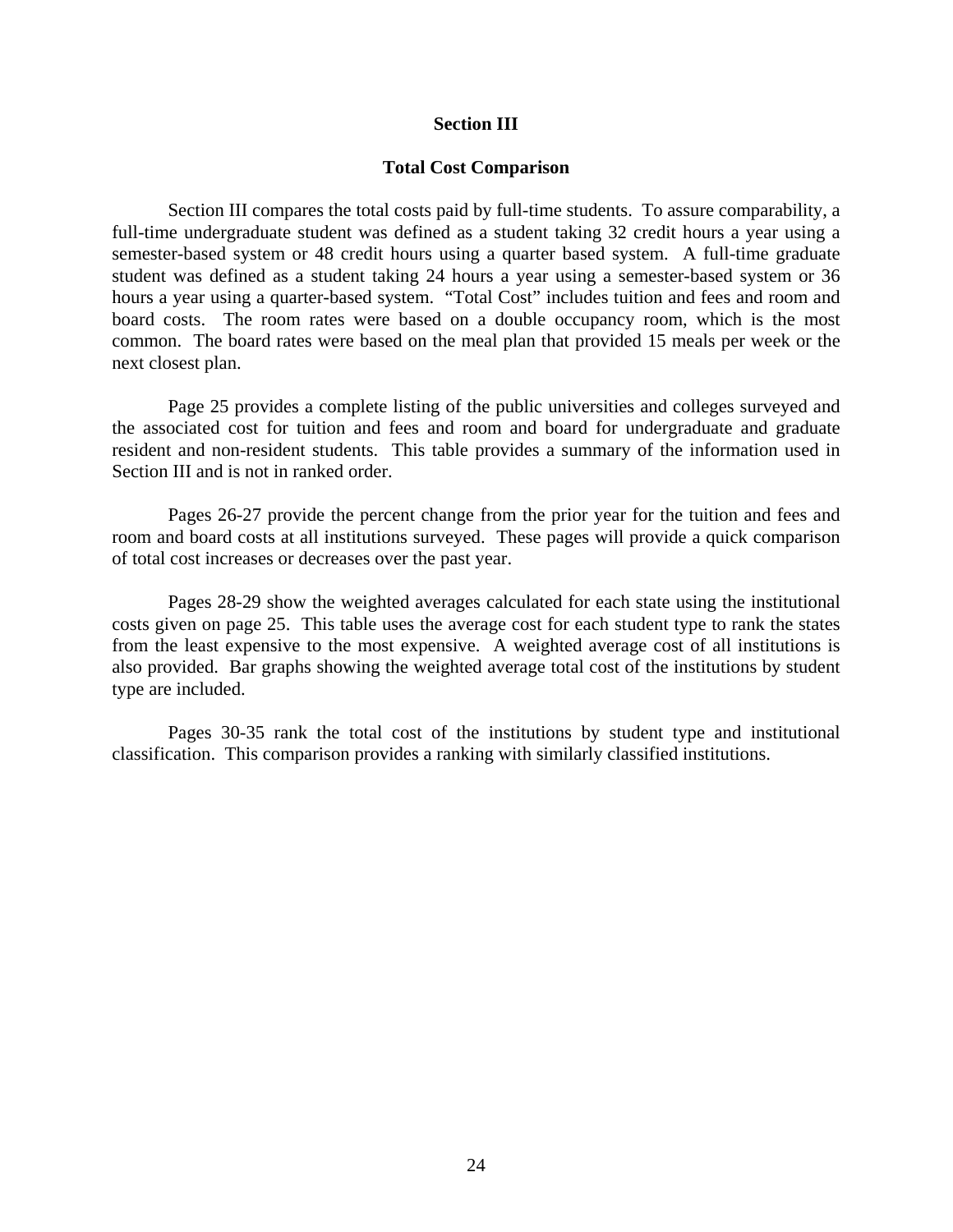## Section III

## Total Cost Comparison

Section III compares the total costs paid by full-time students. To assure comparability, a full-time undergraduate student was defined as a student taking 32 credit hours a year using a semester-based system or 48 credit hours using a quarter based system. A full-time graduate student was defined as a student taking 24 hours a year using a semester-based system or 36 hours a year using a quarter-based system. "Total Cost" includes tuition and fees and room and board costs. The room rates were based on a double occupancy room, which is the most common. The board rates were based on the meal plan that provided 15 meals per week or the next closest plan.

Page 25 provides a complete listing of the public universities and colleges surveyed and the associated cost for tuition and fees and room and board for undergraduate and graduate resident and non-resident students. This table provides a summary of the information used in Section III and is not in ranked order.

Pages 26-27 provide the percent change from the prior year for the tuition and fees and room and board costs at all institutions surveyed. These pages will provide a quick comparison of total cost increases or decreases over the past year.

Pages 28-29 show the weighted averages calculated for each state using the institutional costs given on page 25. This table uses the average cost for each student type to rank the states from the least expensive to the most expensive. A weighted average cost of all institutions is also provided. Bar graphs showing the weighted average total cost of the institutions by student type are included.

Pages 30-35 rank the total cost of the institutions by student type and institutional classification. This comparison provides a ranking with similarly classified institutions.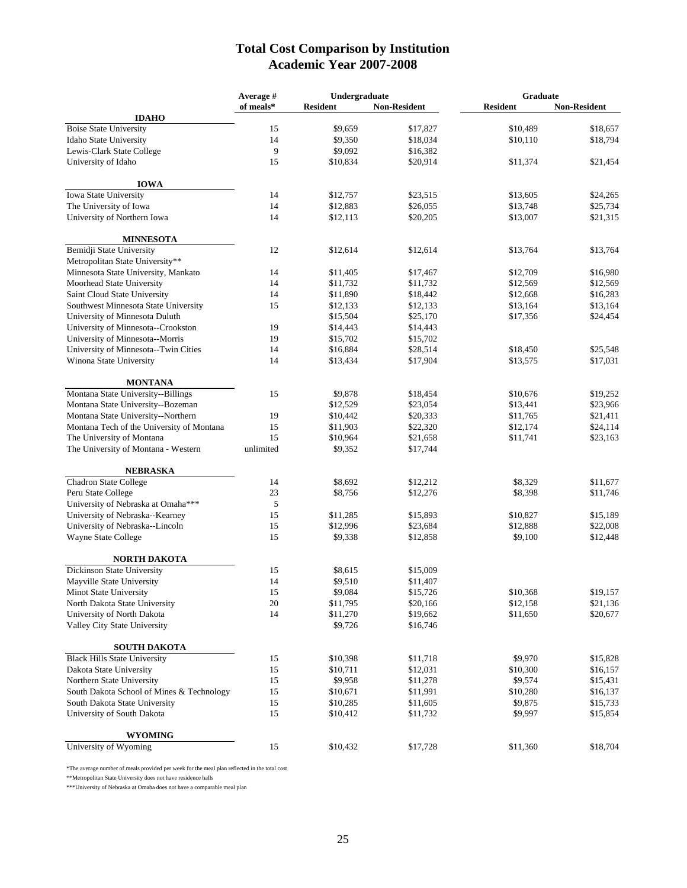# Total Cost Comparison by Institution
## Academic Year 2007-2008

| | Average # | Undergraduate | | Graduate | |
|---|---|---|---|---|---|
| | of meals* | Resident | Non-Resident | Resident | Non-Resident |
| **IDAHO** | | | | | |
| Boise State University | 15 | $9,659 | $17,827 | $10,489 | $18,657 |
| Idaho State University | 14 | $9,350 | $18,034 | $10,110 | $18,794 |
| Lewis-Clark State College | 9 | $9,092 | $16,382 | | |
| University of Idaho | 15 | $10,834 | $20,914 | $11,374 | $21,454 |
| **IOWA** | | | | | |
| Iowa State University | 14 | $12,757 | $23,515 | $13,605 | $24,265 |
| The University of Iowa | 14 | $12,883 | $26,055 | $13,748 | $25,734 |
| University of Northern Iowa | 14 | $12,113 | $20,205 | $13,007 | $21,315 |
| **MINNESOTA** | | | | | |
| Bemidji State University | 12 | $12,614 | $12,614 | $13,764 | $13,764 |
| Metropolitan State University** | | | | | |
| Minnesota State University, Mankato | 14 | $11,405 | $17,467 | $12,709 | $16,980 |
| Moorhead State University | 14 | $11,732 | $11,732 | $12,569 | $12,569 |
| Saint Cloud State University | 14 | $11,890 | $18,442 | $12,668 | $16,283 |
| Southwest Minnesota State University | 15 | $12,133 | $12,133 | $13,164 | $13,164 |
| University of Minnesota Duluth | | $15,504 | $25,170 | $17,356 | $24,454 |
| University of Minnesota--Crookston | 19 | $14,443 | $14,443 | | |
| University of Minnesota--Morris | 19 | $15,702 | $15,702 | | |
| University of Minnesota--Twin Cities | 14 | $16,884 | $28,514 | $18,450 | $25,548 |
| Winona State University | 14 | $13,434 | $17,904 | $13,575 | $17,031 |
| **MONTANA** | | | | | |
| Montana State University--Billings | 15 | $9,878 | $18,454 | $10,676 | $19,252 |
| Montana State University--Bozeman | | $12,529 | $23,054 | $13,441 | $23,966 |
| Montana State University--Northern | 19 | $10,442 | $20,333 | $11,765 | $21,411 |
| Montana Tech of the University of Montana | 15 | $11,903 | $22,320 | $12,174 | $24,114 |
| The University of Montana | 15 | $10,964 | $21,658 | $11,741 | $23,163 |
| The University of Montana - Western | unlimited | $9,352 | $17,744 | | |
| **NEBRASKA** | | | | | |
| Chadron State College | 14 | $8,692 | $12,212 | $8,329 | $11,677 |
| Peru State College | 23 | $8,756 | $12,276 | $8,398 | $11,746 |
| University of Nebraska at Omaha*** | 5 | | | | |
| University of Nebraska--Kearney | 15 | $11,285 | $15,893 | $10,827 | $15,189 |
| University of Nebraska--Lincoln | 15 | $12,996 | $23,684 | $12,888 | $22,008 |
| Wayne State College | 15 | $9,338 | $12,858 | $9,100 | $12,448 |
| **NORTH DAKOTA** | | | | | |
| Dickinson State University | 15 | $8,615 | $15,009 | | |
| Mayville State University | 14 | $9,510 | $11,407 | | |
| Minot State University | 15 | $9,084 | $15,726 | $10,368 | $19,157 |
| North Dakota State University | 20 | $11,795 | $20,166 | $12,158 | $21,136 |
| University of North Dakota | 14 | $11,270 | $19,662 | $11,650 | $20,677 |
| Valley City State University | | $9,726 | $16,746 | | |
| **SOUTH DAKOTA** | | | | | |
| Black Hills State University | 15 | $10,398 | $11,718 | $9,970 | $15,828 |
| Dakota State University | 15 | $10,711 | $12,031 | $10,300 | $16,157 |
| Northern State University | 15 | $9,958 | $11,278 | $9,574 | $15,431 |
| South Dakota School of Mines & Technology | 15 | $10,671 | $11,991 | $10,280 | $16,137 |
| South Dakota State University | 15 | $10,285 | $11,605 | $9,875 | $15,733 |
| University of South Dakota | 15 | $10,412 | $11,732 | $9,997 | $15,854 |
| **WYOMING** | | | | | |
| University of Wyoming | 15 | $10,432 | $17,728 | $11,360 | $18,704 |

*The average number of meals provided per week for the meal plan reflected in the total cost

**Metropolitan State University does not have residence halls

***University of Nebraska at Omaha does not have a comparable meal plan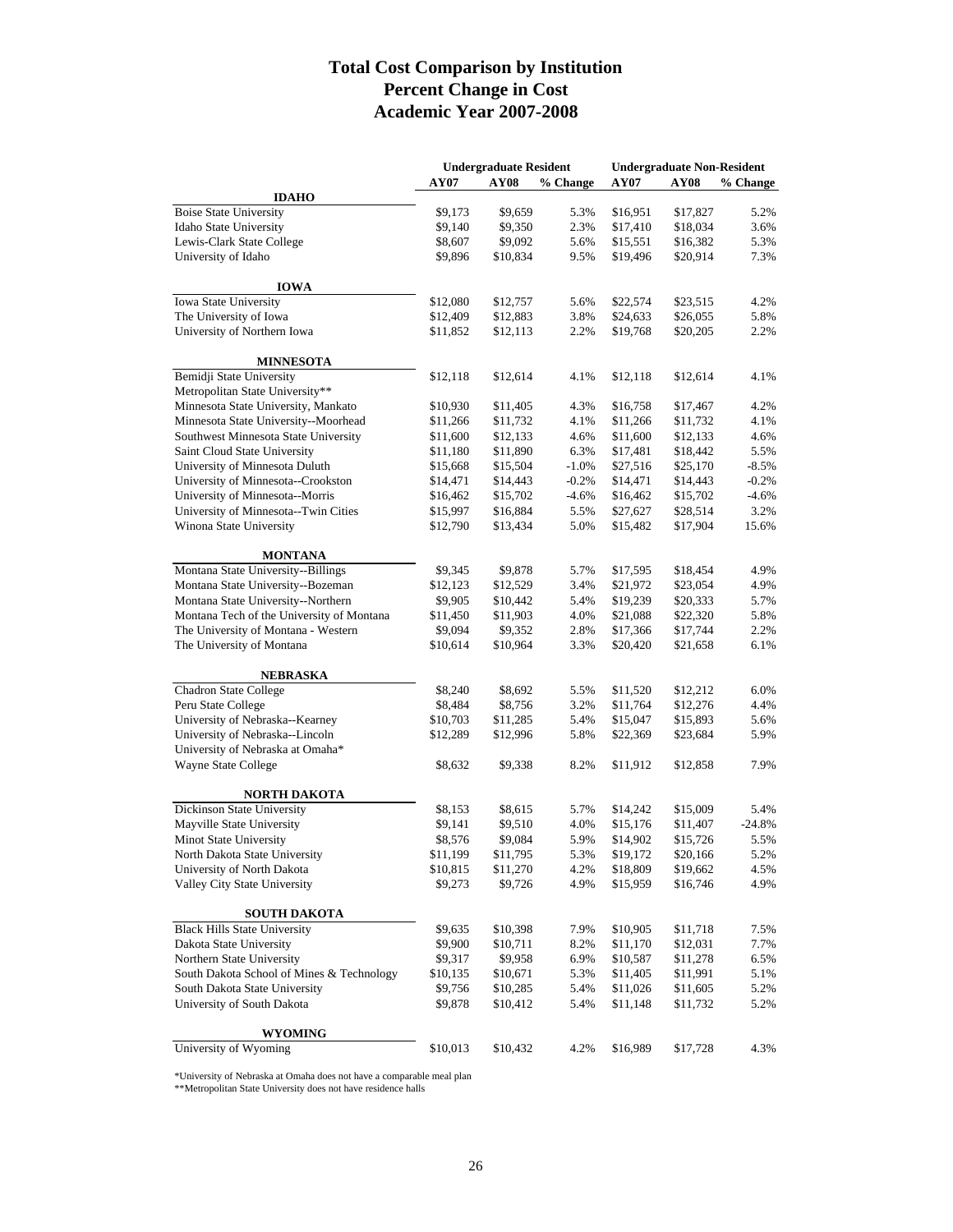# Total Cost Comparison by Institution
## Percent Change in Cost
## Academic Year 2007-2008

| | Undergraduate Resident | | | Undergraduate Non-Resident | | |
|---|---|---|---|---|---|---|
| | AY07 | AY08 | % Change | AY07 | AY08 | % Change |
| **IDAHO** | | | | | | |
| Boise State University | $9,173 | $9,659 | 5.3% | $16,951 | $17,827 | 5.2% |
| Idaho State University | $9,140 | $9,350 | 2.3% | $17,410 | $18,034 | 3.6% |
| Lewis-Clark State College | $8,607 | $9,092 | 5.6% | $15,551 | $16,382 | 5.3% |
| University of Idaho | $9,896 | $10,834 | 9.5% | $19,496 | $20,914 | 7.3% |
| **IOWA** | | | | | | |
| Iowa State University | $12,080 | $12,757 | 5.6% | $22,574 | $23,515 | 4.2% |
| The University of Iowa | $12,409 | $12,883 | 3.8% | $24,633 | $26,055 | 5.8% |
| University of Northern Iowa | $11,852 | $12,113 | 2.2% | $19,768 | $20,205 | 2.2% |
| **MINNESOTA** | | | | | | |
| Bemidji State University | $12,118 | $12,614 | 4.1% | $12,118 | $12,614 | 4.1% |
| Metropolitan State University** | | | | | | |
| Minnesota State University, Mankato | $10,930 | $11,405 | 4.3% | $16,758 | $17,467 | 4.2% |
| Minnesota State University--Moorhead | $11,266 | $11,732 | 4.1% | $11,266 | $11,732 | 4.1% |
| Southwest Minnesota State University | $11,600 | $12,133 | 4.6% | $11,600 | $12,133 | 4.6% |
| Saint Cloud State University | $11,180 | $11,890 | 6.3% | $17,481 | $18,442 | 5.5% |
| University of Minnesota Duluth | $15,668 | $15,504 | -1.0% | $27,516 | $25,170 | -8.5% |
| University of Minnesota--Crookston | $14,471 | $14,443 | -0.2% | $14,471 | $14,443 | -0.2% |
| University of Minnesota--Morris | $16,462 | $15,702 | -4.6% | $16,462 | $15,702 | -4.6% |
| University of Minnesota--Twin Cities | $15,997 | $16,884 | 5.5% | $27,627 | $28,514 | 3.2% |
| Winona State University | $12,790 | $13,434 | 5.0% | $15,482 | $17,904 | 15.6% |
| **MONTANA** | | | | | | |
| Montana State University--Billings | $9,345 | $9,878 | 5.7% | $17,595 | $18,454 | 4.9% |
| Montana State University--Bozeman | $12,123 | $12,529 | 3.4% | $21,972 | $23,054 | 4.9% |
| Montana State University--Northern | $9,905 | $10,442 | 5.4% | $19,239 | $20,333 | 5.7% |
| Montana Tech of the University of Montana | $11,450 | $11,903 | 4.0% | $21,088 | $22,320 | 5.8% |
| The University of Montana - Western | $9,094 | $9,352 | 2.8% | $17,366 | $17,744 | 2.2% |
| The University of Montana | $10,614 | $10,964 | 3.3% | $20,420 | $21,658 | 6.1% |
| **NEBRASKA** | | | | | | |
| Chadron State College | $8,240 | $8,692 | 5.5% | $11,520 | $12,212 | 6.0% |
| Peru State College | $8,484 | $8,756 | 3.2% | $11,764 | $12,276 | 4.4% |
| University of Nebraska--Kearney | $10,703 | $11,285 | 5.4% | $15,047 | $15,893 | 5.6% |
| University of Nebraska--Lincoln | $12,289 | $12,996 | 5.8% | $22,369 | $23,684 | 5.9% |
| University of Nebraska at Omaha* | | | | | | |
| Wayne State College | $8,632 | $9,338 | 8.2% | $11,912 | $12,858 | 7.9% |
| **NORTH DAKOTA** | | | | | | |
| Dickinson State University | $8,153 | $8,615 | 5.7% | $14,242 | $15,009 | 5.4% |
| Mayville State University | $9,141 | $9,510 | 4.0% | $15,176 | $11,407 | -24.8% |
| Minot State University | $8,576 | $9,084 | 5.9% | $14,902 | $15,726 | 5.5% |
| North Dakota State University | $11,199 | $11,795 | 5.3% | $19,172 | $20,166 | 5.2% |
| University of North Dakota | $10,815 | $11,270 | 4.2% | $18,809 | $19,662 | 4.5% |
| Valley City State University | $9,273 | $9,726 | 4.9% | $15,959 | $16,746 | 4.9% |
| **SOUTH DAKOTA** | | | | | | |
| Black Hills State University | $9,635 | $10,398 | 7.9% | $10,905 | $11,718 | 7.5% |
| Dakota State University | $9,900 | $10,711 | 8.2% | $11,170 | $12,031 | 7.7% |
| Northern State University | $9,317 | $9,958 | 6.9% | $10,587 | $11,278 | 6.5% |
| South Dakota School of Mines & Technology | $10,135 | $10,671 | 5.3% | $11,405 | $11,991 | 5.1% |
| South Dakota State University | $9,756 | $10,285 | 5.4% | $11,026 | $11,605 | 5.2% |
| University of South Dakota | $9,878 | $10,412 | 5.4% | $11,148 | $11,732 | 5.2% |
| **WYOMING** | | | | | | |
| University of Wyoming | $10,013 | $10,432 | 4.2% | $16,989 | $17,728 | 4.3% |

*University of Nebraska at Omaha does not have a comparable meal plan
**Metropolitan State University does not have residence halls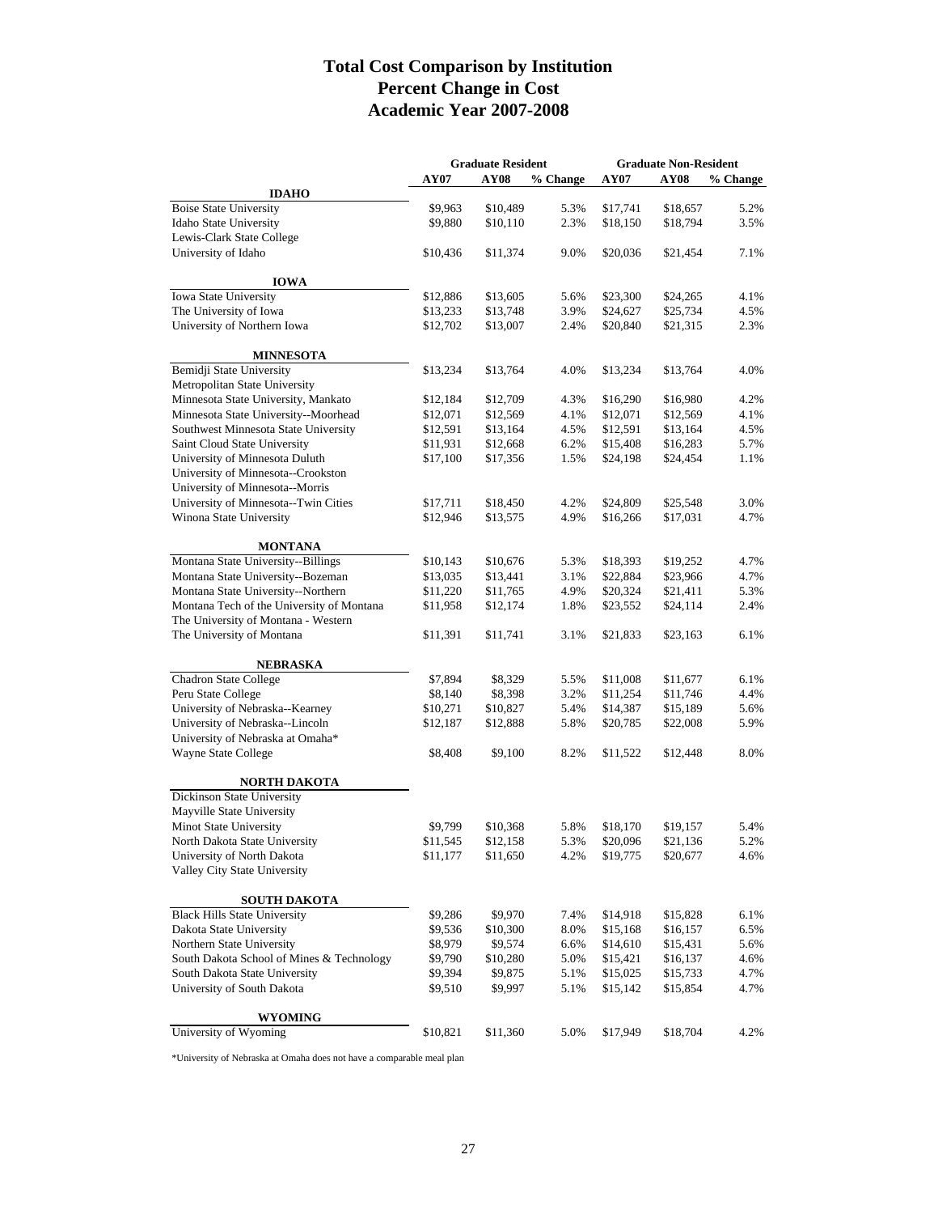# Total Cost Comparison by Institution
## Percent Change in Cost
## Academic Year 2007-2008

| | Graduate Resident | | | Graduate Non-Resident | | |
|---|---|---|---|---|---|---|
| | AY07 | AY08 | % Change | AY07 | AY08 | % Change |
| **IDAHO** | | | | | | |
| Boise State University | $9,963 | $10,489 | 5.3% | $17,741 | $18,657 | 5.2% |
| Idaho State University | $9,880 | $10,110 | 2.3% | $18,150 | $18,794 | 3.5% |
| Lewis-Clark State College | | | | | | |
| University of Idaho | $10,436 | $11,374 | 9.0% | $20,036 | $21,454 | 7.1% |
| **IOWA** | | | | | | |
| Iowa State University | $12,886 | $13,605 | 5.6% | $23,300 | $24,265 | 4.1% |
| The University of Iowa | $13,233 | $13,748 | 3.9% | $24,627 | $25,734 | 4.5% |
| University of Northern Iowa | $12,702 | $13,007 | 2.4% | $20,840 | $21,315 | 2.3% |
| **MINNESOTA** | | | | | | |
| Bemidji State University | $13,234 | $13,764 | 4.0% | $13,234 | $13,764 | 4.0% |
| Metropolitan State University | | | | | | |
| Minnesota State University, Mankato | $12,184 | $12,709 | 4.3% | $16,290 | $16,980 | 4.2% |
| Minnesota State University--Moorhead | $12,071 | $12,569 | 4.1% | $12,071 | $12,569 | 4.1% |
| Southwest Minnesota State University | $12,591 | $13,164 | 4.5% | $12,591 | $13,164 | 4.5% |
| Saint Cloud State University | $11,931 | $12,668 | 6.2% | $15,408 | $16,283 | 5.7% |
| University of Minnesota Duluth | $17,100 | $17,356 | 1.5% | $24,198 | $24,454 | 1.1% |
| University of Minnesota--Crookston | | | | | | |
| University of Minnesota--Morris | | | | | | |
| University of Minnesota--Twin Cities | $17,711 | $18,450 | 4.2% | $24,809 | $25,548 | 3.0% |
| Winona State University | $12,946 | $13,575 | 4.9% | $16,266 | $17,031 | 4.7% |
| **MONTANA** | | | | | | |
| Montana State University--Billings | $10,143 | $10,676 | 5.3% | $18,393 | $19,252 | 4.7% |
| Montana State University--Bozeman | $13,035 | $13,441 | 3.1% | $22,884 | $23,966 | 4.7% |
| Montana State University--Northern | $11,220 | $11,765 | 4.9% | $20,324 | $21,411 | 5.3% |
| Montana Tech of the University of Montana | $11,958 | $12,174 | 1.8% | $23,552 | $24,114 | 2.4% |
| The University of Montana - Western | | | | | | |
| The University of Montana | $11,391 | $11,741 | 3.1% | $21,833 | $23,163 | 6.1% |
| **NEBRASKA** | | | | | | |
| Chadron State College | $7,894 | $8,329 | 5.5% | $11,008 | $11,677 | 6.1% |
| Peru State College | $8,140 | $8,398 | 3.2% | $11,254 | $11,746 | 4.4% |
| University of Nebraska--Kearney | $10,271 | $10,827 | 5.4% | $14,387 | $15,189 | 5.6% |
| University of Nebraska--Lincoln | $12,187 | $12,888 | 5.8% | $20,785 | $22,008 | 5.9% |
| University of Nebraska at Omaha* | | | | | | |
| Wayne State College | $8,408 | $9,100 | 8.2% | $11,522 | $12,448 | 8.0% |
| **NORTH DAKOTA** | | | | | | |
| Dickinson State University | | | | | | |
| Mayville State University | | | | | | |
| Minot State University | $9,799 | $10,368 | 5.8% | $18,170 | $19,157 | 5.4% |
| North Dakota State University | $11,545 | $12,158 | 5.3% | $20,096 | $21,136 | 5.2% |
| University of North Dakota | $11,177 | $11,650 | 4.2% | $19,775 | $20,677 | 4.6% |
| Valley City State University | | | | | | |
| **SOUTH DAKOTA** | | | | | | |
| Black Hills State University | $9,286 | $9,970 | 7.4% | $14,918 | $15,828 | 6.1% |
| Dakota State University | $9,536 | $10,300 | 8.0% | $15,168 | $16,157 | 6.5% |
| Northern State University | $8,979 | $9,574 | 6.6% | $14,610 | $15,431 | 5.6% |
| South Dakota School of Mines & Technology | $9,790 | $10,280 | 5.0% | $15,421 | $16,137 | 4.6% |
| South Dakota State University | $9,394 | $9,875 | 5.1% | $15,025 | $15,733 | 4.7% |
| University of South Dakota | $9,510 | $9,997 | 5.1% | $15,142 | $15,854 | 4.7% |
| **WYOMING** | | | | | | |
| University of Wyoming | $10,821 | $11,360 | 5.0% | $17,949 | $18,704 | 4.2% |

*University of Nebraska at Omaha does not have a comparable meal plan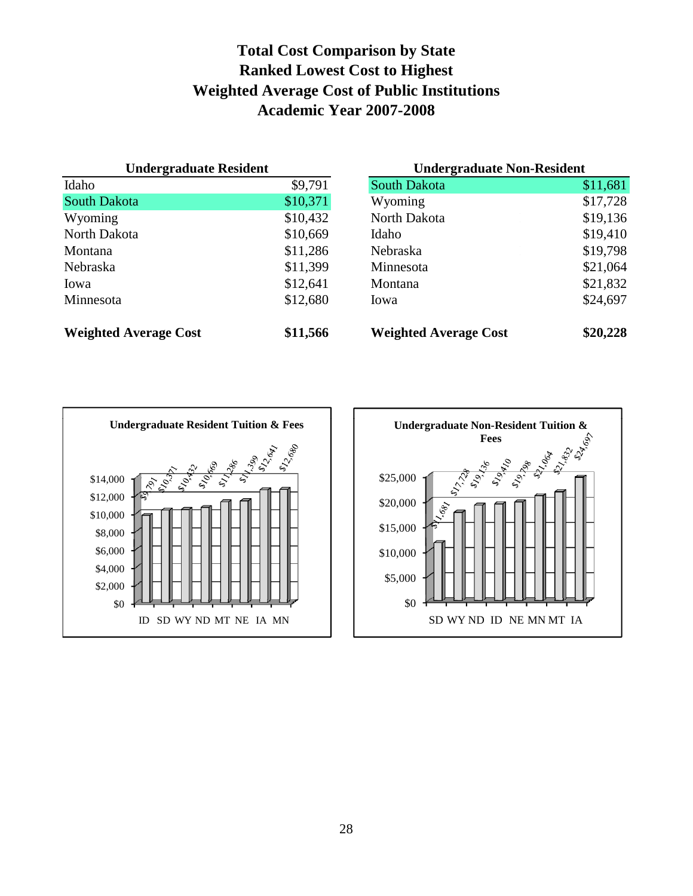# Total Cost Comparison by State
## Ranked Lowest Cost to Highest
## Weighted Average Cost of Public Institutions
## Academic Year 2007-2008

| Undergraduate Resident | |
|---|---|
| Idaho | $9,791 |
| South Dakota | $10,371 |
| Wyoming | $10,432 |
| North Dakota | $10,669 |
| Montana | $11,286 |
| Nebraska | $11,399 |
| Iowa | $12,641 |
| Minnesota | $12,680 |
| **Weighted Average Cost** | **$11,566** |

| Undergraduate Non-Resident | |
|---|---|
| South Dakota | $11,681 |
| Wyoming | $17,728 |
| North Dakota | $19,136 |
| Idaho | $19,410 |
| Nebraska | $19,798 |
| Minnesota | $21,064 |
| Montana | $21,832 |
| Iowa | $24,697 |
| **Weighted Average Cost** | **$20,228** |

**Undergraduate Resident Tuition & Fees**

| State | Cost |
|---|---|
| ID | $9,791 |
| SD | $10,371 |
| WY | $10,432 |
| ND | $10,669 |
| MT | $11,286 |
| NE | $11,399 |
| IA | $12,641 |
| MN | $12,680 |

**Undergraduate Non-Resident Tuition & Fees**

| State | Cost |
|---|---|
| SD | $11,681 |
| WY | $17,728 |
| ND | $19,136 |
| ID | $19,410 |
| NE | $19,798 |
| MN | $21,064 |
| MT | $21,832 |
| IA | $24,697 |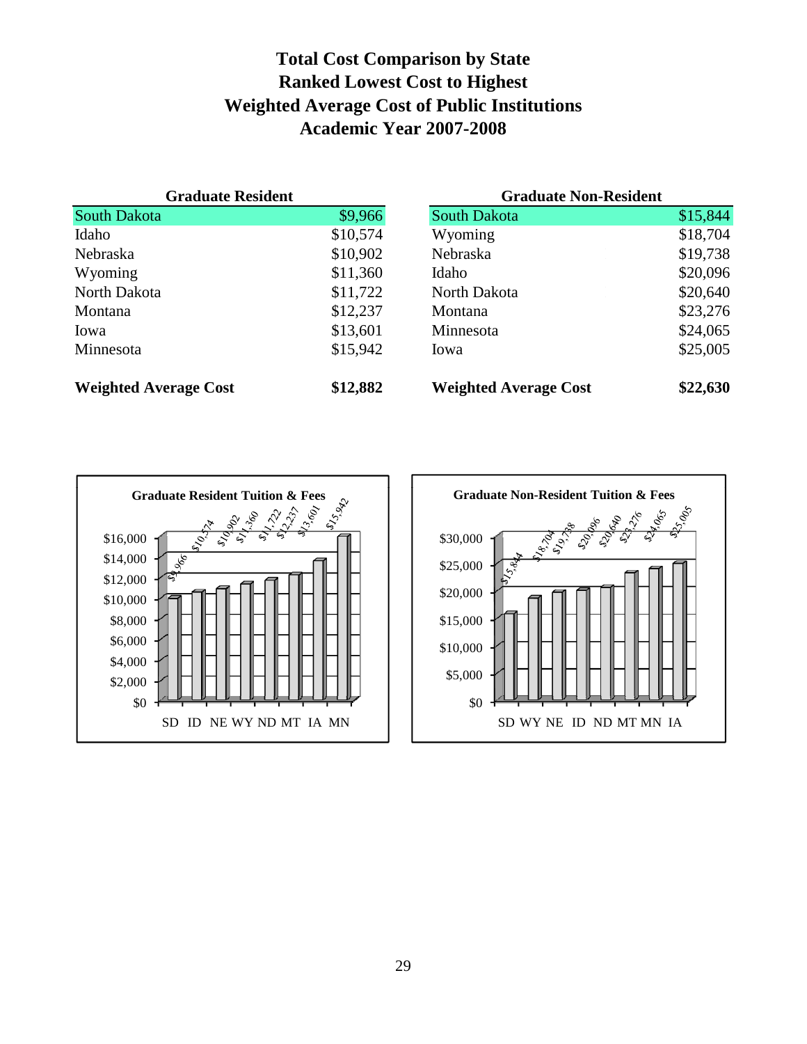# Total Cost Comparison by State
# Ranked Lowest Cost to Highest
# Weighted Average Cost of Public Institutions
# Academic Year 2007-2008

| Graduate Resident | |
|---|---|
| South Dakota | $9,966 |
| Idaho | $10,574 |
| Nebraska | $10,902 |
| Wyoming | $11,360 |
| North Dakota | $11,722 |
| Montana | $12,237 |
| Iowa | $13,601 |
| Minnesota | $15,942 |
| **Weighted Average Cost** | **$12,882** |

| Graduate Non-Resident | |
|---|---|
| South Dakota | $15,844 |
| Wyoming | $18,704 |
| Nebraska | $19,738 |
| Idaho | $20,096 |
| North Dakota | $20,640 |
| Montana | $23,276 |
| Minnesota | $24,065 |
| Iowa | $25,005 |
| **Weighted Average Cost** | **$22,630** |

**Graduate Resident Tuition & Fees**

| SD | ID | NE | WY | ND | MT | IA | MN |
|---|---|---|---|---|---|---|---|
| $9,966 | $10,574 | $10,902 | $11,360 | $11,722 | $12,237 | $13,601 | $15,942 |

**Graduate Non-Resident Tuition & Fees**

| SD | WY | NE | ID | ND | MT | MN | IA |
|---|---|---|---|---|---|---|---|
| $15,844 | $18,704 | $19,738 | $20,096 | $20,640 | $23,276 | $24,065 | $25,005 |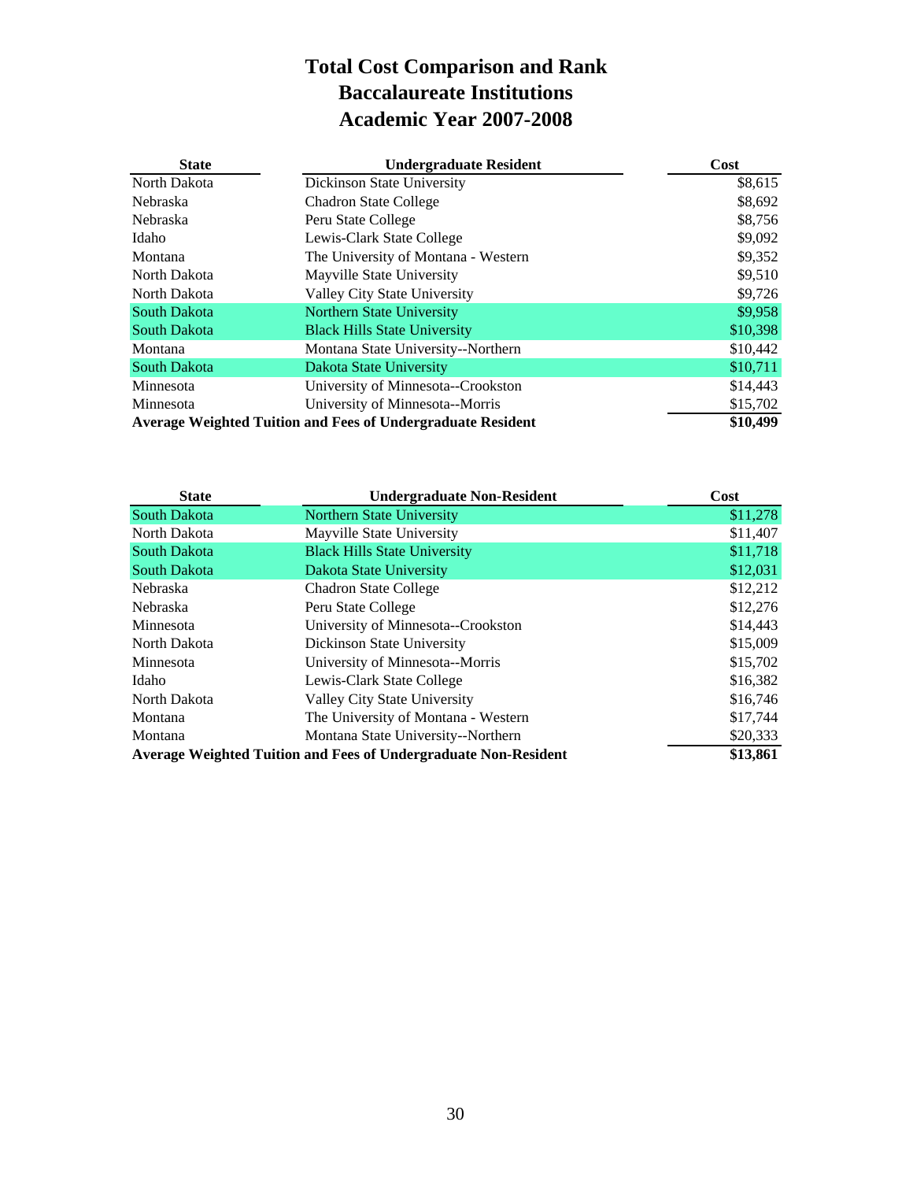# Total Cost Comparison and Rank
# Baccalaureate Institutions
# Academic Year 2007-2008

| State | Undergraduate Resident | Cost |
|---|---|---|
| North Dakota | Dickinson State University | $8,615 |
| Nebraska | Chadron State College | $8,692 |
| Nebraska | Peru State College | $8,756 |
| Idaho | Lewis-Clark State College | $9,092 |
| Montana | The University of Montana - Western | $9,352 |
| North Dakota | Mayville State University | $9,510 |
| North Dakota | Valley City State University | $9,726 |
| South Dakota | Northern State University | $9,958 |
| South Dakota | Black Hills State University | $10,398 |
| Montana | Montana State University--Northern | $10,442 |
| South Dakota | Dakota State University | $10,711 |
| Minnesota | University of Minnesota--Crookston | $14,443 |
| Minnesota | University of Minnesota--Morris | $15,702 |
| **Average Weighted Tuition and Fees of Undergraduate Resident** | | **$10,499** |

| State | Undergraduate Non-Resident | Cost |
|---|---|---|
| South Dakota | Northern State University | $11,278 |
| North Dakota | Mayville State University | $11,407 |
| South Dakota | Black Hills State University | $11,718 |
| South Dakota | Dakota State University | $12,031 |
| Nebraska | Chadron State College | $12,212 |
| Nebraska | Peru State College | $12,276 |
| Minnesota | University of Minnesota--Crookston | $14,443 |
| North Dakota | Dickinson State University | $15,009 |
| Minnesota | University of Minnesota--Morris | $15,702 |
| Idaho | Lewis-Clark State College | $16,382 |
| North Dakota | Valley City State University | $16,746 |
| Montana | The University of Montana - Western | $17,744 |
| Montana | Montana State University--Northern | $20,333 |
| **Average Weighted Tuition and Fees of Undergraduate Non-Resident** | | **$13,861** |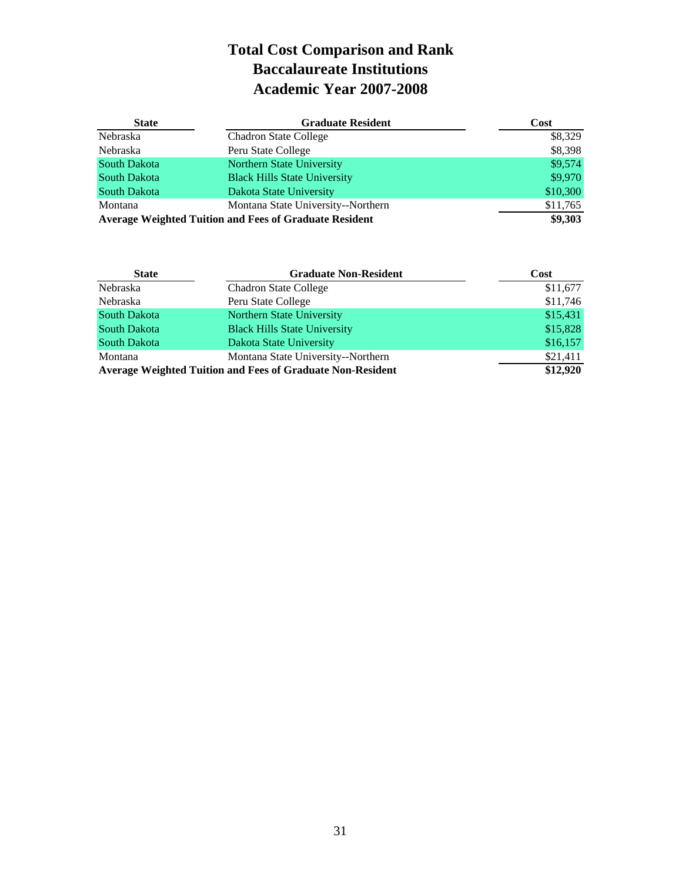# Total Cost Comparison and Rank
# Baccalaureate Institutions
# Academic Year 2007-2008

| State | Graduate Resident | Cost |
|---|---|---|
| Nebraska | Chadron State College | $8,329 |
| Nebraska | Peru State College | $8,398 |
| South Dakota | Northern State University | $9,574 |
| South Dakota | Black Hills State University | $9,970 |
| South Dakota | Dakota State University | $10,300 |
| Montana | Montana State University--Northern | $11,765 |
| **Average Weighted Tuition and Fees of Graduate Resident** | | **$9,303** |

| State | Graduate Non-Resident | Cost |
|---|---|---|
| Nebraska | Chadron State College | $11,677 |
| Nebraska | Peru State College | $11,746 |
| South Dakota | Northern State University | $15,431 |
| South Dakota | Black Hills State University | $15,828 |
| South Dakota | Dakota State University | $16,157 |
| Montana | Montana State University--Northern | $21,411 |
| **Average Weighted Tuition and Fees of Graduate Non-Resident** | | **$12,920** |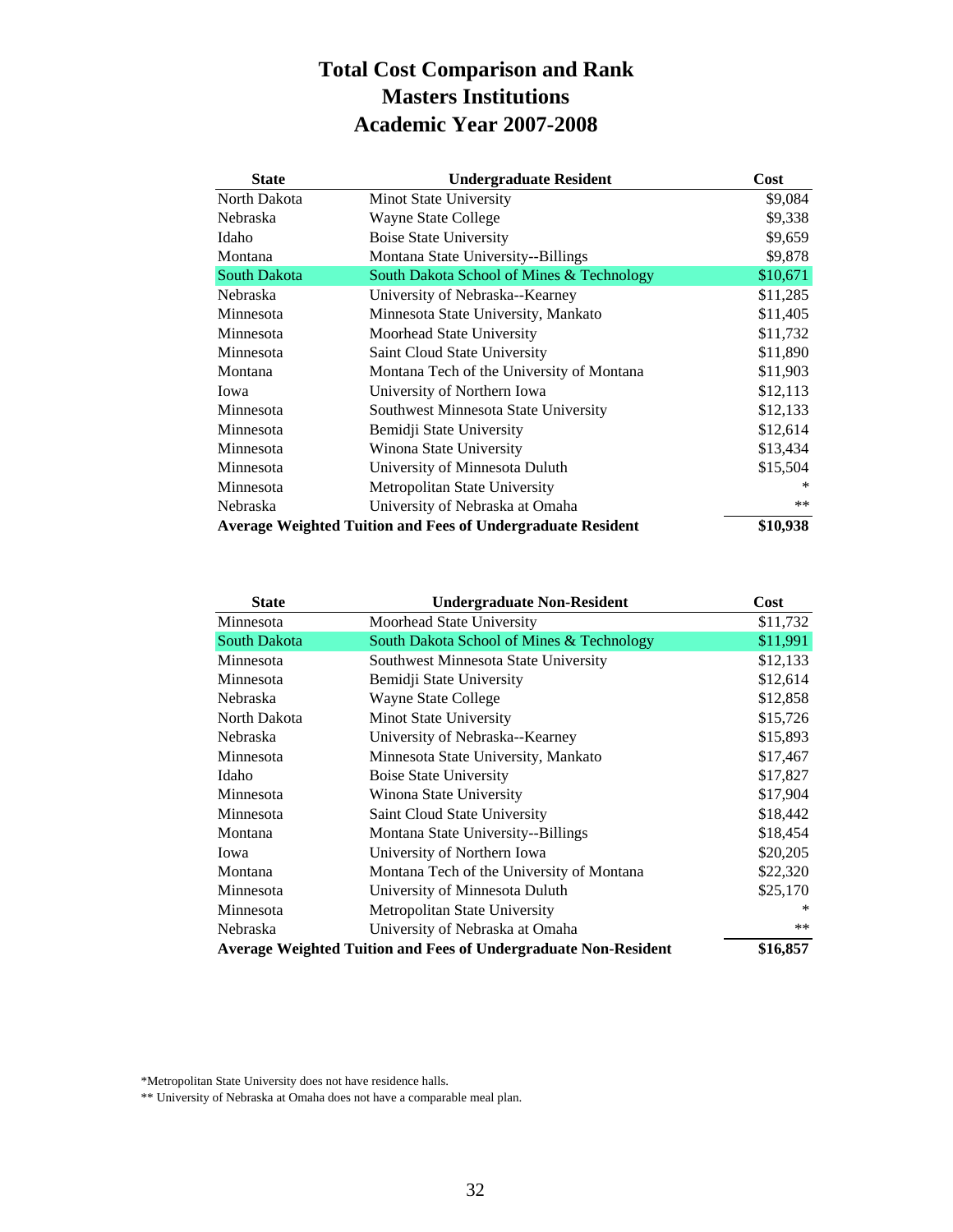# Total Cost Comparison and Rank
## Masters Institutions
## Academic Year 2007-2008

| State | Undergraduate Resident | Cost |
|---|---|---|
| North Dakota | Minot State University | $9,084 |
| Nebraska | Wayne State College | $9,338 |
| Idaho | Boise State University | $9,659 |
| Montana | Montana State University--Billings | $9,878 |
| South Dakota | South Dakota School of Mines & Technology | $10,671 |
| Nebraska | University of Nebraska--Kearney | $11,285 |
| Minnesota | Minnesota State University, Mankato | $11,405 |
| Minnesota | Moorhead State University | $11,732 |
| Minnesota | Saint Cloud State University | $11,890 |
| Montana | Montana Tech of the University of Montana | $11,903 |
| Iowa | University of Northern Iowa | $12,113 |
| Minnesota | Southwest Minnesota State University | $12,133 |
| Minnesota | Bemidji State University | $12,614 |
| Minnesota | Winona State University | $13,434 |
| Minnesota | University of Minnesota Duluth | $15,504 |
| Minnesota | Metropolitan State University | * |
| Nebraska | University of Nebraska at Omaha | ** |
| **Average Weighted Tuition and Fees of Undergraduate Resident** | | **$10,938** |

| State | Undergraduate Non-Resident | Cost |
|---|---|---|
| Minnesota | Moorhead State University | $11,732 |
| South Dakota | South Dakota School of Mines & Technology | $11,991 |
| Minnesota | Southwest Minnesota State University | $12,133 |
| Minnesota | Bemidji State University | $12,614 |
| Nebraska | Wayne State College | $12,858 |
| North Dakota | Minot State University | $15,726 |
| Nebraska | University of Nebraska--Kearney | $15,893 |
| Minnesota | Minnesota State University, Mankato | $17,467 |
| Idaho | Boise State University | $17,827 |
| Minnesota | Winona State University | $17,904 |
| Minnesota | Saint Cloud State University | $18,442 |
| Montana | Montana State University--Billings | $18,454 |
| Iowa | University of Northern Iowa | $20,205 |
| Montana | Montana Tech of the University of Montana | $22,320 |
| Minnesota | University of Minnesota Duluth | $25,170 |
| Minnesota | Metropolitan State University | * |
| Nebraska | University of Nebraska at Omaha | ** |
| **Average Weighted Tuition and Fees of Undergraduate Non-Resident** | | **$16,857** |

*Metropolitan State University does not have residence halls.

** University of Nebraska at Omaha does not have a comparable meal plan.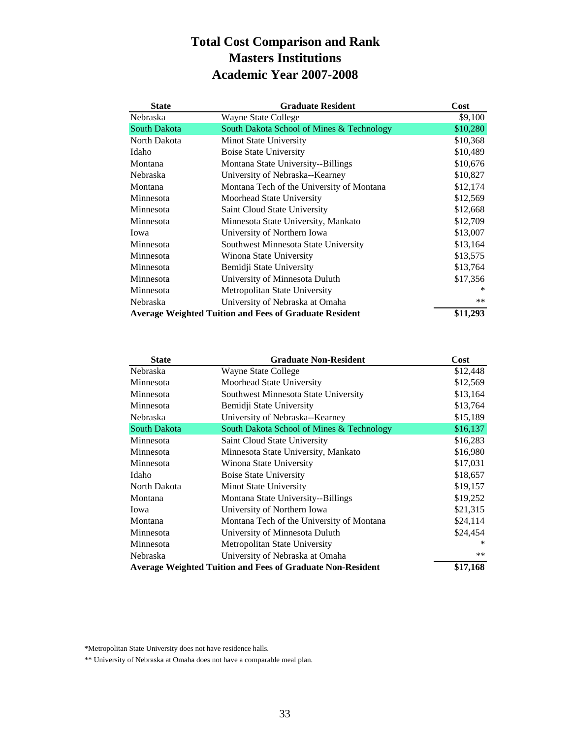# Total Cost Comparison and Rank
# Masters Institutions
# Academic Year 2007-2008

| State | Graduate Resident | Cost |
|---|---|---|
| Nebraska | Wayne State College | $9,100 |
| South Dakota | South Dakota School of Mines & Technology | $10,280 |
| North Dakota | Minot State University | $10,368 |
| Idaho | Boise State University | $10,489 |
| Montana | Montana State University--Billings | $10,676 |
| Nebraska | University of Nebraska--Kearney | $10,827 |
| Montana | Montana Tech of the University of Montana | $12,174 |
| Minnesota | Moorhead State University | $12,569 |
| Minnesota | Saint Cloud State University | $12,668 |
| Minnesota | Minnesota State University, Mankato | $12,709 |
| Iowa | University of Northern Iowa | $13,007 |
| Minnesota | Southwest Minnesota State University | $13,164 |
| Minnesota | Winona State University | $13,575 |
| Minnesota | Bemidji State University | $13,764 |
| Minnesota | University of Minnesota Duluth | $17,356 |
| Minnesota | Metropolitan State University | * |
| Nebraska | University of Nebraska at Omaha | ** |
| **Average Weighted Tuition and Fees of Graduate Resident** | | **$11,293** |

| State | Graduate Non-Resident | Cost |
|---|---|---|
| Nebraska | Wayne State College | $12,448 |
| Minnesota | Moorhead State University | $12,569 |
| Minnesota | Southwest Minnesota State University | $13,164 |
| Minnesota | Bemidji State University | $13,764 |
| Nebraska | University of Nebraska--Kearney | $15,189 |
| South Dakota | South Dakota School of Mines & Technology | $16,137 |
| Minnesota | Saint Cloud State University | $16,283 |
| Minnesota | Minnesota State University, Mankato | $16,980 |
| Minnesota | Winona State University | $17,031 |
| Idaho | Boise State University | $18,657 |
| North Dakota | Minot State University | $19,157 |
| Montana | Montana State University--Billings | $19,252 |
| Iowa | University of Northern Iowa | $21,315 |
| Montana | Montana Tech of the University of Montana | $24,114 |
| Minnesota | University of Minnesota Duluth | $24,454 |
| Minnesota | Metropolitan State University | * |
| Nebraska | University of Nebraska at Omaha | ** |
| **Average Weighted Tuition and Fees of Graduate Non-Resident** | | **$17,168** |

*Metropolitan State University does not have residence halls.

** University of Nebraska at Omaha does not have a comparable meal plan.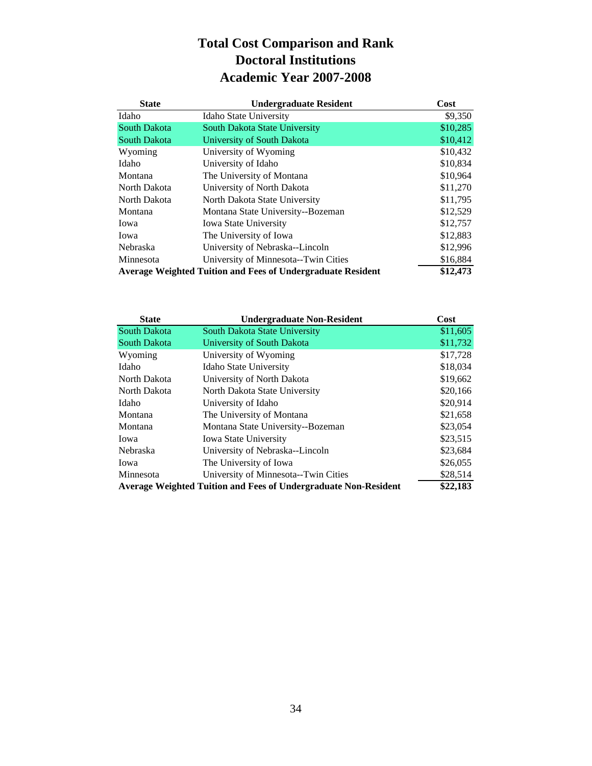# Total Cost Comparison and Rank
# Doctoral Institutions
# Academic Year 2007-2008

| State | Undergraduate Resident | Cost |
|---|---|---|
| Idaho | Idaho State University | $9,350 |
| South Dakota | South Dakota State University | $10,285 |
| South Dakota | University of South Dakota | $10,412 |
| Wyoming | University of Wyoming | $10,432 |
| Idaho | University of Idaho | $10,834 |
| Montana | The University of Montana | $10,964 |
| North Dakota | University of North Dakota | $11,270 |
| North Dakota | North Dakota State University | $11,795 |
| Montana | Montana State University--Bozeman | $12,529 |
| Iowa | Iowa State University | $12,757 |
| Iowa | The University of Iowa | $12,883 |
| Nebraska | University of Nebraska--Lincoln | $12,996 |
| Minnesota | University of Minnesota--Twin Cities | $16,884 |
| **Average Weighted Tuition and Fees of Undergraduate Resident** | | **$12,473** |

| State | Undergraduate Non-Resident | Cost |
|---|---|---|
| South Dakota | South Dakota State University | $11,605 |
| South Dakota | University of South Dakota | $11,732 |
| Wyoming | University of Wyoming | $17,728 |
| Idaho | Idaho State University | $18,034 |
| North Dakota | University of North Dakota | $19,662 |
| North Dakota | North Dakota State University | $20,166 |
| Idaho | University of Idaho | $20,914 |
| Montana | The University of Montana | $21,658 |
| Montana | Montana State University--Bozeman | $23,054 |
| Iowa | Iowa State University | $23,515 |
| Nebraska | University of Nebraska--Lincoln | $23,684 |
| Iowa | The University of Iowa | $26,055 |
| Minnesota | University of Minnesota--Twin Cities | $28,514 |
| **Average Weighted Tuition and Fees of Undergraduate Non-Resident** | | **$22,183** |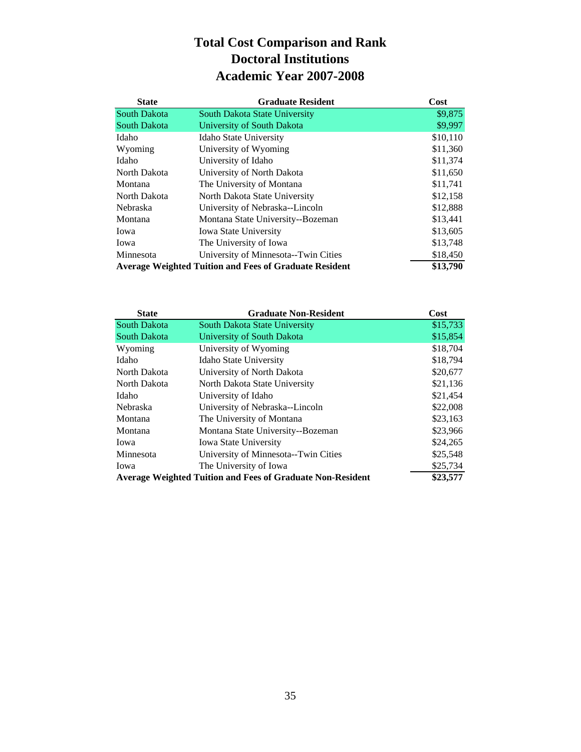# Total Cost Comparison and Rank
# Doctoral Institutions
# Academic Year 2007-2008

| State | Graduate Resident | Cost |
|---|---|---|
| South Dakota | South Dakota State University | $9,875 |
| South Dakota | University of South Dakota | $9,997 |
| Idaho | Idaho State University | $10,110 |
| Wyoming | University of Wyoming | $11,360 |
| Idaho | University of Idaho | $11,374 |
| North Dakota | University of North Dakota | $11,650 |
| Montana | The University of Montana | $11,741 |
| North Dakota | North Dakota State University | $12,158 |
| Nebraska | University of Nebraska--Lincoln | $12,888 |
| Montana | Montana State University--Bozeman | $13,441 |
| Iowa | Iowa State University | $13,605 |
| Iowa | The University of Iowa | $13,748 |
| Minnesota | University of Minnesota--Twin Cities | $18,450 |
| **Average Weighted Tuition and Fees of Graduate Resident** | | **$13,790** |

| State | Graduate Non-Resident | Cost |
|---|---|---|
| South Dakota | South Dakota State University | $15,733 |
| South Dakota | University of South Dakota | $15,854 |
| Wyoming | University of Wyoming | $18,704 |
| Idaho | Idaho State University | $18,794 |
| North Dakota | University of North Dakota | $20,677 |
| North Dakota | North Dakota State University | $21,136 |
| Idaho | University of Idaho | $21,454 |
| Nebraska | University of Nebraska--Lincoln | $22,008 |
| Montana | The University of Montana | $23,163 |
| Montana | Montana State University--Bozeman | $23,966 |
| Iowa | Iowa State University | $24,265 |
| Minnesota | University of Minnesota--Twin Cities | $25,548 |
| Iowa | The University of Iowa | $25,734 |
| **Average Weighted Tuition and Fees of Graduate Non-Resident** | | **$23,577** |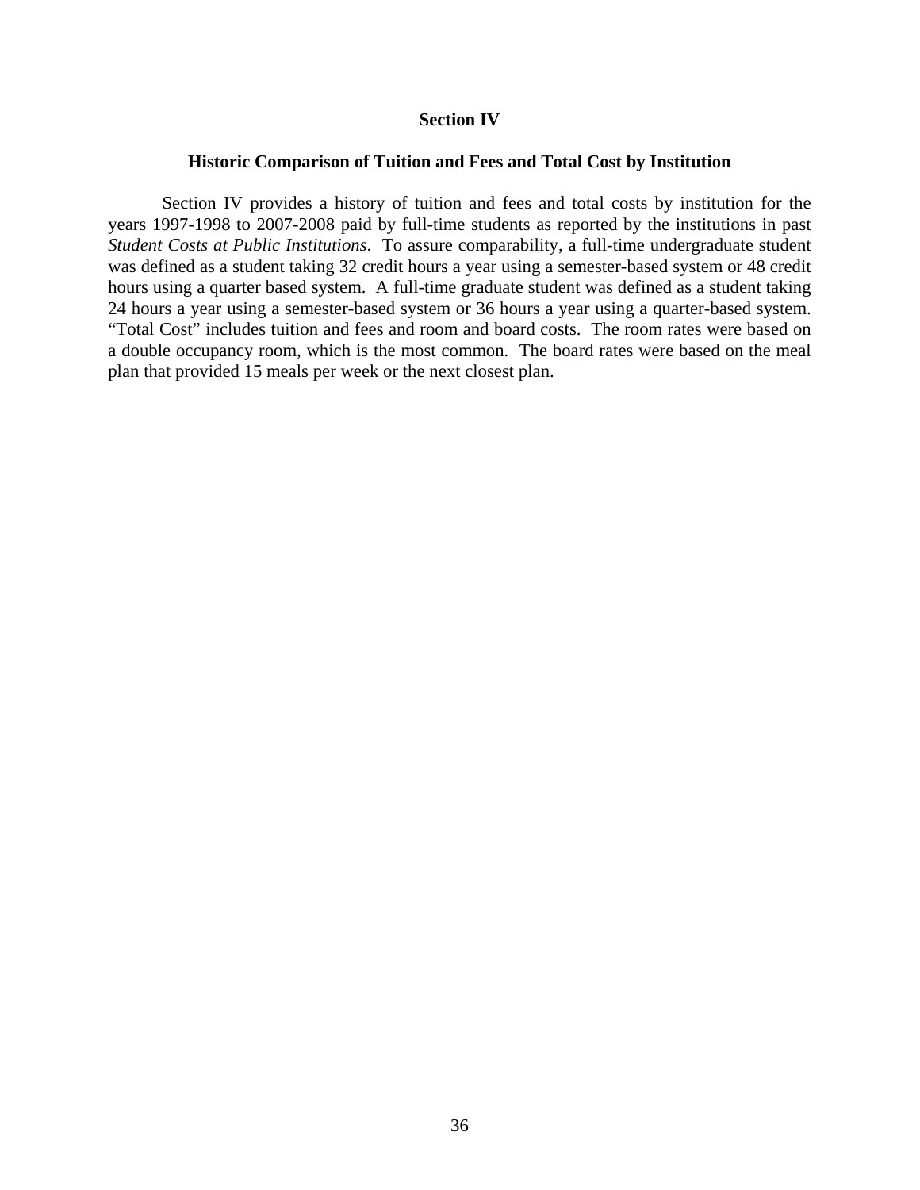## Section IV

### Historic Comparison of Tuition and Fees and Total Cost by Institution

Section IV provides a history of tuition and fees and total costs by institution for the years 1997-1998 to 2007-2008 paid by full-time students as reported by the institutions in past *Student Costs at Public Institutions*. To assure comparability, a full-time undergraduate student was defined as a student taking 32 credit hours a year using a semester-based system or 48 credit hours using a quarter based system. A full-time graduate student was defined as a student taking 24 hours a year using a semester-based system or 36 hours a year using a quarter-based system. "Total Cost" includes tuition and fees and room and board costs. The room rates were based on a double occupancy room, which is the most common. The board rates were based on the meal plan that provided 15 meals per week or the next closest plan.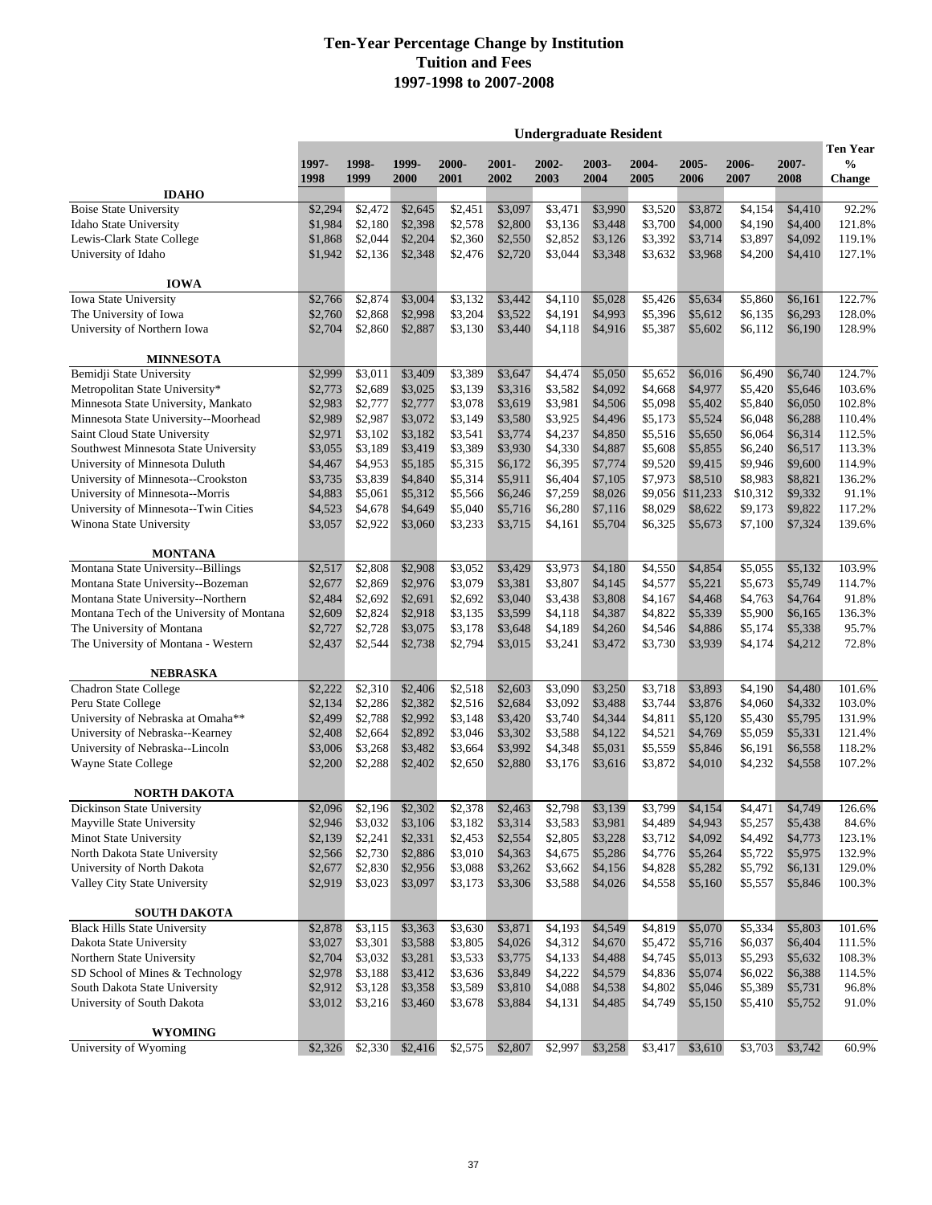# Ten-Year Percentage Change by Institution
## Tuition and Fees
## 1997-1998 to 2007-2008

| | Undergraduate Resident | | | | | | | | | | | |
|---|---|---|---|---|---|---|---|---|---|---|---|---|
| | 1997-1998 | 1998-1999 | 1999-2000 | 2000-2001 | 2001-2002 | 2002-2003 | 2003-2004 | 2004-2005 | 2005-2006 | 2006-2007 | 2007-2008 | Ten Year % Change |
| **IDAHO** | | | | | | | | | | | | |
| Boise State University | $2,294 | $2,472 | $2,645 | $2,451 | $3,097 | $3,471 | $3,990 | $3,520 | $3,872 | $4,154 | $4,410 | 92.2% |
| Idaho State University | $1,984 | $2,180 | $2,398 | $2,578 | $2,800 | $3,136 | $3,448 | $3,700 | $4,000 | $4,190 | $4,400 | 121.8% |
| Lewis-Clark State College | $1,868 | $2,044 | $2,204 | $2,360 | $2,550 | $2,852 | $3,126 | $3,392 | $3,714 | $3,897 | $4,092 | 119.1% |
| University of Idaho | $1,942 | $2,136 | $2,348 | $2,476 | $2,720 | $3,044 | $3,348 | $3,632 | $3,968 | $4,200 | $4,410 | 127.1% |
| **IOWA** | | | | | | | | | | | | |
| Iowa State University | $2,766 | $2,874 | $3,004 | $3,132 | $3,442 | $4,110 | $5,028 | $5,426 | $5,634 | $5,860 | $6,161 | 122.7% |
| The University of Iowa | $2,760 | $2,868 | $2,998 | $3,204 | $3,522 | $4,191 | $4,993 | $5,396 | $5,612 | $6,135 | $6,293 | 128.0% |
| University of Northern Iowa | $2,704 | $2,860 | $2,887 | $3,130 | $3,440 | $4,118 | $4,916 | $5,387 | $5,602 | $6,112 | $6,190 | 128.9% |
| **MINNESOTA** | | | | | | | | | | | | |
| Bemidji State University | $2,999 | $3,011 | $3,409 | $3,389 | $3,647 | $4,474 | $5,050 | $5,652 | $6,016 | $6,490 | $6,740 | 124.7% |
| Metropolitan State University* | $2,773 | $2,689 | $3,025 | $3,139 | $3,316 | $3,582 | $4,092 | $4,668 | $4,977 | $5,420 | $5,646 | 103.6% |
| Minnesota State University, Mankato | $2,983 | $2,777 | $2,777 | $3,078 | $3,619 | $3,981 | $4,506 | $5,098 | $5,402 | $5,840 | $6,050 | 102.8% |
| Minnesota State University--Moorhead | $2,989 | $2,987 | $3,072 | $3,149 | $3,580 | $3,925 | $4,496 | $5,173 | $5,524 | $6,048 | $6,288 | 110.4% |
| Saint Cloud State University | $2,971 | $3,102 | $3,182 | $3,541 | $3,774 | $4,237 | $4,850 | $5,516 | $5,650 | $6,064 | $6,314 | 112.5% |
| Southwest Minnesota State University | $3,055 | $3,189 | $3,419 | $3,389 | $3,930 | $4,330 | $4,887 | $5,608 | $5,855 | $6,240 | $6,517 | 113.3% |
| University of Minnesota Duluth | $4,467 | $4,953 | $5,185 | $5,315 | $6,172 | $6,395 | $7,774 | $9,520 | $9,415 | $9,946 | $9,600 | 114.9% |
| University of Minnesota--Crookston | $3,735 | $3,839 | $4,840 | $5,314 | $5,911 | $6,404 | $7,105 | $7,973 | $8,510 | $8,983 | $8,821 | 136.2% |
| University of Minnesota--Morris | $4,883 | $5,061 | $5,312 | $5,566 | $6,246 | $7,259 | $8,026 | $9,056 | $11,233 | $10,312 | $9,332 | 91.1% |
| University of Minnesota--Twin Cities | $4,523 | $4,678 | $4,649 | $5,040 | $5,716 | $6,280 | $7,116 | $8,029 | $8,622 | $9,173 | $9,822 | 117.2% |
| Winona State University | $3,057 | $2,922 | $3,060 | $3,233 | $3,715 | $4,161 | $5,704 | $6,325 | $5,673 | $7,100 | $7,324 | 139.6% |
| **MONTANA** | | | | | | | | | | | | |
| Montana State University--Billings | $2,517 | $2,808 | $2,908 | $3,052 | $3,429 | $3,973 | $4,180 | $4,550 | $4,854 | $5,055 | $5,132 | 103.9% |
| Montana State University--Bozeman | $2,677 | $2,869 | $2,976 | $3,079 | $3,381 | $3,807 | $4,145 | $4,577 | $5,221 | $5,673 | $5,749 | 114.7% |
| Montana State University--Northern | $2,484 | $2,692 | $2,691 | $2,692 | $3,040 | $3,438 | $3,808 | $4,167 | $4,468 | $4,763 | $4,764 | 91.8% |
| Montana Tech of the University of Montana | $2,609 | $2,824 | $2,918 | $3,135 | $3,599 | $4,118 | $4,387 | $4,822 | $5,339 | $5,900 | $6,165 | 136.3% |
| The University of Montana | $2,727 | $2,728 | $3,075 | $3,178 | $3,648 | $4,189 | $4,260 | $4,546 | $4,886 | $5,174 | $5,338 | 95.7% |
| The University of Montana - Western | $2,437 | $2,544 | $2,738 | $2,794 | $3,015 | $3,241 | $3,472 | $3,730 | $3,939 | $4,174 | $4,212 | 72.8% |
| **NEBRASKA** | | | | | | | | | | | | |
| Chadron State College | $2,222 | $2,310 | $2,406 | $2,518 | $2,603 | $3,090 | $3,250 | $3,718 | $3,893 | $4,190 | $4,480 | 101.6% |
| Peru State College | $2,134 | $2,286 | $2,382 | $2,516 | $2,684 | $3,092 | $3,488 | $3,744 | $3,876 | $4,060 | $4,332 | 103.0% |
| University of Nebraska at Omaha** | $2,499 | $2,788 | $2,992 | $3,148 | $3,420 | $3,740 | $4,344 | $4,811 | $5,120 | $5,430 | $5,795 | 131.9% |
| University of Nebraska--Kearney | $2,408 | $2,664 | $2,892 | $3,046 | $3,302 | $3,588 | $4,122 | $4,521 | $4,769 | $5,059 | $5,331 | 121.4% |
| University of Nebraska--Lincoln | $3,006 | $3,268 | $3,482 | $3,664 | $3,992 | $4,348 | $5,031 | $5,559 | $5,846 | $6,191 | $6,558 | 118.2% |
| Wayne State College | $2,200 | $2,288 | $2,402 | $2,650 | $2,880 | $3,176 | $3,616 | $3,872 | $4,010 | $4,232 | $4,558 | 107.2% |
| **NORTH DAKOTA** | | | | | | | | | | | | |
| Dickinson State University | $2,096 | $2,196 | $2,302 | $2,378 | $2,463 | $2,798 | $3,139 | $3,799 | $4,154 | $4,471 | $4,749 | 126.6% |
| Mayville State University | $2,946 | $3,032 | $3,106 | $3,182 | $3,314 | $3,583 | $3,981 | $4,489 | $4,943 | $5,257 | $5,438 | 84.6% |
| Minot State University | $2,139 | $2,241 | $2,331 | $2,453 | $2,554 | $2,805 | $3,228 | $3,712 | $4,092 | $4,492 | $4,773 | 123.1% |
| North Dakota State University | $2,566 | $2,730 | $2,886 | $3,010 | $4,363 | $4,675 | $5,286 | $4,776 | $5,264 | $5,722 | $5,975 | 132.9% |
| University of North Dakota | $2,677 | $2,830 | $2,956 | $3,088 | $3,262 | $3,662 | $4,156 | $4,828 | $5,282 | $5,792 | $6,131 | 129.0% |
| Valley City State University | $2,919 | $3,023 | $3,097 | $3,173 | $3,306 | $3,588 | $4,026 | $4,558 | $5,160 | $5,557 | $5,846 | 100.3% |
| **SOUTH DAKOTA** | | | | | | | | | | | | |
| Black Hills State University | $2,878 | $3,115 | $3,363 | $3,630 | $3,871 | $4,193 | $4,549 | $4,819 | $5,070 | $5,334 | $5,803 | 101.6% |
| Dakota State University | $3,027 | $3,301 | $3,588 | $3,805 | $4,026 | $4,312 | $4,670 | $5,472 | $5,716 | $6,037 | $6,404 | 111.5% |
| Northern State University | $2,704 | $3,032 | $3,281 | $3,533 | $3,775 | $4,133 | $4,488 | $4,745 | $5,013 | $5,293 | $5,632 | 108.3% |
| SD School of Mines & Technology | $2,978 | $3,188 | $3,412 | $3,636 | $3,849 | $4,222 | $4,579 | $4,836 | $5,074 | $6,022 | $6,388 | 114.5% |
| South Dakota State University | $2,912 | $3,128 | $3,358 | $3,589 | $3,810 | $4,088 | $4,538 | $4,802 | $5,046 | $5,389 | $5,731 | 96.8% |
| University of South Dakota | $3,012 | $3,216 | $3,460 | $3,678 | $3,884 | $4,131 | $4,485 | $4,749 | $5,150 | $5,410 | $5,752 | 91.0% |
| **WYOMING** | | | | | | | | | | | | |
| University of Wyoming | $2,326 | $2,330 | $2,416 | $2,575 | $2,807 | $2,997 | $3,258 | $3,417 | $3,610 | $3,703 | $3,742 | 60.9% |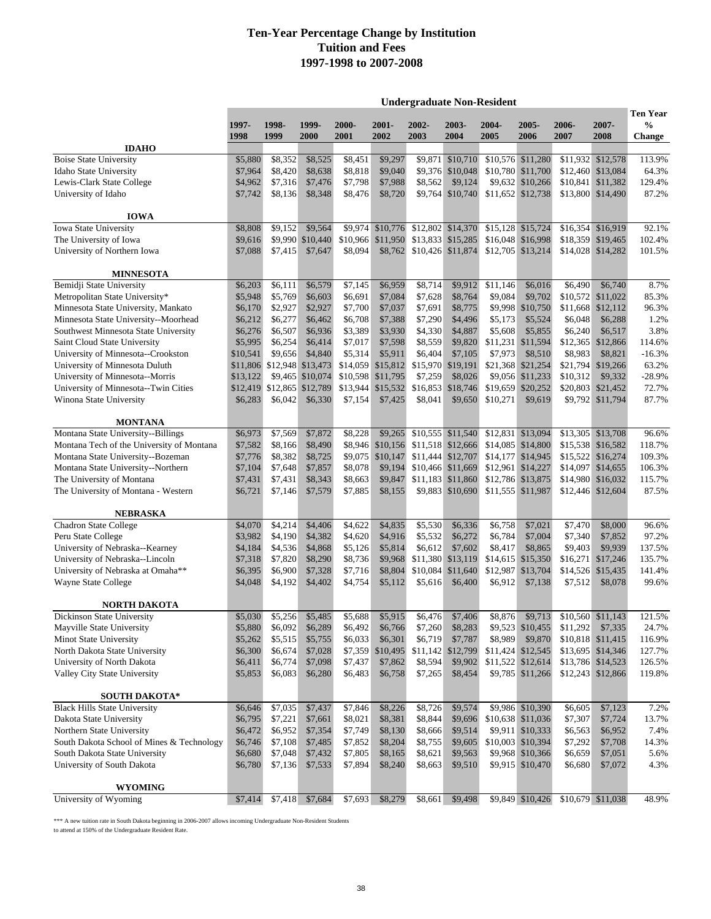# Ten-Year Percentage Change by Institution
## Tuition and Fees
## 1997-1998 to 2007-2008

| | Undergraduate Non-Resident | | | | | | | | | | | |
|---|---|---|---|---|---|---|---|---|---|---|---|---|
| | 1997-1998 | 1998-1999 | 1999-2000 | 2000-2001 | 2001-2002 | 2002-2003 | 2003-2004 | 2004-2005 | 2005-2006 | 2006-2007 | 2007-2008 | Ten Year % Change |
| **IDAHO** | | | | | | | | | | | | |
| Boise State University | $5,880 | $8,352 | $8,525 | $8,451 | $9,297 | $9,871 | $10,710 | $10,576 | $11,280 | $11,932 | $12,578 | 113.9% |
| Idaho State University | $7,964 | $8,420 | $8,638 | $8,818 | $9,040 | $9,376 | $10,048 | $10,780 | $11,700 | $12,460 | $13,084 | 64.3% |
| Lewis-Clark State College | $4,962 | $7,316 | $7,476 | $7,798 | $7,988 | $8,562 | $9,124 | $9,632 | $10,266 | $10,841 | $11,382 | 129.4% |
| University of Idaho | $7,742 | $8,136 | $8,348 | $8,476 | $8,720 | $9,764 | $10,740 | $11,652 | $12,738 | $13,800 | $14,490 | 87.2% |
| **IOWA** | | | | | | | | | | | | |
| Iowa State University | $8,808 | $9,152 | $9,564 | $9,974 | $10,776 | $12,802 | $14,370 | $15,128 | $15,724 | $16,354 | $16,919 | 92.1% |
| The University of Iowa | $9,616 | $9,990 | $10,440 | $10,966 | $11,950 | $13,833 | $15,285 | $16,048 | $16,998 | $18,359 | $19,465 | 102.4% |
| University of Northern Iowa | $7,088 | $7,415 | $7,647 | $8,094 | $8,762 | $10,426 | $11,874 | $12,705 | $13,214 | $14,028 | $14,282 | 101.5% |
| **MINNESOTA** | | | | | | | | | | | | |
| Bemidji State University | $6,203 | $6,111 | $6,579 | $7,145 | $6,959 | $8,714 | $9,912 | $11,146 | $6,016 | $6,490 | $6,740 | 8.7% |
| Metropolitan State University* | $5,948 | $5,769 | $6,603 | $6,691 | $7,084 | $7,628 | $8,764 | $9,084 | $9,702 | $10,572 | $11,022 | 85.3% |
| Minnesota State University, Mankato | $6,170 | $2,927 | $2,927 | $7,700 | $7,037 | $7,691 | $8,775 | $9,998 | $10,750 | $11,668 | $12,112 | 96.3% |
| Minnesota State University--Moorhead | $6,212 | $6,277 | $6,462 | $6,708 | $7,388 | $7,290 | $4,496 | $5,173 | $5,524 | $6,048 | $6,288 | 1.2% |
| Southwest Minnesota State University | $6,276 | $6,507 | $6,936 | $3,389 | $3,930 | $4,330 | $4,887 | $5,608 | $5,855 | $6,240 | $6,517 | 3.8% |
| Saint Cloud State University | $5,995 | $6,254 | $6,414 | $7,017 | $7,598 | $8,559 | $9,820 | $11,231 | $11,594 | $12,365 | $12,866 | 114.6% |
| University of Minnesota--Crookston | $10,541 | $9,656 | $4,840 | $5,314 | $5,911 | $6,404 | $7,105 | $7,973 | $8,510 | $8,983 | $8,821 | -16.3% |
| University of Minnesota Duluth | $11,806 | $12,948 | $13,473 | $14,059 | $15,812 | $15,970 | $19,191 | $21,368 | $21,254 | $21,794 | $19,266 | 63.2% |
| University of Minnesota--Morris | $13,122 | $9,465 | $10,074 | $10,598 | $11,795 | $7,259 | $8,026 | $9,056 | $11,233 | $10,312 | $9,332 | -28.9% |
| University of Minnesota--Twin Cities | $12,419 | $12,865 | $12,789 | $13,944 | $15,532 | $16,853 | $18,746 | $19,659 | $20,252 | $20,803 | $21,452 | 72.7% |
| Winona State University | $6,283 | $6,042 | $6,330 | $7,154 | $7,425 | $8,041 | $9,650 | $10,271 | $9,619 | $9,792 | $11,794 | 87.7% |
| **MONTANA** | | | | | | | | | | | | |
| Montana State University--Billings | $6,973 | $7,569 | $7,872 | $8,228 | $9,265 | $10,555 | $11,540 | $12,831 | $13,094 | $13,305 | $13,708 | 96.6% |
| Montana Tech of the University of Montana | $7,582 | $8,166 | $8,490 | $8,946 | $10,156 | $11,518 | $12,666 | $14,085 | $14,800 | $15,538 | $16,582 | 118.7% |
| Montana State University--Bozeman | $7,776 | $8,382 | $8,725 | $9,075 | $10,147 | $11,444 | $12,707 | $14,177 | $14,945 | $15,522 | $16,274 | 109.3% |
| Montana State University--Northern | $7,104 | $7,648 | $7,857 | $8,078 | $9,194 | $10,466 | $11,669 | $12,961 | $14,227 | $14,097 | $14,655 | 106.3% |
| The University of Montana | $7,431 | $7,431 | $8,343 | $8,663 | $9,847 | $11,183 | $11,860 | $12,786 | $13,875 | $14,980 | $16,032 | 115.7% |
| The University of Montana - Western | $6,721 | $7,146 | $7,579 | $7,885 | $8,155 | $9,883 | $10,690 | $11,555 | $11,987 | $12,446 | $12,604 | 87.5% |
| **NEBRASKA** | | | | | | | | | | | | |
| Chadron State College | $4,070 | $4,214 | $4,406 | $4,622 | $4,835 | $5,530 | $6,336 | $6,758 | $7,021 | $7,470 | $8,000 | 96.6% |
| Peru State College | $3,982 | $4,190 | $4,382 | $4,620 | $4,916 | $5,532 | $6,272 | $6,784 | $7,004 | $7,340 | $7,852 | 97.2% |
| University of Nebraska--Kearney | $4,184 | $4,536 | $4,868 | $5,126 | $5,814 | $6,612 | $7,602 | $8,417 | $8,865 | $9,403 | $9,939 | 137.5% |
| University of Nebraska--Lincoln | $7,318 | $7,820 | $8,290 | $8,736 | $9,968 | $11,380 | $13,119 | $14,615 | $15,350 | $16,271 | $17,246 | 135.7% |
| University of Nebraska at Omaha** | $6,395 | $6,900 | $7,328 | $7,716 | $8,804 | $10,084 | $11,640 | $12,987 | $13,704 | $14,526 | $15,435 | 141.4% |
| Wayne State College | $4,048 | $4,192 | $4,402 | $4,754 | $5,112 | $5,616 | $6,400 | $6,912 | $7,138 | $7,512 | $8,078 | 99.6% |
| **NORTH DAKOTA** | | | | | | | | | | | | |
| Dickinson State University | $5,030 | $5,256 | $5,485 | $5,688 | $5,915 | $6,476 | $7,406 | $8,876 | $9,713 | $10,560 | $11,143 | 121.5% |
| Mayville State University | $5,880 | $6,092 | $6,289 | $6,492 | $6,766 | $7,260 | $8,283 | $9,523 | $10,455 | $11,292 | $7,335 | 24.7% |
| Minot State University | $5,262 | $5,515 | $5,755 | $6,033 | $6,301 | $6,719 | $7,787 | $8,989 | $9,870 | $10,818 | $11,415 | 116.9% |
| North Dakota State University | $6,300 | $6,674 | $7,028 | $7,359 | $10,495 | $11,142 | $12,799 | $11,424 | $12,545 | $13,695 | $14,346 | 127.7% |
| University of North Dakota | $6,411 | $6,774 | $7,098 | $7,437 | $7,862 | $8,594 | $9,902 | $11,522 | $12,614 | $13,786 | $14,523 | 126.5% |
| Valley City State University | $5,853 | $6,083 | $6,280 | $6,483 | $6,758 | $7,265 | $8,454 | $9,785 | $11,266 | $12,243 | $12,866 | 119.8% |
| **SOUTH DAKOTA*** | | | | | | | | | | | | |
| Black Hills State University | $6,646 | $7,035 | $7,437 | $7,846 | $8,226 | $8,726 | $9,574 | $9,986 | $10,390 | $6,605 | $7,123 | 7.2% |
| Dakota State University | $6,795 | $7,221 | $7,661 | $8,021 | $8,381 | $8,844 | $9,696 | $10,638 | $11,036 | $7,307 | $7,724 | 13.7% |
| Northern State University | $6,472 | $6,952 | $7,354 | $7,749 | $8,130 | $8,666 | $9,514 | $9,911 | $10,333 | $6,563 | $6,952 | 7.4% |
| South Dakota School of Mines & Technology | $6,746 | $7,108 | $7,485 | $7,852 | $8,204 | $8,755 | $9,605 | $10,003 | $10,394 | $7,292 | $7,708 | 14.3% |
| South Dakota State University | $6,680 | $7,048 | $7,432 | $7,805 | $8,165 | $8,621 | $9,563 | $9,968 | $10,366 | $6,659 | $7,051 | 5.6% |
| University of South Dakota | $6,780 | $7,136 | $7,533 | $7,894 | $8,240 | $8,663 | $9,510 | $9,915 | $10,470 | $6,680 | $7,072 | 4.3% |
| **WYOMING** | | | | | | | | | | | | |
| University of Wyoming | $7,414 | $7,418 | $7,684 | $7,693 | $8,279 | $8,661 | $9,498 | $9,849 | $10,426 | $10,679 | $11,038 | 48.9% |

*** A new tuition rate in South Dakota beginning in 2006-2007 allows incoming Undergraduate Non-Resident Students to attend at 150% of the Undergraduate Resident Rate.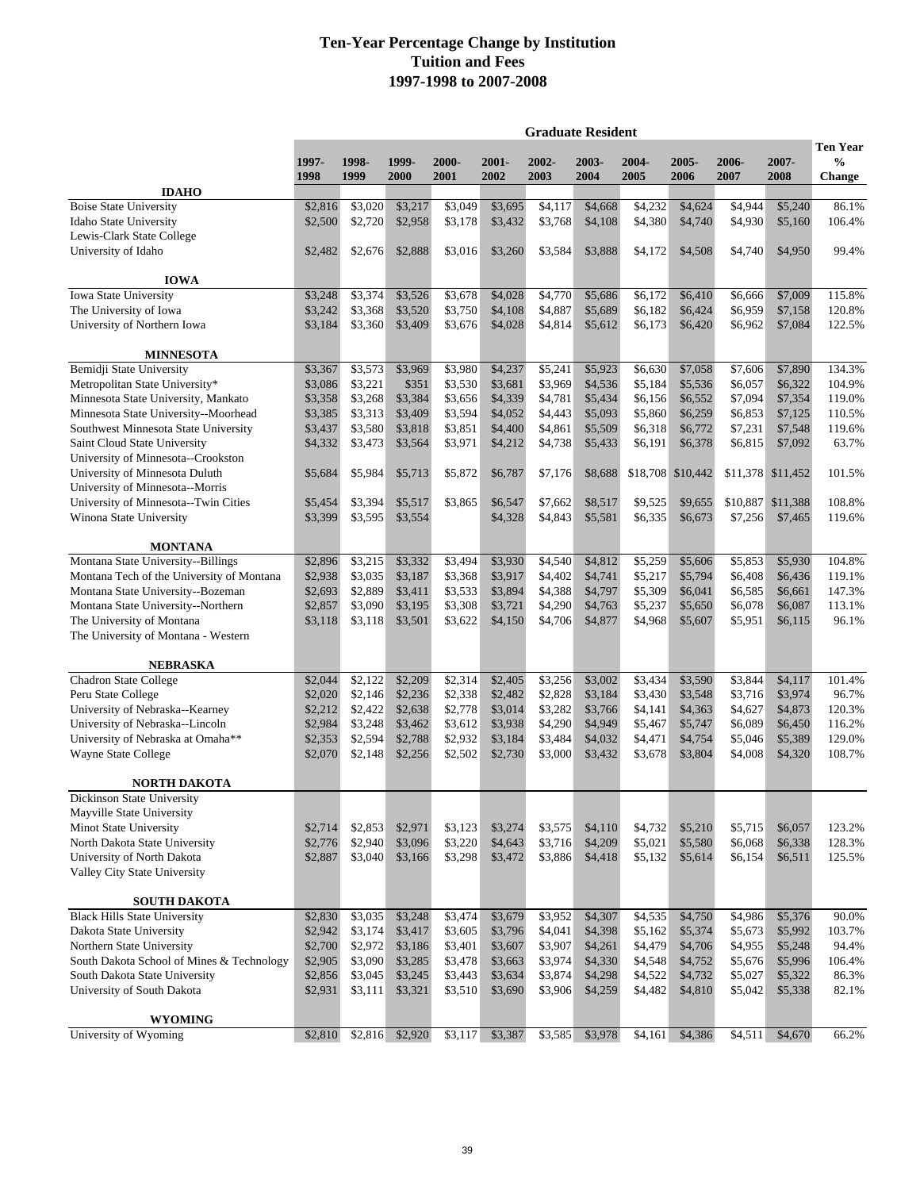# Ten-Year Percentage Change by Institution
## Tuition and Fees
## 1997-1998 to 2007-2008

| | Graduate Resident | | | | | | | | | | | |
|---|---|---|---|---|---|---|---|---|---|---|---|---|
| | 1997-1998 | 1998-1999 | 1999-2000 | 2000-2001 | 2001-2002 | 2002-2003 | 2003-2004 | 2004-2005 | 2005-2006 | 2006-2007 | 2007-2008 | Ten Year % Change |
| **IDAHO** | | | | | | | | | | | | |
| Boise State University | $2,816 | $3,020 | $3,217 | $3,049 | $3,695 | $4,117 | $4,668 | $4,232 | $4,624 | $4,944 | $5,240 | 86.1% |
| Idaho State University | $2,500 | $2,720 | $2,958 | $3,178 | $3,432 | $3,768 | $4,108 | $4,380 | $4,740 | $4,930 | $5,160 | 106.4% |
| Lewis-Clark State College | | | | | | | | | | | | |
| University of Idaho | $2,482 | $2,676 | $2,888 | $3,016 | $3,260 | $3,584 | $3,888 | $4,172 | $4,508 | $4,740 | $4,950 | 99.4% |
| **IOWA** | | | | | | | | | | | | |
| Iowa State University | $3,248 | $3,374 | $3,526 | $3,678 | $4,028 | $4,770 | $5,686 | $6,172 | $6,410 | $6,666 | $7,009 | 115.8% |
| The University of Iowa | $3,242 | $3,368 | $3,520 | $3,750 | $4,108 | $4,887 | $5,689 | $6,182 | $6,424 | $6,959 | $7,158 | 120.8% |
| University of Northern Iowa | $3,184 | $3,360 | $3,409 | $3,676 | $4,028 | $4,814 | $5,612 | $6,173 | $6,420 | $6,962 | $7,084 | 122.5% |
| **MINNESOTA** | | | | | | | | | | | | |
| Bemidji State University | $3,367 | $3,573 | $3,969 | $3,980 | $4,237 | $5,241 | $5,923 | $6,630 | $7,058 | $7,606 | $7,890 | 134.3% |
| Metropolitan State University* | $3,086 | $3,221 | $351 | $3,530 | $3,681 | $3,969 | $4,536 | $5,184 | $5,536 | $6,057 | $6,322 | 104.9% |
| Minnesota State University, Mankato | $3,358 | $3,268 | $3,384 | $3,656 | $4,339 | $4,781 | $5,434 | $6,156 | $6,552 | $7,094 | $7,354 | 119.0% |
| Minnesota State University--Moorhead | $3,385 | $3,313 | $3,409 | $3,594 | $4,052 | $4,443 | $5,093 | $5,860 | $6,259 | $6,853 | $7,125 | 110.5% |
| Southwest Minnesota State University | $3,437 | $3,580 | $3,818 | $3,851 | $4,400 | $4,861 | $5,509 | $6,318 | $6,772 | $7,231 | $7,548 | 119.6% |
| Saint Cloud State University | $4,332 | $3,473 | $3,564 | $3,971 | $4,212 | $4,738 | $5,433 | $6,191 | $6,378 | $6,815 | $7,092 | 63.7% |
| University of Minnesota--Crookston | | | | | | | | | | | | |
| University of Minnesota Duluth | $5,684 | $5,984 | $5,713 | $5,872 | $6,787 | $7,176 | $8,688 | $18,708 | $10,442 | $11,378 | $11,452 | 101.5% |
| University of Minnesota--Morris | | | | | | | | | | | | |
| University of Minnesota--Twin Cities | $5,454 | $3,394 | $5,517 | $3,865 | $6,547 | $7,662 | $8,517 | $9,525 | $9,655 | $10,887 | $11,388 | 108.8% |
| Winona State University | $3,399 | $3,595 | $3,554 | | $4,328 | $4,843 | $5,581 | $6,335 | $6,673 | $7,256 | $7,465 | 119.6% |
| **MONTANA** | | | | | | | | | | | | |
| Montana State University--Billings | $2,896 | $3,215 | $3,332 | $3,494 | $3,930 | $4,540 | $4,812 | $5,259 | $5,606 | $5,853 | $5,930 | 104.8% |
| Montana Tech of the University of Montana | $2,938 | $3,035 | $3,187 | $3,368 | $3,917 | $4,402 | $4,741 | $5,217 | $5,794 | $6,408 | $6,436 | 119.1% |
| Montana State University--Bozeman | $2,693 | $2,889 | $3,411 | $3,533 | $3,894 | $4,388 | $4,797 | $5,309 | $6,041 | $6,585 | $6,661 | 147.3% |
| Montana State University--Northern | $2,857 | $3,090 | $3,195 | $3,308 | $3,721 | $4,290 | $4,763 | $5,237 | $5,650 | $6,078 | $6,087 | 113.1% |
| The University of Montana | $3,118 | $3,118 | $3,501 | $3,622 | $4,150 | $4,706 | $4,877 | $4,968 | $5,607 | $5,951 | $6,115 | 96.1% |
| The University of Montana - Western | | | | | | | | | | | | |
| **NEBRASKA** | | | | | | | | | | | | |
| Chadron State College | $2,044 | $2,122 | $2,209 | $2,314 | $2,405 | $3,256 | $3,002 | $3,434 | $3,590 | $3,844 | $4,117 | 101.4% |
| Peru State College | $2,020 | $2,146 | $2,236 | $2,338 | $2,482 | $2,828 | $3,184 | $3,430 | $3,548 | $3,716 | $3,974 | 96.7% |
| University of Nebraska--Kearney | $2,212 | $2,422 | $2,638 | $2,778 | $3,014 | $3,282 | $3,766 | $4,141 | $4,363 | $4,627 | $4,873 | 120.3% |
| University of Nebraska--Lincoln | $2,984 | $3,248 | $3,462 | $3,612 | $3,938 | $4,290 | $4,949 | $5,467 | $5,747 | $6,089 | $6,450 | 116.2% |
| University of Nebraska at Omaha** | $2,353 | $2,594 | $2,788 | $2,932 | $3,184 | $3,484 | $4,032 | $4,471 | $4,754 | $5,046 | $5,389 | 129.0% |
| Wayne State College | $2,070 | $2,148 | $2,256 | $2,502 | $2,730 | $3,000 | $3,432 | $3,678 | $3,804 | $4,008 | $4,320 | 108.7% |
| **NORTH DAKOTA** | | | | | | | | | | | | |
| Dickinson State University | | | | | | | | | | | | |
| Mayville State University | | | | | | | | | | | | |
| Minot State University | $2,714 | $2,853 | $2,971 | $3,123 | $3,274 | $3,575 | $4,110 | $4,732 | $5,210 | $5,715 | $6,057 | 123.2% |
| North Dakota State University | $2,776 | $2,940 | $3,096 | $3,220 | $4,643 | $3,716 | $4,209 | $5,021 | $5,580 | $6,068 | $6,338 | 128.3% |
| University of North Dakota | $2,887 | $3,040 | $3,166 | $3,298 | $3,472 | $3,886 | $4,418 | $5,132 | $5,614 | $6,154 | $6,511 | 125.5% |
| Valley City State University | | | | | | | | | | | | |
| **SOUTH DAKOTA** | | | | | | | | | | | | |
| Black Hills State University | $2,830 | $3,035 | $3,248 | $3,474 | $3,679 | $3,952 | $4,307 | $4,535 | $4,750 | $4,986 | $5,376 | 90.0% |
| Dakota State University | $2,942 | $3,174 | $3,417 | $3,605 | $3,796 | $4,041 | $4,398 | $5,162 | $5,374 | $5,673 | $5,992 | 103.7% |
| Northern State University | $2,700 | $2,972 | $3,186 | $3,401 | $3,607 | $3,907 | $4,261 | $4,479 | $4,706 | $4,955 | $5,248 | 94.4% |
| South Dakota School of Mines & Technology | $2,905 | $3,090 | $3,285 | $3,478 | $3,663 | $3,974 | $4,330 | $4,548 | $4,752 | $5,676 | $5,996 | 106.4% |
| South Dakota State University | $2,856 | $3,045 | $3,245 | $3,443 | $3,634 | $3,874 | $4,298 | $4,522 | $4,732 | $5,027 | $5,322 | 86.3% |
| University of South Dakota | $2,931 | $3,111 | $3,321 | $3,510 | $3,690 | $3,906 | $4,259 | $4,482 | $4,810 | $5,042 | $5,338 | 82.1% |
| **WYOMING** | | | | | | | | | | | | |
| University of Wyoming | $2,810 | $2,816 | $2,920 | $3,117 | $3,387 | $3,585 | $3,978 | $4,161 | $4,386 | $4,511 | $4,670 | 66.2% |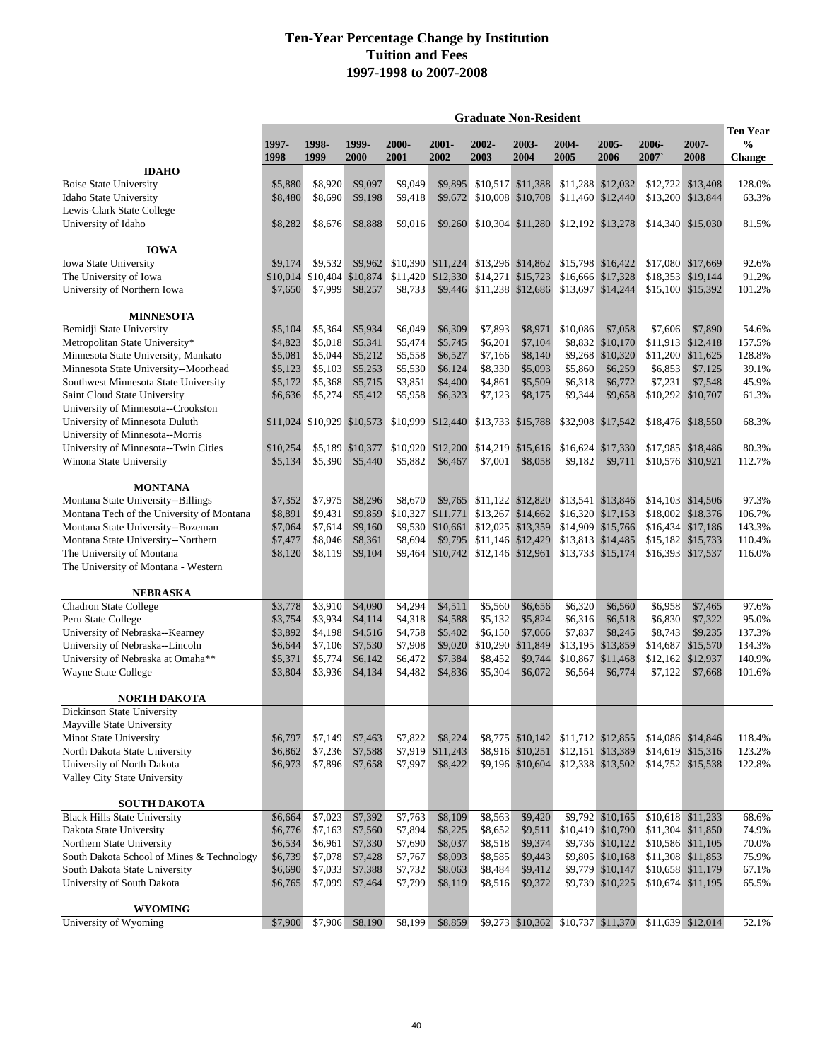# Ten-Year Percentage Change by Institution
## Tuition and Fees
## 1997-1998 to 2007-2008

| | Graduate Non-Resident | | | | | | | | | | | |
|---|---|---|---|---|---|---|---|---|---|---|---|---|
| | 1997-1998 | 1998-1999 | 1999-2000 | 2000-2001 | 2001-2002 | 2002-2003 | 2003-2004 | 2004-2005 | 2005-2006 | 2006-2007` | 2007-2008 | Ten Year % Change |
| **IDAHO** | | | | | | | | | | | | |
| Boise State University | $5,880 | $8,920 | $9,097 | $9,049 | $9,895 | $10,517 | $11,388 | $11,288 | $12,032 | $12,722 | $13,408 | 128.0% |
| Idaho State University | $8,480 | $8,690 | $9,198 | $9,418 | $9,672 | $10,008 | $10,708 | $11,460 | $12,440 | $13,200 | $13,844 | 63.3% |
| Lewis-Clark State College | | | | | | | | | | | | |
| University of Idaho | $8,282 | $8,676 | $8,888 | $9,016 | $9,260 | $10,304 | $11,280 | $12,192 | $13,278 | $14,340 | $15,030 | 81.5% |
| **IOWA** | | | | | | | | | | | | |
| Iowa State University | $9,174 | $9,532 | $9,962 | $10,390 | $11,224 | $13,296 | $14,862 | $15,798 | $16,422 | $17,080 | $17,669 | 92.6% |
| The University of Iowa | $10,014 | $10,404 | $10,874 | $11,420 | $12,330 | $14,271 | $15,723 | $16,666 | $17,328 | $18,353 | $19,144 | 91.2% |
| University of Northern Iowa | $7,650 | $7,999 | $8,257 | $8,733 | $9,446 | $11,238 | $12,686 | $13,697 | $14,244 | $15,100 | $15,392 | 101.2% |
| **MINNESOTA** | | | | | | | | | | | | |
| Bemidji State University | $5,104 | $5,364 | $5,934 | $6,049 | $6,309 | $7,893 | $8,971 | $10,086 | $7,058 | $7,606 | $7,890 | 54.6% |
| Metropolitan State University* | $4,823 | $5,018 | $5,341 | $5,474 | $5,745 | $6,201 | $7,104 | $8,832 | $10,170 | $11,913 | $12,418 | 157.5% |
| Minnesota State University, Mankato | $5,081 | $5,044 | $5,212 | $5,558 | $6,527 | $7,166 | $8,140 | $9,268 | $10,320 | $11,200 | $11,625 | 128.8% |
| Minnesota State University--Moorhead | $5,123 | $5,103 | $5,253 | $5,530 | $6,124 | $8,330 | $5,093 | $5,860 | $6,259 | $6,853 | $7,125 | 39.1% |
| Southwest Minnesota State University | $5,172 | $5,368 | $5,715 | $3,851 | $4,400 | $4,861 | $5,509 | $6,318 | $6,772 | $7,231 | $7,548 | 45.9% |
| Saint Cloud State University | $6,636 | $5,274 | $5,412 | $5,958 | $6,323 | $7,123 | $8,175 | $9,344 | $9,658 | $10,292 | $10,707 | 61.3% |
| University of Minnesota--Crookston | | | | | | | | | | | | |
| University of Minnesota Duluth | $11,024 | $10,929 | $10,573 | $10,999 | $12,440 | $13,733 | $15,788 | $32,908 | $17,542 | $18,476 | $18,550 | 68.3% |
| University of Minnesota--Morris | | | | | | | | | | | | |
| University of Minnesota--Twin Cities | $10,254 | $5,189 | $10,377 | $10,920 | $12,200 | $14,219 | $15,616 | $16,624 | $17,330 | $17,985 | $18,486 | 80.3% |
| Winona State University | $5,134 | $5,390 | $5,440 | $5,882 | $6,467 | $7,001 | $8,058 | $9,182 | $9,711 | $10,576 | $10,921 | 112.7% |
| **MONTANA** | | | | | | | | | | | | |
| Montana State University--Billings | $7,352 | $7,975 | $8,296 | $8,670 | $9,765 | $11,122 | $12,820 | $13,541 | $13,846 | $14,103 | $14,506 | 97.3% |
| Montana Tech of the University of Montana | $8,891 | $9,431 | $9,859 | $10,327 | $11,771 | $13,267 | $14,662 | $16,320 | $17,153 | $18,002 | $18,376 | 106.7% |
| Montana State University--Bozeman | $7,064 | $7,614 | $9,160 | $9,530 | $10,661 | $12,025 | $13,359 | $14,909 | $15,766 | $16,434 | $17,186 | 143.3% |
| Montana State University--Northern | $7,477 | $8,046 | $8,361 | $8,694 | $9,795 | $11,146 | $12,429 | $13,813 | $14,485 | $15,182 | $15,733 | 110.4% |
| The University of Montana | $8,120 | $8,119 | $9,104 | $9,464 | $10,742 | $12,146 | $12,961 | $13,733 | $15,174 | $16,393 | $17,537 | 116.0% |
| The University of Montana - Western | | | | | | | | | | | | |
| **NEBRASKA** | | | | | | | | | | | | |
| Chadron State College | $3,778 | $3,910 | $4,090 | $4,294 | $4,511 | $5,560 | $6,656 | $6,320 | $6,560 | $6,958 | $7,465 | 97.6% |
| Peru State College | $3,754 | $3,934 | $4,114 | $4,318 | $4,588 | $5,132 | $5,824 | $6,316 | $6,518 | $6,830 | $7,322 | 95.0% |
| University of Nebraska--Kearney | $3,892 | $4,198 | $4,516 | $4,758 | $5,402 | $6,150 | $7,066 | $7,837 | $8,245 | $8,743 | $9,235 | 137.3% |
| University of Nebraska--Lincoln | $6,644 | $7,106 | $7,530 | $7,908 | $9,020 | $10,290 | $11,849 | $13,195 | $13,859 | $14,687 | $15,570 | 134.3% |
| University of Nebraska at Omaha** | $5,371 | $5,774 | $6,142 | $6,472 | $7,384 | $8,452 | $9,744 | $10,867 | $11,468 | $12,162 | $12,937 | 140.9% |
| Wayne State College | $3,804 | $3,936 | $4,134 | $4,482 | $4,836 | $5,304 | $6,072 | $6,564 | $6,774 | $7,122 | $7,668 | 101.6% |
| **NORTH DAKOTA** | | | | | | | | | | | | |
| Dickinson State University | | | | | | | | | | | | |
| Mayville State University | | | | | | | | | | | | |
| Minot State University | $6,797 | $7,149 | $7,463 | $7,822 | $8,224 | $8,775 | $10,142 | $11,712 | $12,855 | $14,086 | $14,846 | 118.4% |
| North Dakota State University | $6,862 | $7,236 | $7,588 | $7,919 | $11,243 | $8,916 | $10,251 | $12,151 | $13,389 | $14,619 | $15,316 | 123.2% |
| University of North Dakota | $6,973 | $7,896 | $7,658 | $7,997 | $8,422 | $9,196 | $10,604 | $12,338 | $13,502 | $14,752 | $15,538 | 122.8% |
| Valley City State University | | | | | | | | | | | | |
| **SOUTH DAKOTA** | | | | | | | | | | | | |
| Black Hills State University | $6,664 | $7,023 | $7,392 | $7,763 | $8,109 | $8,563 | $9,420 | $9,792 | $10,165 | $10,618 | $11,233 | 68.6% |
| Dakota State University | $6,776 | $7,163 | $7,560 | $7,894 | $8,225 | $8,652 | $9,511 | $10,419 | $10,790 | $11,304 | $11,850 | 74.9% |
| Northern State University | $6,534 | $6,961 | $7,330 | $7,690 | $8,037 | $8,518 | $9,374 | $9,736 | $10,122 | $10,586 | $11,105 | 70.0% |
| South Dakota School of Mines & Technology | $6,739 | $7,078 | $7,428 | $7,767 | $8,093 | $8,585 | $9,443 | $9,805 | $10,168 | $11,308 | $11,853 | 75.9% |
| South Dakota State University | $6,690 | $7,033 | $7,388 | $7,732 | $8,063 | $8,484 | $9,412 | $9,779 | $10,147 | $10,658 | $11,179 | 67.1% |
| University of South Dakota | $6,765 | $7,099 | $7,464 | $7,799 | $8,119 | $8,516 | $9,372 | $9,739 | $10,225 | $10,674 | $11,195 | 65.5% |
| **WYOMING** | | | | | | | | | | | | |
| University of Wyoming | $7,900 | $7,906 | $8,190 | $8,199 | $8,859 | $9,273 | $10,362 | $10,737 | $11,370 | $11,639 | $12,014 | 52.1% |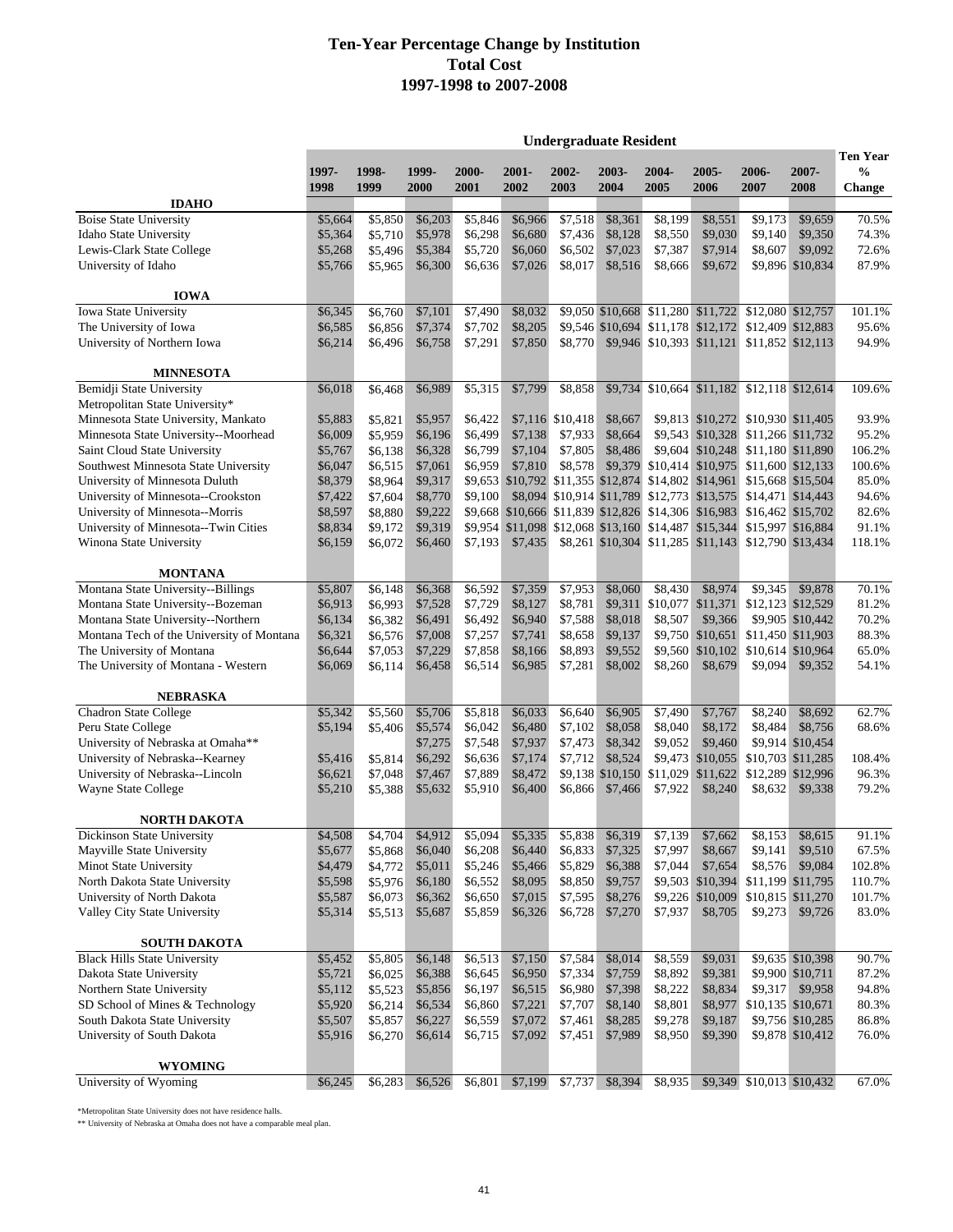# Ten-Year Percentage Change by Institution
## Total Cost
## 1997-1998 to 2007-2008

| | Undergraduate Resident | | | | | | | | | | | |
|---|---|---|---|---|---|---|---|---|---|---|---|---|
| | 1997-1998 | 1998-1999 | 1999-2000 | 2000-2001 | 2001-2002 | 2002-2003 | 2003-2004 | 2004-2005 | 2005-2006 | 2006-2007 | 2007-2008 | Ten Year % Change |
| **IDAHO** | | | | | | | | | | | | |
| Boise State University | $5,664 | $5,850 | $6,203 | $5,846 | $6,966 | $7,518 | $8,361 | $8,199 | $8,551 | $9,173 | $9,659 | 70.5% |
| Idaho State University | $5,364 | $5,710 | $5,978 | $6,298 | $6,680 | $7,436 | $8,128 | $8,550 | $9,030 | $9,140 | $9,350 | 74.3% |
| Lewis-Clark State College | $5,268 | $5,496 | $5,384 | $5,720 | $6,060 | $6,502 | $7,023 | $7,387 | $7,914 | $8,607 | $9,092 | 72.6% |
| University of Idaho | $5,766 | $5,965 | $6,300 | $6,636 | $7,026 | $8,017 | $8,516 | $8,666 | $9,672 | $9,896 | $10,834 | 87.9% |
| **IOWA** | | | | | | | | | | | | |
| Iowa State University | $6,345 | $6,760 | $7,101 | $7,490 | $8,032 | $9,050 | $10,668 | $11,280 | $11,722 | $12,080 | $12,757 | 101.1% |
| The University of Iowa | $6,585 | $6,856 | $7,374 | $7,702 | $8,205 | $9,546 | $10,694 | $11,178 | $12,172 | $12,409 | $12,883 | 95.6% |
| University of Northern Iowa | $6,214 | $6,496 | $6,758 | $7,291 | $7,850 | $8,770 | $9,946 | $10,393 | $11,121 | $11,852 | $12,113 | 94.9% |
| **MINNESOTA** | | | | | | | | | | | | |
| Bemidji State University | $6,018 | $6,468 | $6,989 | $5,315 | $7,799 | $8,858 | $9,734 | $10,664 | $11,182 | $12,118 | $12,614 | 109.6% |
| Metropolitan State University* | | | | | | | | | | | | |
| Minnesota State University, Mankato | $5,883 | $5,821 | $5,957 | $6,422 | $7,116 | $10,418 | $8,667 | $9,813 | $10,272 | $10,930 | $11,405 | 93.9% |
| Minnesota State University--Moorhead | $6,009 | $5,959 | $6,196 | $6,499 | $7,138 | $7,933 | $8,664 | $9,543 | $10,328 | $11,266 | $11,732 | 95.2% |
| Saint Cloud State University | $5,767 | $6,138 | $6,328 | $6,799 | $7,104 | $7,805 | $8,486 | $9,604 | $10,248 | $11,180 | $11,890 | 106.2% |
| Southwest Minnesota State University | $6,047 | $6,515 | $7,061 | $6,959 | $7,810 | $8,578 | $9,379 | $10,414 | $10,975 | $11,600 | $12,133 | 100.6% |
| University of Minnesota Duluth | $8,379 | $8,964 | $9,317 | $9,653 | $10,792 | $11,355 | $12,874 | $14,802 | $14,961 | $15,668 | $15,504 | 85.0% |
| University of Minnesota--Crookston | $7,422 | $7,604 | $8,770 | $9,100 | $8,094 | $10,914 | $11,789 | $12,773 | $13,575 | $14,471 | $14,443 | 94.6% |
| University of Minnesota--Morris | $8,597 | $8,880 | $9,222 | $9,668 | $10,666 | $11,839 | $12,826 | $14,306 | $16,983 | $16,462 | $15,702 | 82.6% |
| University of Minnesota--Twin Cities | $8,834 | $9,172 | $9,319 | $9,954 | $11,098 | $12,068 | $13,160 | $14,487 | $15,344 | $15,997 | $16,884 | 91.1% |
| Winona State University | $6,159 | $6,072 | $6,460 | $7,193 | $7,435 | $8,261 | $10,304 | $11,285 | $11,143 | $12,790 | $13,434 | 118.1% |
| **MONTANA** | | | | | | | | | | | | |
| Montana State University--Billings | $5,807 | $6,148 | $6,368 | $6,592 | $7,359 | $7,953 | $8,060 | $8,430 | $8,974 | $9,345 | $9,878 | 70.1% |
| Montana State University--Bozeman | $6,913 | $6,993 | $7,528 | $7,729 | $8,127 | $8,781 | $9,311 | $10,077 | $11,371 | $12,123 | $12,529 | 81.2% |
| Montana State University--Northern | $6,134 | $6,382 | $6,491 | $6,492 | $6,940 | $7,588 | $8,018 | $8,507 | $9,366 | $9,905 | $10,442 | 70.2% |
| Montana Tech of the University of Montana | $6,321 | $6,576 | $7,008 | $7,257 | $7,741 | $8,658 | $9,137 | $9,750 | $10,651 | $11,450 | $11,903 | 88.3% |
| The University of Montana | $6,644 | $7,053 | $7,229 | $7,858 | $8,166 | $8,893 | $9,552 | $9,560 | $10,102 | $10,614 | $10,964 | 65.0% |
| The University of Montana - Western | $6,069 | $6,114 | $6,458 | $6,514 | $6,985 | $7,281 | $8,002 | $8,260 | $8,679 | $9,094 | $9,352 | 54.1% |
| **NEBRASKA** | | | | | | | | | | | | |
| Chadron State College | $5,342 | $5,560 | $5,706 | $5,818 | $6,033 | $6,640 | $6,905 | $7,490 | $7,767 | $8,240 | $8,692 | 62.7% |
| Peru State College | $5,194 | $5,406 | $5,574 | $6,042 | $6,480 | $7,102 | $8,058 | $8,040 | $8,172 | $8,484 | $8,756 | 68.6% |
| University of Nebraska at Omaha** | | | $7,275 | $7,548 | $7,937 | $7,473 | $8,342 | $9,052 | $9,460 | $9,914 | $10,454 | |
| University of Nebraska--Kearney | $5,416 | $5,814 | $6,292 | $6,636 | $7,174 | $7,712 | $8,524 | $9,473 | $10,055 | $10,703 | $11,285 | 108.4% |
| University of Nebraska--Lincoln | $6,621 | $7,048 | $7,467 | $7,889 | $8,472 | $9,138 | $10,150 | $11,029 | $11,622 | $12,289 | $12,996 | 96.3% |
| Wayne State College | $5,210 | $5,388 | $5,632 | $5,910 | $6,400 | $6,866 | $7,466 | $7,922 | $8,240 | $8,632 | $9,338 | 79.2% |
| **NORTH DAKOTA** | | | | | | | | | | | | |
| Dickinson State University | $4,508 | $4,704 | $4,912 | $5,094 | $5,335 | $5,838 | $6,319 | $7,139 | $7,662 | $8,153 | $8,615 | 91.1% |
| Mayville State University | $5,677 | $5,868 | $6,040 | $6,208 | $6,440 | $6,833 | $7,325 | $7,997 | $8,667 | $9,141 | $9,510 | 67.5% |
| Minot State University | $4,479 | $4,772 | $5,011 | $5,246 | $5,466 | $5,829 | $6,388 | $7,044 | $7,654 | $8,576 | $9,084 | 102.8% |
| North Dakota State University | $5,598 | $5,976 | $6,180 | $6,552 | $8,095 | $8,850 | $9,757 | $9,503 | $10,394 | $11,199 | $11,795 | 110.7% |
| University of North Dakota | $5,587 | $6,073 | $6,362 | $6,650 | $7,015 | $7,595 | $8,276 | $9,226 | $10,009 | $10,815 | $11,270 | 101.7% |
| Valley City State University | $5,314 | $5,513 | $5,687 | $5,859 | $6,326 | $6,728 | $7,270 | $7,937 | $8,705 | $9,273 | $9,726 | 83.0% |
| **SOUTH DAKOTA** | | | | | | | | | | | | |
| Black Hills State University | $5,452 | $5,805 | $6,148 | $6,513 | $7,150 | $7,584 | $8,014 | $8,559 | $9,031 | $9,635 | $10,398 | 90.7% |
| Dakota State University | $5,721 | $6,025 | $6,388 | $6,645 | $6,950 | $7,334 | $7,759 | $8,892 | $9,381 | $9,900 | $10,711 | 87.2% |
| Northern State University | $5,112 | $5,523 | $5,856 | $6,197 | $6,515 | $6,980 | $7,398 | $8,222 | $8,834 | $9,317 | $9,958 | 94.8% |
| SD School of Mines & Technology | $5,920 | $6,214 | $6,534 | $6,860 | $7,221 | $7,707 | $8,140 | $8,801 | $8,977 | $10,135 | $10,671 | 80.3% |
| South Dakota State University | $5,507 | $5,857 | $6,227 | $6,559 | $7,072 | $7,461 | $8,285 | $9,278 | $9,187 | $9,756 | $10,285 | 86.8% |
| University of South Dakota | $5,916 | $6,270 | $6,614 | $6,715 | $7,092 | $7,451 | $7,989 | $8,950 | $9,390 | $9,878 | $10,412 | 76.0% |
| **WYOMING** | | | | | | | | | | | | |
| University of Wyoming | $6,245 | $6,283 | $6,526 | $6,801 | $7,199 | $7,737 | $8,394 | $8,935 | $9,349 | $10,013 | $10,432 | 67.0% |

*Metropolitan State University does not have residence halls.

** University of Nebraska at Omaha does not have a comparable meal plan.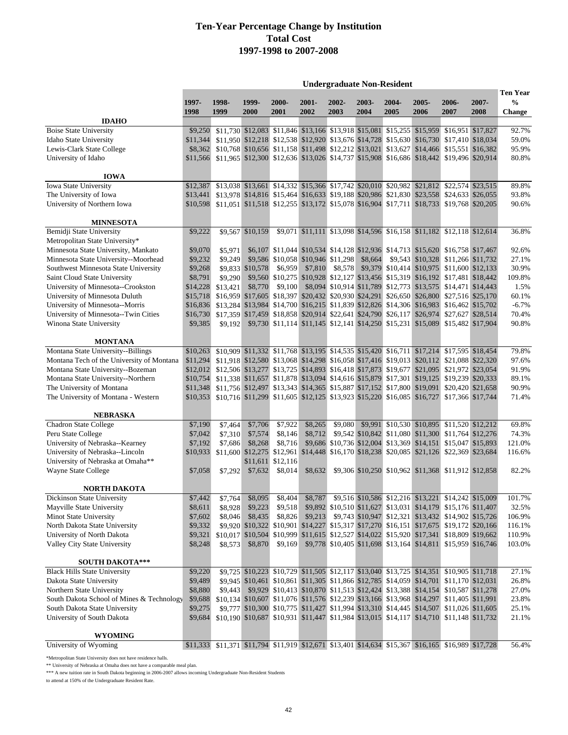# Ten-Year Percentage Change by Institution
## Total Cost
## 1997-1998 to 2007-2008

**Undergraduate Non-Resident**

| | 1997-1998 | 1998-1999 | 1999-2000 | 2000-2001 | 2001-2002 | 2002-2003 | 2003-2004 | 2004-2005 | 2005-2006 | 2006-2007 | 2007-2008 | Ten Year % Change |
|---|---|---|---|---|---|---|---|---|---|---|---|---|
| **IDAHO** | | | | | | | | | | | | |
| Boise State University | $9,250 | $11,730 | $12,083 | $11,846 | $13,166 | $13,918 | $15,081 | $15,255 | $15,959 | $16,951 | $17,827 | 92.7% |
| Idaho State University | $11,344 | $11,950 | $12,218 | $12,538 | $12,920 | $13,676 | $14,728 | $15,630 | $16,730 | $17,410 | $18,034 | 59.0% |
| Lewis-Clark State College | $8,362 | $10,768 | $10,656 | $11,158 | $11,498 | $12,212 | $13,021 | $13,627 | $14,466 | $15,551 | $16,382 | 95.9% |
| University of Idaho | $11,566 | $11,965 | $12,300 | $12,636 | $13,026 | $14,737 | $15,908 | $16,686 | $18,442 | $19,496 | $20,914 | 80.8% |
| **IOWA** | | | | | | | | | | | | |
| Iowa State University | $12,387 | $13,038 | $13,661 | $14,332 | $15,366 | $17,742 | $20,010 | $20,982 | $21,812 | $22,574 | $23,515 | 89.8% |
| The University of Iowa | $13,441 | $13,978 | $14,816 | $15,464 | $16,633 | $19,188 | $20,986 | $21,830 | $23,558 | $24,633 | $26,055 | 93.8% |
| University of Northern Iowa | $10,598 | $11,051 | $11,518 | $12,255 | $13,172 | $15,078 | $16,904 | $17,711 | $18,733 | $19,768 | $20,205 | 90.6% |
| **MINNESOTA** | | | | | | | | | | | | |
| Bemidji State University | $9,222 | $9,567 | $10,159 | $9,071 | $11,111 | $13,098 | $14,596 | $16,158 | $11,182 | $12,118 | $12,614 | 36.8% |
| Metropolitan State University* | | | | | | | | | | | | |
| Minnesota State University, Mankato | $9,070 | $5,971 | $6,107 | $11,044 | $10,534 | $14,128 | $12,936 | $14,713 | $15,620 | $16,758 | $17,467 | 92.6% |
| Minnesota State University--Moorhead | $9,232 | $9,249 | $9,586 | $10,058 | $10,946 | $11,298 | $8,664 | $9,543 | $10,328 | $11,266 | $11,732 | 27.1% |
| Southwest Minnesota State University | $9,268 | $9,833 | $10,578 | $6,959 | $7,810 | $8,578 | $9,379 | $10,414 | $10,975 | $11,600 | $12,133 | 30.9% |
| Saint Cloud State University | $8,791 | $9,290 | $9,560 | $10,275 | $10,928 | $12,127 | $13,456 | $15,319 | $16,192 | $17,481 | $18,442 | 109.8% |
| University of Minnesota--Crookston | $14,228 | $13,421 | $8,770 | $9,100 | $8,094 | $10,914 | $11,789 | $12,773 | $13,575 | $14,471 | $14,443 | 1.5% |
| University of Minnesota Duluth | $15,718 | $16,959 | $17,605 | $18,397 | $20,432 | $20,930 | $24,291 | $26,650 | $26,800 | $27,516 | $25,170 | 60.1% |
| University of Minnesota--Morris | $16,836 | $13,284 | $13,984 | $14,700 | $16,215 | $11,839 | $12,826 | $14,306 | $16,983 | $16,462 | $15,702 | -6.7% |
| University of Minnesota--Twin Cities | $16,730 | $17,359 | $17,459 | $18,858 | $20,914 | $22,641 | $24,790 | $26,117 | $26,974 | $27,627 | $28,514 | 70.4% |
| Winona State University | $9,385 | $9,192 | $9,730 | $11,114 | $11,145 | $12,141 | $14,250 | $15,231 | $15,089 | $15,482 | $17,904 | 90.8% |
| **MONTANA** | | | | | | | | | | | | |
| Montana State University--Billings | $10,263 | $10,909 | $11,332 | $11,768 | $13,195 | $14,535 | $15,420 | $16,711 | $17,214 | $17,595 | $18,454 | 79.8% |
| Montana Tech of the University of Montana | $11,294 | $11,918 | $12,580 | $13,068 | $14,298 | $16,058 | $17,416 | $19,013 | $20,112 | $21,088 | $22,320 | 97.6% |
| Montana State University--Bozeman | $12,012 | $12,506 | $13,277 | $13,725 | $14,893 | $16,418 | $17,873 | $19,677 | $21,095 | $21,972 | $23,054 | 91.9% |
| Montana State University--Northern | $10,754 | $11,338 | $11,657 | $11,878 | $13,094 | $14,616 | $15,879 | $17,301 | $19,125 | $19,239 | $20,333 | 89.1% |
| The University of Montana | $11,348 | $11,756 | $12,497 | $13,343 | $14,365 | $15,887 | $17,152 | $17,800 | $19,091 | $20,420 | $21,658 | 90.9% |
| The University of Montana - Western | $10,353 | $10,716 | $11,299 | $11,605 | $12,125 | $13,923 | $15,220 | $16,085 | $16,727 | $17,366 | $17,744 | 71.4% |
| **NEBRASKA** | | | | | | | | | | | | |
| Chadron State College | $7,190 | $7,464 | $7,706 | $7,922 | $8,265 | $9,080 | $9,991 | $10,530 | $10,895 | $11,520 | $12,212 | 69.8% |
| Peru State College | $7,042 | $7,310 | $7,574 | $8,146 | $8,712 | $9,542 | $10,842 | $11,080 | $11,300 | $11,764 | $12,276 | 74.3% |
| University of Nebraska--Kearney | $7,192 | $7,686 | $8,268 | $8,716 | $9,686 | $10,736 | $12,004 | $13,369 | $14,151 | $15,047 | $15,893 | 121.0% |
| University of Nebraska--Lincoln | $10,933 | $11,600 | $12,275 | $12,961 | $14,448 | $16,170 | $18,238 | $20,085 | $21,126 | $22,369 | $23,684 | 116.6% |
| University of Nebraska at Omaha** | | | $11,611 | $12,116 | | | | | | | | |
| Wayne State College | $7,058 | $7,292 | $7,632 | $8,014 | $8,632 | $9,306 | $10,250 | $10,962 | $11,368 | $11,912 | $12,858 | 82.2% |
| **NORTH DAKOTA** | | | | | | | | | | | | |
| Dickinson State University | $7,442 | $7,764 | $8,095 | $8,404 | $8,787 | $9,516 | $10,586 | $12,216 | $13,221 | $14,242 | $15,009 | 101.7% |
| Mayville State University | $8,611 | $8,928 | $9,223 | $9,518 | $9,892 | $10,510 | $11,627 | $13,031 | $14,179 | $15,176 | $11,407 | 32.5% |
| Minot State University | $7,602 | $8,046 | $8,435 | $8,826 | $9,213 | $9,743 | $10,947 | $12,321 | $13,432 | $14,902 | $15,726 | 106.9% |
| North Dakota State University | $9,332 | $9,920 | $10,322 | $10,901 | $14,227 | $15,317 | $17,270 | $16,151 | $17,675 | $19,172 | $20,166 | 116.1% |
| University of North Dakota | $9,321 | $10,017 | $10,504 | $10,999 | $11,615 | $12,527 | $14,022 | $15,920 | $17,341 | $18,809 | $19,662 | 110.9% |
| Valley City State University | $8,248 | $8,573 | $8,870 | $9,169 | $9,778 | $10,405 | $11,698 | $13,164 | $14,811 | $15,959 | $16,746 | 103.0% |
| **SOUTH DAKOTA*** ** | | | | | | | | | | | | |
| Black Hills State University | $9,220 | $9,725 | $10,223 | $10,729 | $11,505 | $12,117 | $13,040 | $13,725 | $14,351 | $10,905 | $11,718 | 27.1% |
| Dakota State University | $9,489 | $9,945 | $10,461 | $10,861 | $11,305 | $11,866 | $12,785 | $14,059 | $14,701 | $11,170 | $12,021 | 26.8% |
| Northern State University | $8,880 | $9,443 | $9,929 | $10,413 | $10,870 | $11,513 | $12,424 | $13,388 | $14,154 | $10,587 | $11,278 | 27.0% |
| South Dakota School of Mines & Technology | $9,688 | $10,134 | $10,607 | $11,076 | $11,576 | $12,239 | $13,166 | $13,968 | $14,297 | $11,405 | $11,991 | 23.8% |
| South Dakota State University | $9,275 | $9,777 | $10,300 | $10,775 | $11,427 | $11,994 | $13,310 | $14,445 | $14,507 | $11,026 | $11,605 | 25.1% |
| University of South Dakota | $9,684 | $10,190 | $10,687 | $10,931 | $11,447 | $11,984 | $13,015 | $14,117 | $14,710 | $11,148 | $11,732 | 21.1% |
| **WYOMING** | | | | | | | | | | | | |
| University of Wyoming | $11,333 | $11,371 | $11,794 | $11,919 | $12,671 | $13,401 | $14,634 | $15,367 | $16,165 | $16,989 | $17,728 | 56.4% |

*Metropolitan State University does not have residence halls.

** University of Nebraska at Omaha does not have a comparable meal plan.

*** A new tuition rate in South Dakota beginning in 2006-2007 allows incoming Undergraduate Non-Resident Students to attend at 150% of the Undergraduate Resident Rate.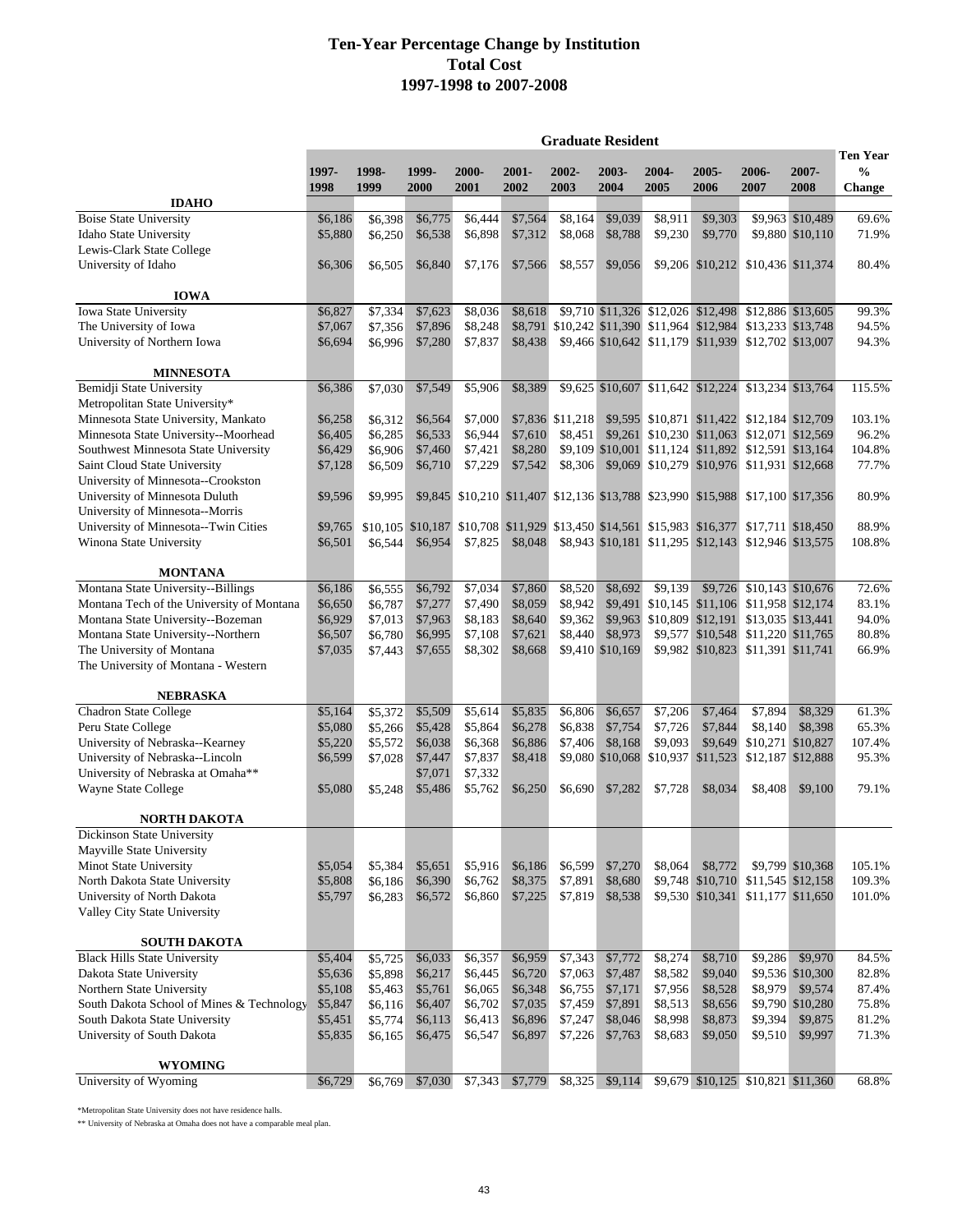# Ten-Year Percentage Change by Institution
## Total Cost
## 1997-1998 to 2007-2008

| | Graduate Resident | | | | | | | | | | | |
|---|---|---|---|---|---|---|---|---|---|---|---|---|
| | 1997-1998 | 1998-1999 | 1999-2000 | 2000-2001 | 2001-2002 | 2002-2003 | 2003-2004 | 2004-2005 | 2005-2006 | 2006-2007 | 2007-2008 | Ten Year % Change |
| **IDAHO** | | | | | | | | | | | | |
| Boise State University | $6,186 | $6,398 | $6,775 | $6,444 | $7,564 | $8,164 | $9,039 | $8,911 | $9,303 | $9,963 | $10,489 | 69.6% |
| Idaho State University | $5,880 | $6,250 | $6,538 | $6,898 | $7,312 | $8,068 | $8,788 | $9,230 | $9,770 | $9,880 | $10,110 | 71.9% |
| Lewis-Clark State College | | | | | | | | | | | | |
| University of Idaho | $6,306 | $6,505 | $6,840 | $7,176 | $7,566 | $8,557 | $9,056 | $9,206 | $10,212 | $10,436 | $11,374 | 80.4% |
| **IOWA** | | | | | | | | | | | | |
| Iowa State University | $6,827 | $7,334 | $7,623 | $8,036 | $8,618 | $9,710 | $11,326 | $12,026 | $12,498 | $12,886 | $13,605 | 99.3% |
| The University of Iowa | $7,067 | $7,356 | $7,896 | $8,248 | $8,791 | $10,242 | $11,390 | $11,964 | $12,984 | $13,233 | $13,748 | 94.5% |
| University of Northern Iowa | $6,694 | $6,996 | $7,280 | $7,837 | $8,438 | $9,466 | $10,642 | $11,179 | $11,939 | $12,702 | $13,007 | 94.3% |
| **MINNESOTA** | | | | | | | | | | | | |
| Bemidji State University | $6,386 | $7,030 | $7,549 | $5,906 | $8,389 | $9,625 | $10,607 | $11,642 | $12,224 | $13,234 | $13,764 | 115.5% |
| Metropolitan State University* | | | | | | | | | | | | |
| Minnesota State University, Mankato | $6,258 | $6,312 | $6,564 | $7,000 | $7,836 | $11,218 | $9,595 | $10,871 | $11,422 | $12,184 | $12,709 | 103.1% |
| Minnesota State University--Moorhead | $6,405 | $6,285 | $6,533 | $6,944 | $7,610 | $8,451 | $9,261 | $10,230 | $11,063 | $12,071 | $12,569 | 96.2% |
| Southwest Minnesota State University | $6,429 | $6,906 | $7,460 | $7,421 | $8,280 | $9,109 | $10,001 | $11,124 | $11,892 | $12,591 | $13,164 | 104.8% |
| Saint Cloud State University | $7,128 | $6,509 | $6,710 | $7,229 | $7,542 | $8,306 | $9,069 | $10,279 | $10,976 | $11,931 | $12,668 | 77.7% |
| University of Minnesota--Crookston | | | | | | | | | | | | |
| University of Minnesota Duluth | $9,596 | $9,995 | $9,845 | $10,210 | $11,407 | $12,136 | $13,788 | $23,990 | $15,988 | $17,100 | $17,356 | 80.9% |
| University of Minnesota--Morris | | | | | | | | | | | | |
| University of Minnesota--Twin Cities | $9,765 | $10,105 | $10,187 | $10,708 | $11,929 | $13,450 | $14,561 | $15,983 | $16,377 | $17,711 | $18,450 | 88.9% |
| Winona State University | $6,501 | $6,544 | $6,954 | $7,825 | $8,048 | $8,943 | $10,181 | $11,295 | $12,143 | $12,946 | $13,575 | 108.8% |
| **MONTANA** | | | | | | | | | | | | |
| Montana State University--Billings | $6,186 | $6,555 | $6,792 | $7,034 | $7,860 | $8,520 | $8,692 | $9,139 | $9,726 | $10,143 | $10,676 | 72.6% |
| Montana Tech of the University of Montana | $6,650 | $6,787 | $7,277 | $7,490 | $8,059 | $8,942 | $9,491 | $10,145 | $11,106 | $11,958 | $12,174 | 83.1% |
| Montana State University--Bozeman | $6,929 | $7,013 | $7,963 | $8,183 | $8,640 | $9,362 | $9,963 | $10,809 | $12,191 | $13,035 | $13,441 | 94.0% |
| Montana State University--Northern | $6,507 | $6,780 | $6,995 | $7,108 | $7,621 | $8,440 | $8,973 | $9,577 | $10,548 | $11,220 | $11,765 | 80.8% |
| The University of Montana | $7,035 | $7,443 | $7,655 | $8,302 | $8,668 | $9,410 | $10,169 | $9,982 | $10,823 | $11,391 | $11,741 | 66.9% |
| The University of Montana - Western | | | | | | | | | | | | |
| **NEBRASKA** | | | | | | | | | | | | |
| Chadron State College | $5,164 | $5,372 | $5,509 | $5,614 | $5,835 | $6,806 | $6,657 | $7,206 | $7,464 | $7,894 | $8,329 | 61.3% |
| Peru State College | $5,080 | $5,266 | $5,428 | $5,864 | $6,278 | $6,838 | $7,754 | $7,726 | $7,844 | $8,140 | $8,398 | 65.3% |
| University of Nebraska--Kearney | $5,220 | $5,572 | $6,038 | $6,368 | $6,886 | $7,406 | $8,168 | $9,093 | $9,649 | $10,271 | $10,827 | 107.4% |
| University of Nebraska--Lincoln | $6,599 | $7,028 | $7,447 | $7,837 | $8,418 | $9,080 | $10,068 | $10,937 | $11,523 | $12,187 | $12,888 | 95.3% |
| University of Nebraska at Omaha** | | | $7,071 | $7,332 | | | | | | | | |
| Wayne State College | $5,080 | $5,248 | $5,486 | $5,762 | $6,250 | $6,690 | $7,282 | $7,728 | $8,034 | $8,408 | $9,100 | 79.1% |
| **NORTH DAKOTA** | | | | | | | | | | | | |
| Dickinson State University | | | | | | | | | | | | |
| Mayville State University | | | | | | | | | | | | |
| Minot State University | $5,054 | $5,384 | $5,651 | $5,916 | $6,186 | $6,599 | $7,270 | $8,064 | $8,772 | $9,799 | $10,368 | 105.1% |
| North Dakota State University | $5,808 | $6,186 | $6,390 | $6,762 | $8,375 | $7,891 | $8,680 | $9,748 | $10,710 | $11,545 | $12,158 | 109.3% |
| University of North Dakota | $5,797 | $6,283 | $6,572 | $6,860 | $7,225 | $7,819 | $8,538 | $9,530 | $10,341 | $11,177 | $11,650 | 101.0% |
| Valley City State University | | | | | | | | | | | | |
| **SOUTH DAKOTA** | | | | | | | | | | | | |
| Black Hills State University | $5,404 | $5,725 | $6,033 | $6,357 | $6,959 | $7,343 | $7,772 | $8,274 | $8,710 | $9,286 | $9,970 | 84.5% |
| Dakota State University | $5,636 | $5,898 | $6,217 | $6,445 | $6,720 | $7,063 | $7,487 | $8,582 | $9,040 | $9,536 | $10,300 | 82.8% |
| Northern State University | $5,108 | $5,463 | $5,761 | $6,065 | $6,348 | $6,755 | $7,171 | $7,956 | $8,528 | $8,979 | $9,574 | 87.4% |
| South Dakota School of Mines & Technology | $5,847 | $6,116 | $6,407 | $6,702 | $7,035 | $7,459 | $7,891 | $8,513 | $8,656 | $9,790 | $10,280 | 75.8% |
| South Dakota State University | $5,451 | $5,774 | $6,113 | $6,413 | $6,896 | $7,247 | $8,046 | $8,998 | $8,873 | $9,394 | $9,875 | 81.2% |
| University of South Dakota | $5,835 | $6,165 | $6,475 | $6,547 | $6,897 | $7,226 | $7,763 | $8,683 | $9,050 | $9,510 | $9,997 | 71.3% |
| **WYOMING** | | | | | | | | | | | | |
| University of Wyoming | $6,729 | $6,769 | $7,030 | $7,343 | $7,779 | $8,325 | $9,114 | $9,679 | $10,125 | $10,821 | $11,360 | 68.8% |

*Metropolitan State University does not have residence halls.

** University of Nebraska at Omaha does not have a comparable meal plan.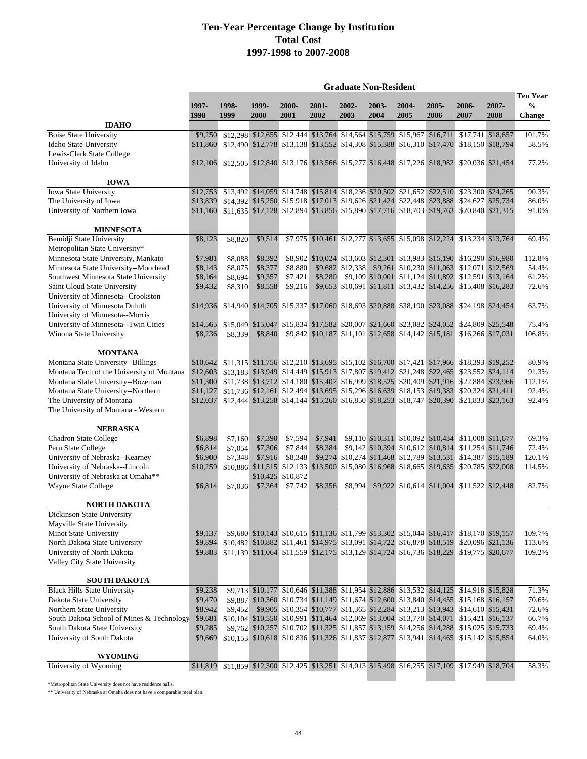# Ten-Year Percentage Change by Institution
## Total Cost
## 1997-1998 to 2007-2008

**Graduate Non-Resident**

| | 1997-1998 | 1998-1999 | 1999-2000 | 2000-2001 | 2001-2002 | 2002-2003 | 2003-2004 | 2004-2005 | 2005-2006 | 2006-2007 | 2007-2008 | Ten Year % Change |
|---|---|---|---|---|---|---|---|---|---|---|---|---|
| **IDAHO** | | | | | | | | | | | | |
| Boise State University | $9,250 | $12,298 | $12,655 | $12,444 | $13,764 | $14,564 | $15,759 | $15,967 | $16,711 | $17,741 | $18,657 | 101.7% |
| Idaho State University | $11,860 | $12,490 | $12,778 | $13,138 | $13,552 | $14,308 | $15,388 | $16,310 | $17,470 | $18,150 | $18,794 | 58.5% |
| Lewis-Clark State College | | | | | | | | | | | | |
| University of Idaho | $12,106 | $12,505 | $12,840 | $13,176 | $13,566 | $15,277 | $16,448 | $17,226 | $18,982 | $20,036 | $21,454 | 77.2% |
| **IOWA** | | | | | | | | | | | | |
| Iowa State University | $12,753 | $13,492 | $14,059 | $14,748 | $15,814 | $18,236 | $20,502 | $21,652 | $22,510 | $23,300 | $24,265 | 90.3% |
| The University of Iowa | $13,839 | $14,392 | $15,250 | $15,918 | $17,013 | $19,626 | $21,424 | $22,448 | $23,888 | $24,627 | $25,734 | 86.0% |
| University of Northern Iowa | $11,160 | $11,635 | $12,128 | $12,894 | $13,856 | $15,890 | $17,716 | $18,703 | $19,763 | $20,840 | $21,315 | 91.0% |
| **MINNESOTA** | | | | | | | | | | | | |
| Bemidji State University | $8,123 | $8,820 | $9,514 | $7,975 | $10,461 | $12,277 | $13,655 | $15,098 | $12,224 | $13,234 | $13,764 | 69.4% |
| Metropolitan State University* | | | | | | | | | | | | |
| Minnesota State University, Mankato | $7,981 | $8,088 | $8,392 | $8,902 | $10,024 | $13,603 | $12,301 | $13,983 | $15,190 | $16,290 | $16,980 | 112.8% |
| Minnesota State University--Moorhead | $8,143 | $8,075 | $8,377 | $8,880 | $9,682 | $12,338 | $9,261 | $10,230 | $11,063 | $12,071 | $12,569 | 54.4% |
| Southwest Minnesota State University | $8,164 | $8,694 | $9,357 | $7,421 | $8,280 | $9,109 | $10,001 | $11,124 | $11,892 | $12,591 | $13,164 | 61.2% |
| Saint Cloud State University | $9,432 | $8,310 | $8,558 | $9,216 | $9,653 | $10,691 | $11,811 | $13,432 | $14,256 | $15,408 | $16,283 | 72.6% |
| University of Minnesota--Crookston | | | | | | | | | | | | |
| University of Minnesota Duluth | $14,936 | $14,940 | $14,705 | $15,337 | $17,060 | $18,693 | $20,888 | $38,190 | $23,088 | $24,198 | $24,454 | 63.7% |
| University of Minnesota--Morris | | | | | | | | | | | | |
| University of Minnesota--Twin Cities | $14,565 | $15,049 | $15,047 | $15,834 | $17,582 | $20,007 | $21,660 | $23,082 | $24,052 | $24,809 | $25,548 | 75.4% |
| Winona State University | $8,236 | $8,339 | $8,840 | $9,842 | $10,187 | $11,101 | $12,658 | $14,142 | $15,181 | $16,266 | $17,031 | 106.8% |
| **MONTANA** | | | | | | | | | | | | |
| Montana State University--Billings | $10,642 | $11,315 | $11,756 | $12,210 | $13,695 | $15,102 | $16,700 | $17,421 | $17,966 | $18,393 | $19,252 | 80.9% |
| Montana Tech of the University of Montana | $12,603 | $13,183 | $13,949 | $14,449 | $15,913 | $17,807 | $19,412 | $21,248 | $22,465 | $23,552 | $24,114 | 91.3% |
| Montana State University--Bozeman | $11,300 | $11,738 | $13,712 | $14,180 | $15,407 | $16,999 | $18,525 | $20,409 | $21,916 | $22,884 | $23,966 | 112.1% |
| Montana State University--Northern | $11,127 | $11,736 | $12,161 | $12,494 | $13,695 | $15,296 | $16,639 | $18,153 | $19,383 | $20,324 | $21,411 | 92.4% |
| The University of Montana | $12,037 | $12,444 | $13,258 | $14,144 | $15,260 | $16,850 | $18,253 | $18,747 | $20,390 | $21,833 | $23,163 | 92.4% |
| The University of Montana - Western | | | | | | | | | | | | |
| **NEBRASKA** | | | | | | | | | | | | |
| Chadron State College | $6,898 | $7,160 | $7,390 | $7,594 | $7,941 | $9,110 | $10,311 | $10,092 | $10,434 | $11,008 | $11,677 | 69.3% |
| Peru State College | $6,814 | $7,054 | $7,306 | $7,844 | $8,384 | $9,142 | $10,394 | $10,612 | $10,814 | $11,254 | $11,746 | 72.4% |
| University of Nebraska--Kearney | $6,900 | $7,348 | $7,916 | $8,348 | $9,274 | $10,274 | $11,468 | $12,789 | $13,531 | $14,387 | $15,189 | 120.1% |
| University of Nebraska--Lincoln | $10,259 | $10,886 | $11,515 | $12,133 | $13,500 | $15,080 | $16,968 | $18,665 | $19,635 | $20,785 | $22,008 | 114.5% |
| University of Nebraska at Omaha** | | | $10,425 | $10,872 | | | | | | | | |
| Wayne State College | $6,814 | $7,036 | $7,364 | $7,742 | $8,356 | $8,994 | $9,922 | $10,614 | $11,004 | $11,522 | $12,448 | 82.7% |
| **NORTH DAKOTA** | | | | | | | | | | | | |
| Dickinson State University | | | | | | | | | | | | |
| Mayville State University | | | | | | | | | | | | |
| Minot State University | $9,137 | $9,680 | $10,143 | $10,615 | $11,136 | $11,799 | $13,302 | $15,044 | $16,417 | $18,170 | $19,157 | 109.7% |
| North Dakota State University | $9,894 | $10,482 | $10,882 | $11,461 | $14,975 | $13,091 | $14,722 | $16,878 | $18,519 | $20,096 | $21,136 | 113.6% |
| University of North Dakota | $9,883 | $11,139 | $11,064 | $11,559 | $12,175 | $13,129 | $14,724 | $16,736 | $18,229 | $19,775 | $20,677 | 109.2% |
| Valley City State University | | | | | | | | | | | | |
| **SOUTH DAKOTA** | | | | | | | | | | | | |
| Black Hills State University | $9,238 | $9,713 | $10,177 | $10,646 | $11,388 | $11,954 | $12,886 | $13,532 | $14,125 | $14,918 | $15,828 | 71.3% |
| Dakota State University | $9,470 | $9,887 | $10,360 | $10,734 | $11,149 | $11,674 | $12,600 | $13,840 | $14,455 | $15,168 | $16,157 | 70.6% |
| Northern State University | $8,942 | $9,452 | $9,905 | $10,354 | $10,777 | $11,365 | $12,284 | $13,213 | $13,943 | $14,610 | $15,431 | 72.6% |
| South Dakota School of Mines & Technology | $9,681 | $10,104 | $10,550 | $10,991 | $11,464 | $12,069 | $13,004 | $13,770 | $14,071 | $15,421 | $16,137 | 66.7% |
| South Dakota State University | $9,285 | $9,762 | $10,257 | $10,702 | $11,325 | $11,857 | $13,159 | $14,256 | $14,288 | $15,025 | $15,733 | 69.4% |
| University of South Dakota | $9,669 | $10,153 | $10,618 | $10,836 | $11,326 | $11,837 | $12,877 | $13,941 | $14,465 | $15,142 | $15,854 | 64.0% |
| **WYOMING** | | | | | | | | | | | | |
| University of Wyoming | $11,819 | $11,859 | $12,300 | $12,425 | $13,251 | $14,013 | $15,498 | $16,255 | $17,109 | $17,949 | $18,704 | 58.3% |

*Metropolitan State University does not have residence halls.

** University of Nebraska at Omaha does not have a comparable meal plan.